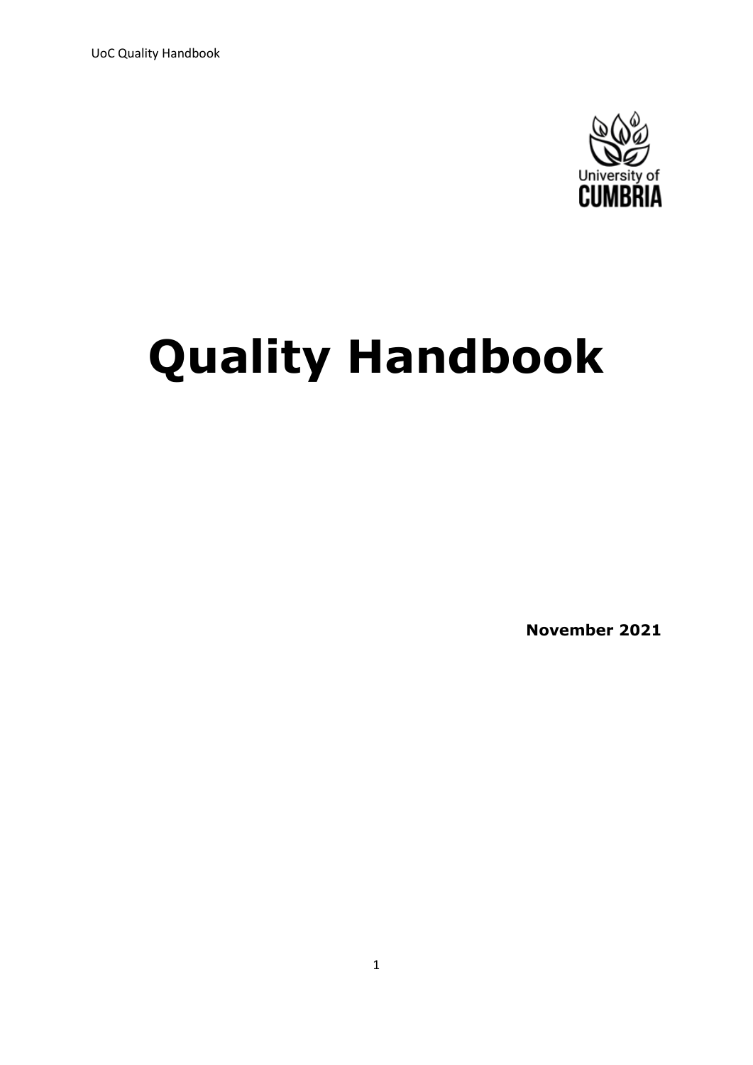# Quality Handbook

**November 2021**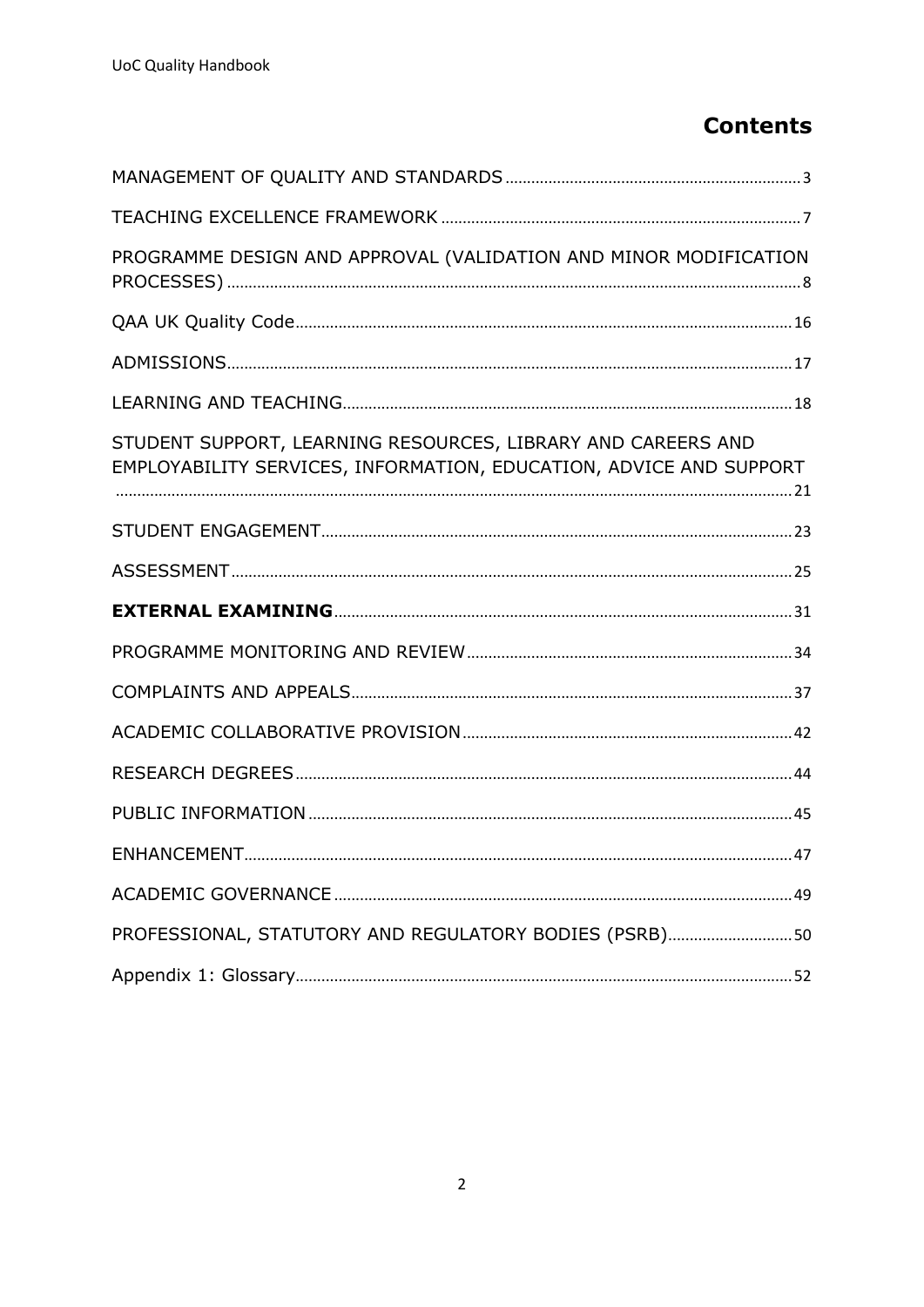# Contents

MANAGEMENT OF QUALITY AND STANDARDS ........ 3

TEACHING EXCELLENCE FRAMEWORK ........ 7

PROGRAMME DESIGN AND APPROVAL (VALIDATION AND MINOR MODIFICATION PROCESSES) ........ 8

QAA UK Quality Code ........ 16

ADMISSIONS ........ 17

LEARNING AND TEACHING ........ 18

STUDENT SUPPORT, LEARNING RESOURCES, LIBRARY AND CAREERS AND EMPLOYABILITY SERVICES, INFORMATION, EDUCATION, ADVICE AND SUPPORT ........ 21

STUDENT ENGAGEMENT ........ 23

ASSESSMENT ........ 25

**EXTERNAL EXAMINING** ........ 31

PROGRAMME MONITORING AND REVIEW ........ 34

COMPLAINTS AND APPEALS ........ 37

ACADEMIC COLLABORATIVE PROVISION ........ 42

RESEARCH DEGREES ........ 44

PUBLIC INFORMATION ........ 45

ENHANCEMENT ........ 47

ACADEMIC GOVERNANCE ........ 49

PROFESSIONAL, STATUTORY AND REGULATORY BODIES (PSRB) ........ 50

Appendix 1: Glossary ........ 52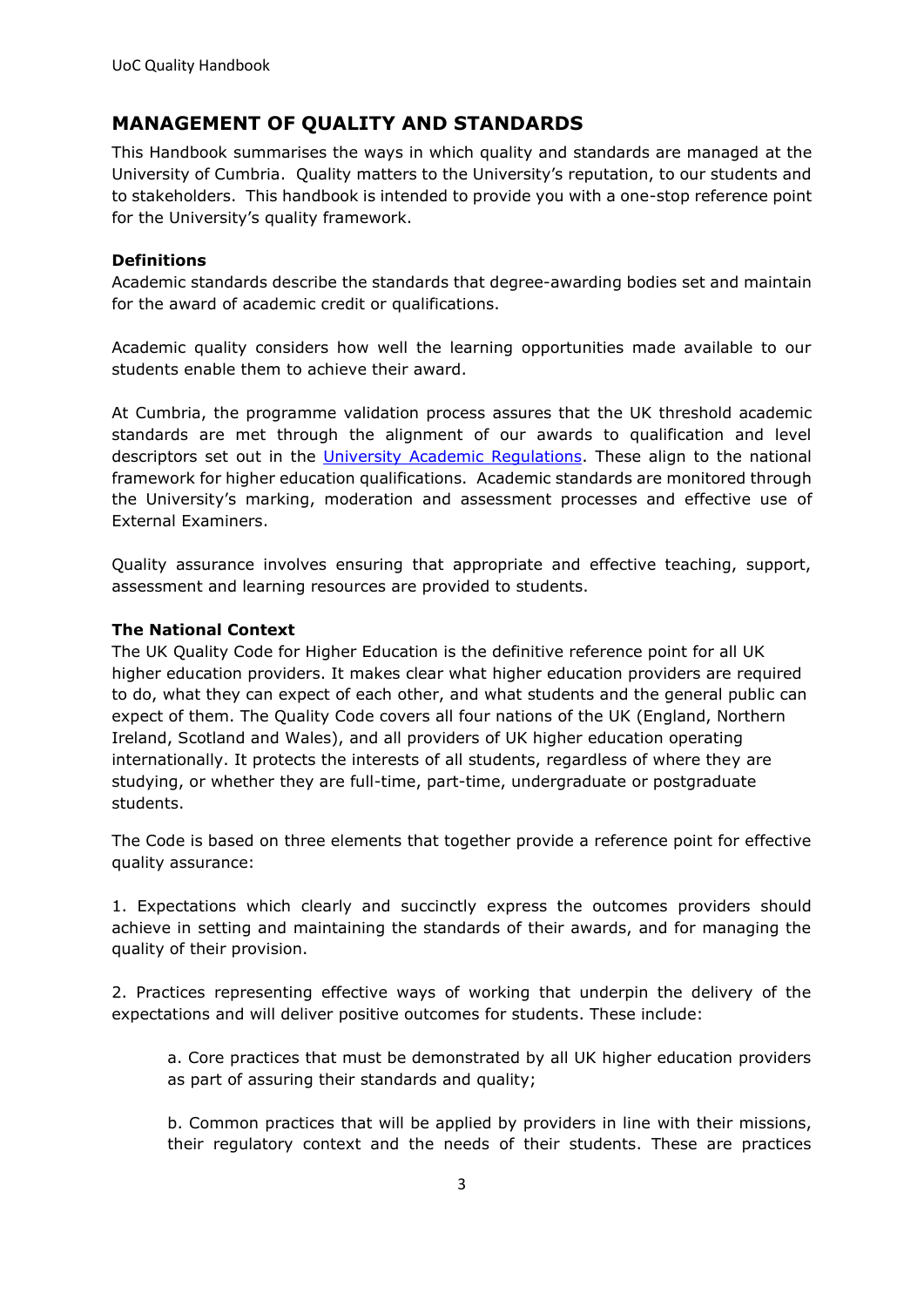## MANAGEMENT OF QUALITY AND STANDARDS

This Handbook summarises the ways in which quality and standards are managed at the University of Cumbria. Quality matters to the University's reputation, to our students and to stakeholders. This handbook is intended to provide you with a one-stop reference point for the University's quality framework.

### Definitions

Academic standards describe the standards that degree-awarding bodies set and maintain for the award of academic credit or qualifications.

Academic quality considers how well the learning opportunities made available to our students enable them to achieve their award.

At Cumbria, the programme validation process assures that the UK threshold academic standards are met through the alignment of our awards to qualification and level descriptors set out in the University Academic Regulations. These align to the national framework for higher education qualifications. Academic standards are monitored through the University's marking, moderation and assessment processes and effective use of External Examiners.

Quality assurance involves ensuring that appropriate and effective teaching, support, assessment and learning resources are provided to students.

### The National Context

The UK Quality Code for Higher Education is the definitive reference point for all UK higher education providers. It makes clear what higher education providers are required to do, what they can expect of each other, and what students and the general public can expect of them. The Quality Code covers all four nations of the UK (England, Northern Ireland, Scotland and Wales), and all providers of UK higher education operating internationally. It protects the interests of all students, regardless of where they are studying, or whether they are full-time, part-time, undergraduate or postgraduate students.

The Code is based on three elements that together provide a reference point for effective quality assurance:

1. Expectations which clearly and succinctly express the outcomes providers should achieve in setting and maintaining the standards of their awards, and for managing the quality of their provision.

2. Practices representing effective ways of working that underpin the delivery of the expectations and will deliver positive outcomes for students. These include:

   a. Core practices that must be demonstrated by all UK higher education providers as part of assuring their standards and quality;

   b. Common practices that will be applied by providers in line with their missions, their regulatory context and the needs of their students. These are practices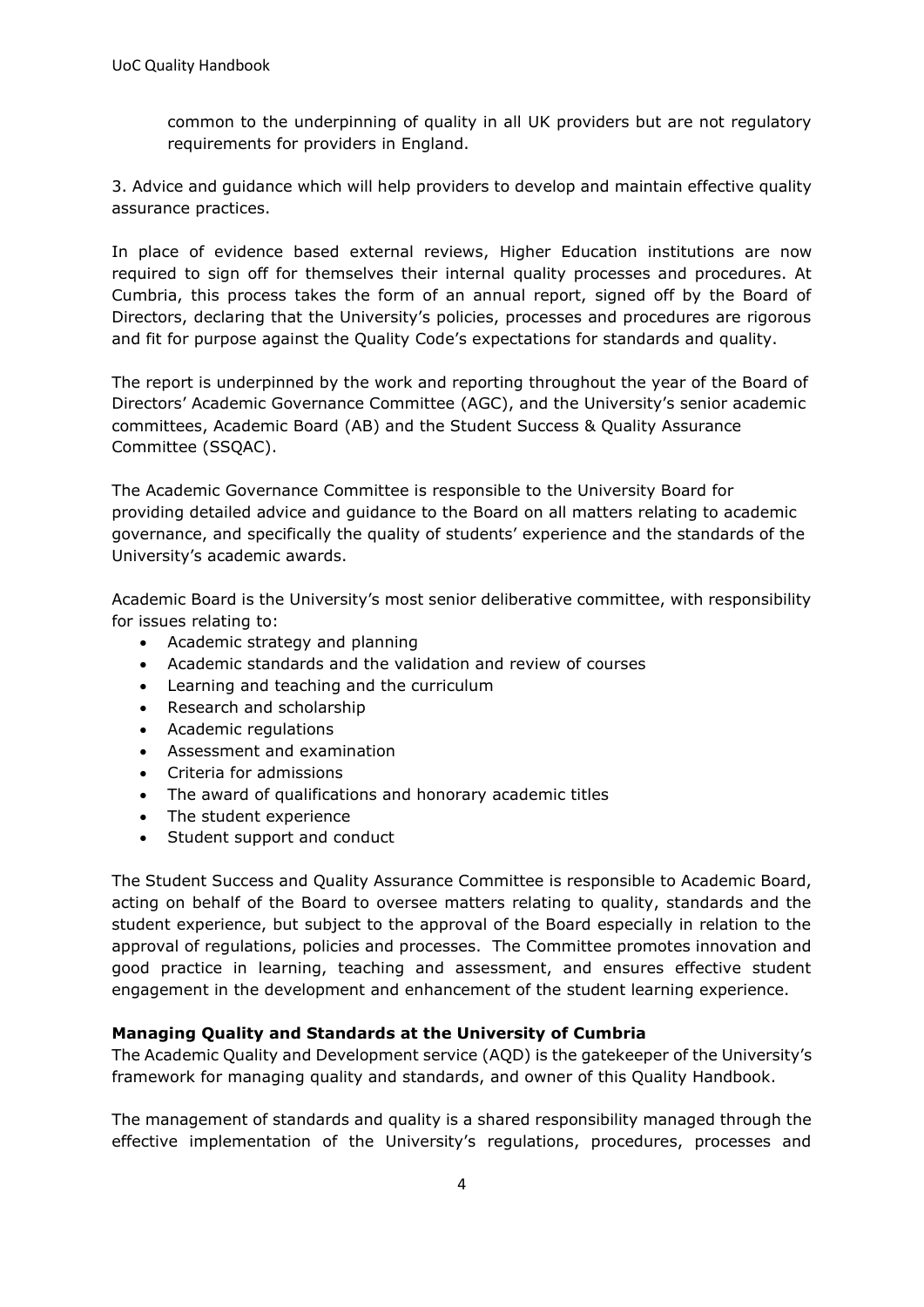common to the underpinning of quality in all UK providers but are not regulatory requirements for providers in England.

3. Advice and guidance which will help providers to develop and maintain effective quality assurance practices.

In place of evidence based external reviews, Higher Education institutions are now required to sign off for themselves their internal quality processes and procedures. At Cumbria, this process takes the form of an annual report, signed off by the Board of Directors, declaring that the University's policies, processes and procedures are rigorous and fit for purpose against the Quality Code's expectations for standards and quality.

The report is underpinned by the work and reporting throughout the year of the Board of Directors' Academic Governance Committee (AGC), and the University's senior academic committees, Academic Board (AB) and the Student Success & Quality Assurance Committee (SSQAC).

The Academic Governance Committee is responsible to the University Board for providing detailed advice and guidance to the Board on all matters relating to academic governance, and specifically the quality of students' experience and the standards of the University's academic awards.

Academic Board is the University's most senior deliberative committee, with responsibility for issues relating to:

- Academic strategy and planning
- Academic standards and the validation and review of courses
- Learning and teaching and the curriculum
- Research and scholarship
- Academic regulations
- Assessment and examination
- Criteria for admissions
- The award of qualifications and honorary academic titles
- The student experience
- Student support and conduct

The Student Success and Quality Assurance Committee is responsible to Academic Board, acting on behalf of the Board to oversee matters relating to quality, standards and the student experience, but subject to the approval of the Board especially in relation to the approval of regulations, policies and processes. The Committee promotes innovation and good practice in learning, teaching and assessment, and ensures effective student engagement in the development and enhancement of the student learning experience.

**Managing Quality and Standards at the University of Cumbria**

The Academic Quality and Development service (AQD) is the gatekeeper of the University's framework for managing quality and standards, and owner of this Quality Handbook.

The management of standards and quality is a shared responsibility managed through the effective implementation of the University's regulations, procedures, processes and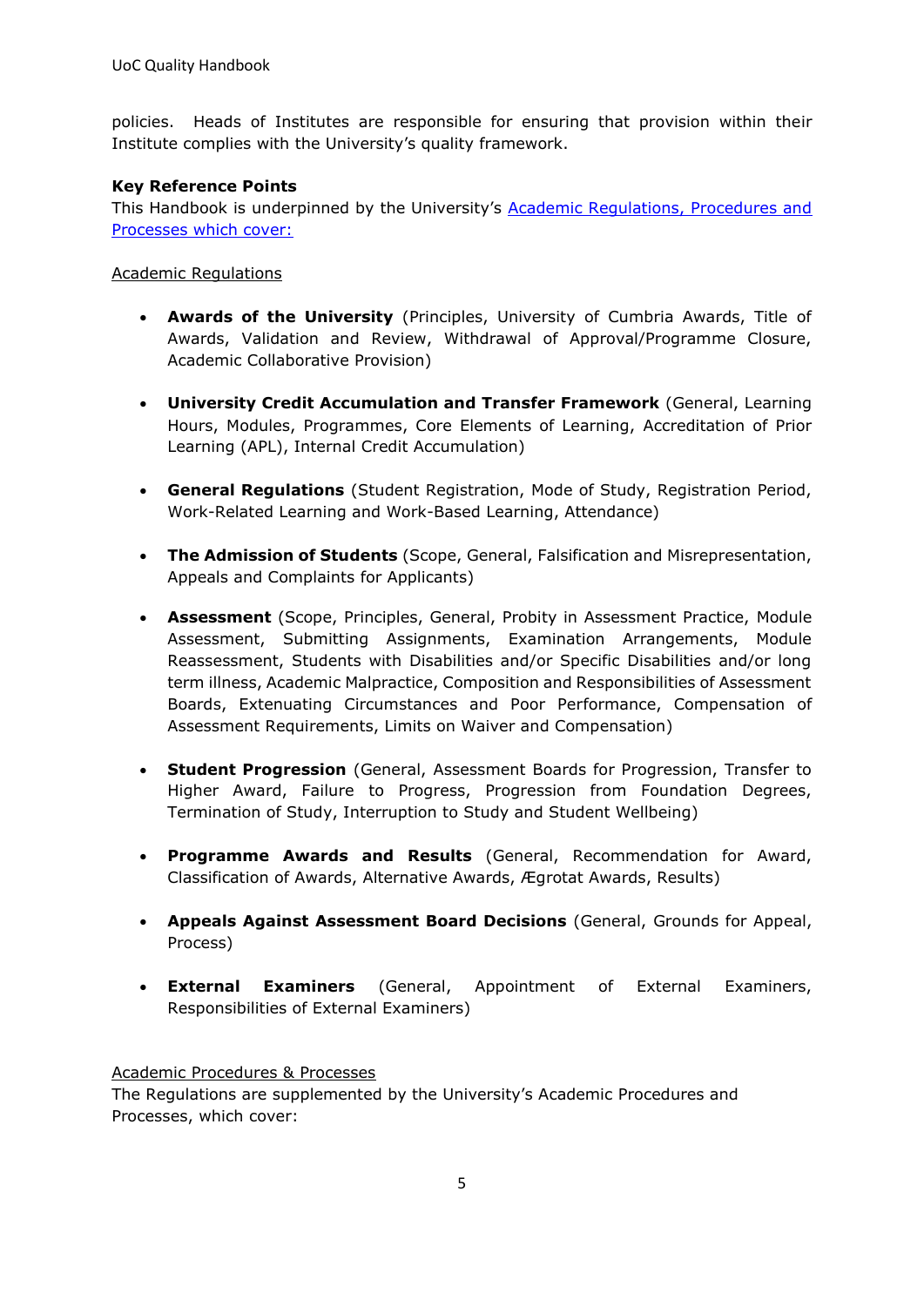policies. Heads of Institutes are responsible for ensuring that provision within their Institute complies with the University's quality framework.

**Key Reference Points**

This Handbook is underpinned by the University's [Academic Regulations, Procedures and Processes which cover:]()

Academic Regulations

- **Awards of the University** (Principles, University of Cumbria Awards, Title of Awards, Validation and Review, Withdrawal of Approval/Programme Closure, Academic Collaborative Provision)
- **University Credit Accumulation and Transfer Framework** (General, Learning Hours, Modules, Programmes, Core Elements of Learning, Accreditation of Prior Learning (APL), Internal Credit Accumulation)
- **General Regulations** (Student Registration, Mode of Study, Registration Period, Work-Related Learning and Work-Based Learning, Attendance)
- **The Admission of Students** (Scope, General, Falsification and Misrepresentation, Appeals and Complaints for Applicants)
- **Assessment** (Scope, Principles, General, Probity in Assessment Practice, Module Assessment, Submitting Assignments, Examination Arrangements, Module Reassessment, Students with Disabilities and/or Specific Disabilities and/or long term illness, Academic Malpractice, Composition and Responsibilities of Assessment Boards, Extenuating Circumstances and Poor Performance, Compensation of Assessment Requirements, Limits on Waiver and Compensation)
- **Student Progression** (General, Assessment Boards for Progression, Transfer to Higher Award, Failure to Progress, Progression from Foundation Degrees, Termination of Study, Interruption to Study and Student Wellbeing)
- **Programme Awards and Results** (General, Recommendation for Award, Classification of Awards, Alternative Awards, Ægrotat Awards, Results)
- **Appeals Against Assessment Board Decisions** (General, Grounds for Appeal, Process)
- **External Examiners** (General, Appointment of External Examiners, Responsibilities of External Examiners)

Academic Procedures & Processes

The Regulations are supplemented by the University's Academic Procedures and Processes, which cover: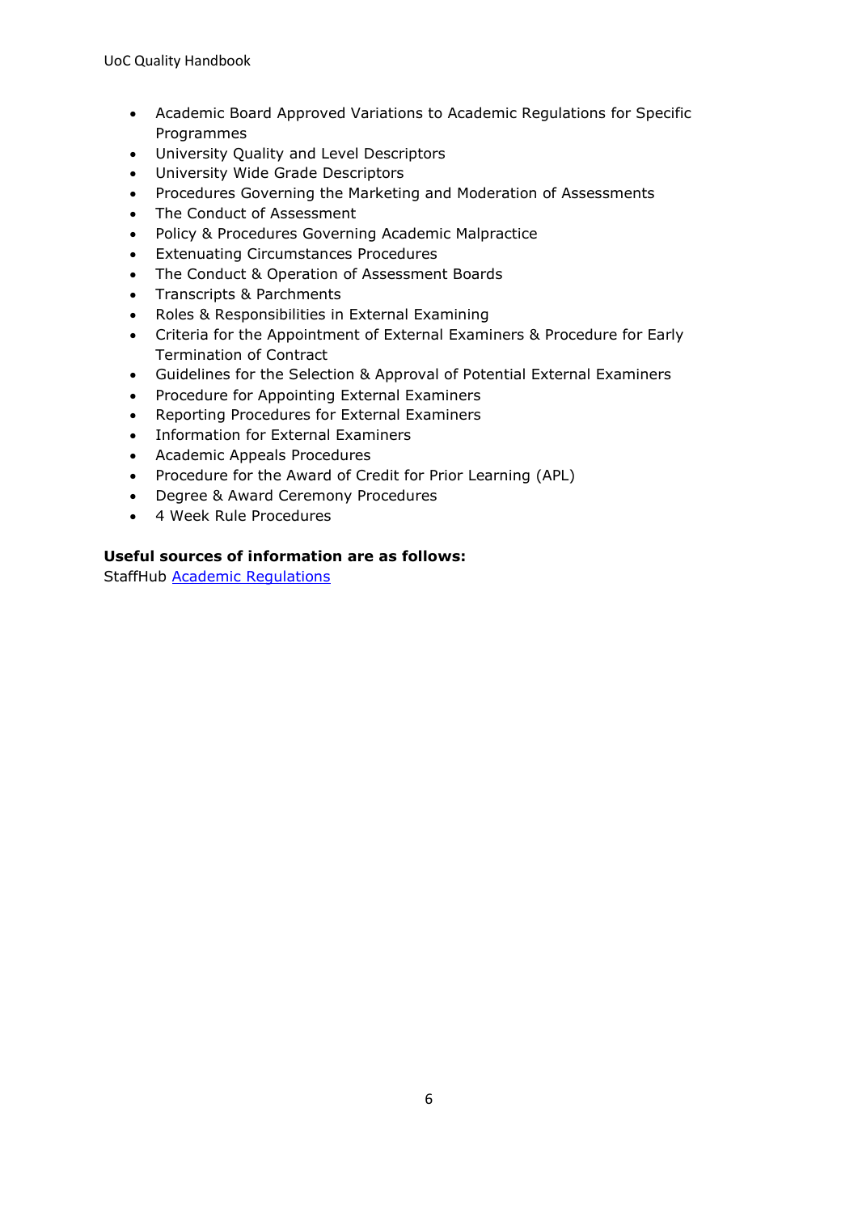- Academic Board Approved Variations to Academic Regulations for Specific Programmes
- University Quality and Level Descriptors
- University Wide Grade Descriptors
- Procedures Governing the Marketing and Moderation of Assessments
- The Conduct of Assessment
- Policy & Procedures Governing Academic Malpractice
- Extenuating Circumstances Procedures
- The Conduct & Operation of Assessment Boards
- Transcripts & Parchments
- Roles & Responsibilities in External Examining
- Criteria for the Appointment of External Examiners & Procedure for Early Termination of Contract
- Guidelines for the Selection & Approval of Potential External Examiners
- Procedure for Appointing External Examiners
- Reporting Procedures for External Examiners
- Information for External Examiners
- Academic Appeals Procedures
- Procedure for the Award of Credit for Prior Learning (APL)
- Degree & Award Ceremony Procedures
- 4 Week Rule Procedures

**Useful sources of information are as follows:**
StaffHub Academic Regulations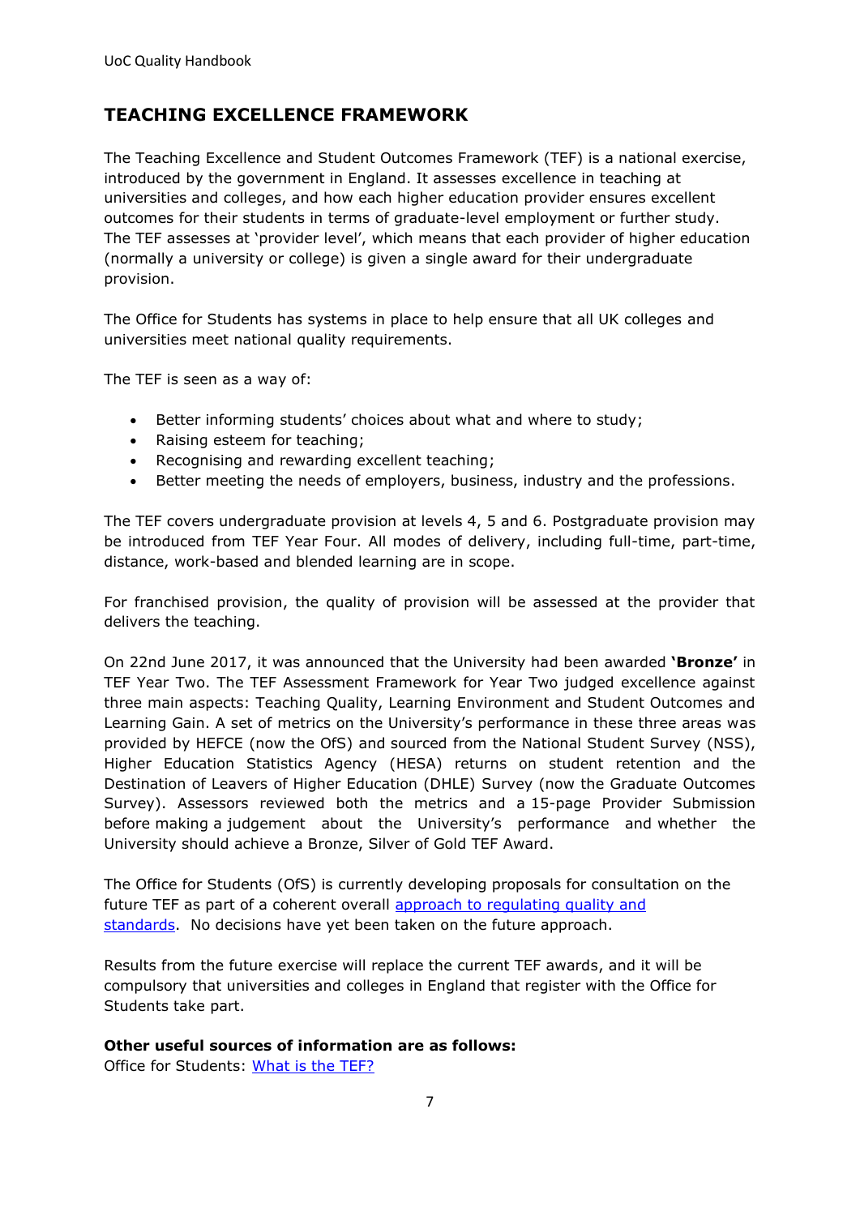## TEACHING EXCELLENCE FRAMEWORK

The Teaching Excellence and Student Outcomes Framework (TEF) is a national exercise, introduced by the government in England. It assesses excellence in teaching at universities and colleges, and how each higher education provider ensures excellent outcomes for their students in terms of graduate-level employment or further study. The TEF assesses at 'provider level', which means that each provider of higher education (normally a university or college) is given a single award for their undergraduate provision.

The Office for Students has systems in place to help ensure that all UK colleges and universities meet national quality requirements.

The TEF is seen as a way of:

- Better informing students' choices about what and where to study;
- Raising esteem for teaching;
- Recognising and rewarding excellent teaching;
- Better meeting the needs of employers, business, industry and the professions.

The TEF covers undergraduate provision at levels 4, 5 and 6. Postgraduate provision may be introduced from TEF Year Four. All modes of delivery, including full-time, part-time, distance, work-based and blended learning are in scope.

For franchised provision, the quality of provision will be assessed at the provider that delivers the teaching.

On 22nd June 2017, it was announced that the University had been awarded **'Bronze'** in TEF Year Two. The TEF Assessment Framework for Year Two judged excellence against three main aspects: Teaching Quality, Learning Environment and Student Outcomes and Learning Gain. A set of metrics on the University's performance in these three areas was provided by HEFCE (now the OfS) and sourced from the National Student Survey (NSS), Higher Education Statistics Agency (HESA) returns on student retention and the Destination of Leavers of Higher Education (DHLE) Survey (now the Graduate Outcomes Survey). Assessors reviewed both the metrics and a 15-page Provider Submission before making a judgement about the University's performance and whether the University should achieve a Bronze, Silver of Gold TEF Award.

The Office for Students (OfS) is currently developing proposals for consultation on the future TEF as part of a coherent overall [approach to regulating quality and standards](). No decisions have yet been taken on the future approach.

Results from the future exercise will replace the current TEF awards, and it will be compulsory that universities and colleges in England that register with the Office for Students take part.

**Other useful sources of information are as follows:**
Office for Students: [What is the TEF?]()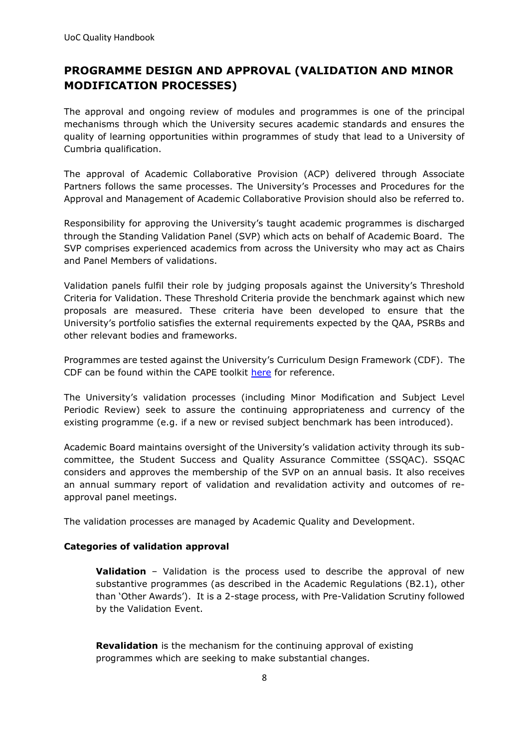## PROGRAMME DESIGN AND APPROVAL (VALIDATION AND MINOR MODIFICATION PROCESSES)

The approval and ongoing review of modules and programmes is one of the principal mechanisms through which the University secures academic standards and ensures the quality of learning opportunities within programmes of study that lead to a University of Cumbria qualification.

The approval of Academic Collaborative Provision (ACP) delivered through Associate Partners follows the same processes. The University's Processes and Procedures for the Approval and Management of Academic Collaborative Provision should also be referred to.

Responsibility for approving the University's taught academic programmes is discharged through the Standing Validation Panel (SVP) which acts on behalf of Academic Board. The SVP comprises experienced academics from across the University who may act as Chairs and Panel Members of validations.

Validation panels fulfil their role by judging proposals against the University's Threshold Criteria for Validation. These Threshold Criteria provide the benchmark against which new proposals are measured. These criteria have been developed to ensure that the University's portfolio satisfies the external requirements expected by the QAA, PSRBs and other relevant bodies and frameworks.

Programmes are tested against the University's Curriculum Design Framework (CDF). The CDF can be found within the CAPE toolkit here for reference.

The University's validation processes (including Minor Modification and Subject Level Periodic Review) seek to assure the continuing appropriateness and currency of the existing programme (e.g. if a new or revised subject benchmark has been introduced).

Academic Board maintains oversight of the University's validation activity through its sub-committee, the Student Success and Quality Assurance Committee (SSQAC). SSQAC considers and approves the membership of the SVP on an annual basis. It also receives an annual summary report of validation and revalidation activity and outcomes of re-approval panel meetings.

The validation processes are managed by Academic Quality and Development.

**Categories of validation approval**

> **Validation** – Validation is the process used to describe the approval of new substantive programmes (as described in the Academic Regulations (B2.1), other than 'Other Awards'). It is a 2-stage process, with Pre-Validation Scrutiny followed by the Validation Event.
>
> **Revalidation** is the mechanism for the continuing approval of existing programmes which are seeking to make substantial changes.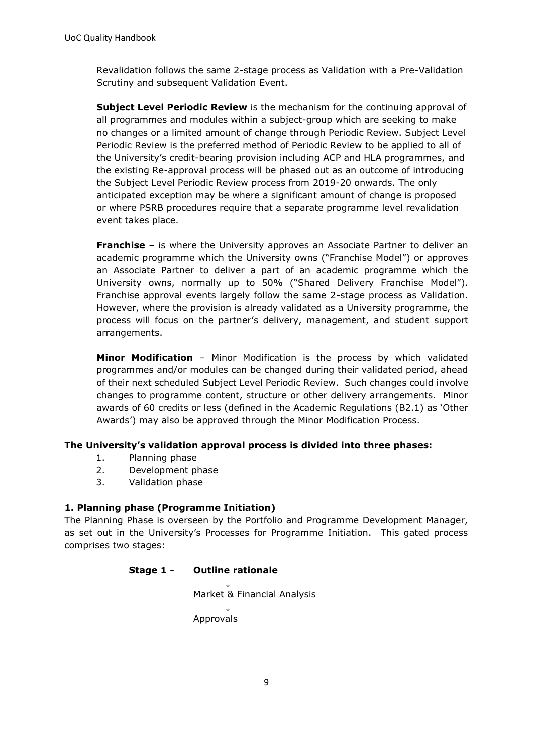Revalidation follows the same 2-stage process as Validation with a Pre-Validation Scrutiny and subsequent Validation Event.

**Subject Level Periodic Review** is the mechanism for the continuing approval of all programmes and modules within a subject-group which are seeking to make no changes or a limited amount of change through Periodic Review. Subject Level Periodic Review is the preferred method of Periodic Review to be applied to all of the University's credit-bearing provision including ACP and HLA programmes, and the existing Re-approval process will be phased out as an outcome of introducing the Subject Level Periodic Review process from 2019-20 onwards. The only anticipated exception may be where a significant amount of change is proposed or where PSRB procedures require that a separate programme level revalidation event takes place.

**Franchise** – is where the University approves an Associate Partner to deliver an academic programme which the University owns ("Franchise Model") or approves an Associate Partner to deliver a part of an academic programme which the University owns, normally up to 50% ("Shared Delivery Franchise Model"). Franchise approval events largely follow the same 2-stage process as Validation. However, where the provision is already validated as a University programme, the process will focus on the partner's delivery, management, and student support arrangements.

**Minor Modification** – Minor Modification is the process by which validated programmes and/or modules can be changed during their validated period, ahead of their next scheduled Subject Level Periodic Review. Such changes could involve changes to programme content, structure or other delivery arrangements. Minor awards of 60 credits or less (defined in the Academic Regulations (B2.1) as 'Other Awards') may also be approved through the Minor Modification Process.

**The University's validation approval process is divided into three phases:**

1. Planning phase
2. Development phase
3. Validation phase

**1. Planning phase (Programme Initiation)**

The Planning Phase is overseen by the Portfolio and Programme Development Manager, as set out in the University's Processes for Programme Initiation. This gated process comprises two stages:

**Stage 1 - Outline rationale**

↓

Market & Financial Analysis

↓

Approvals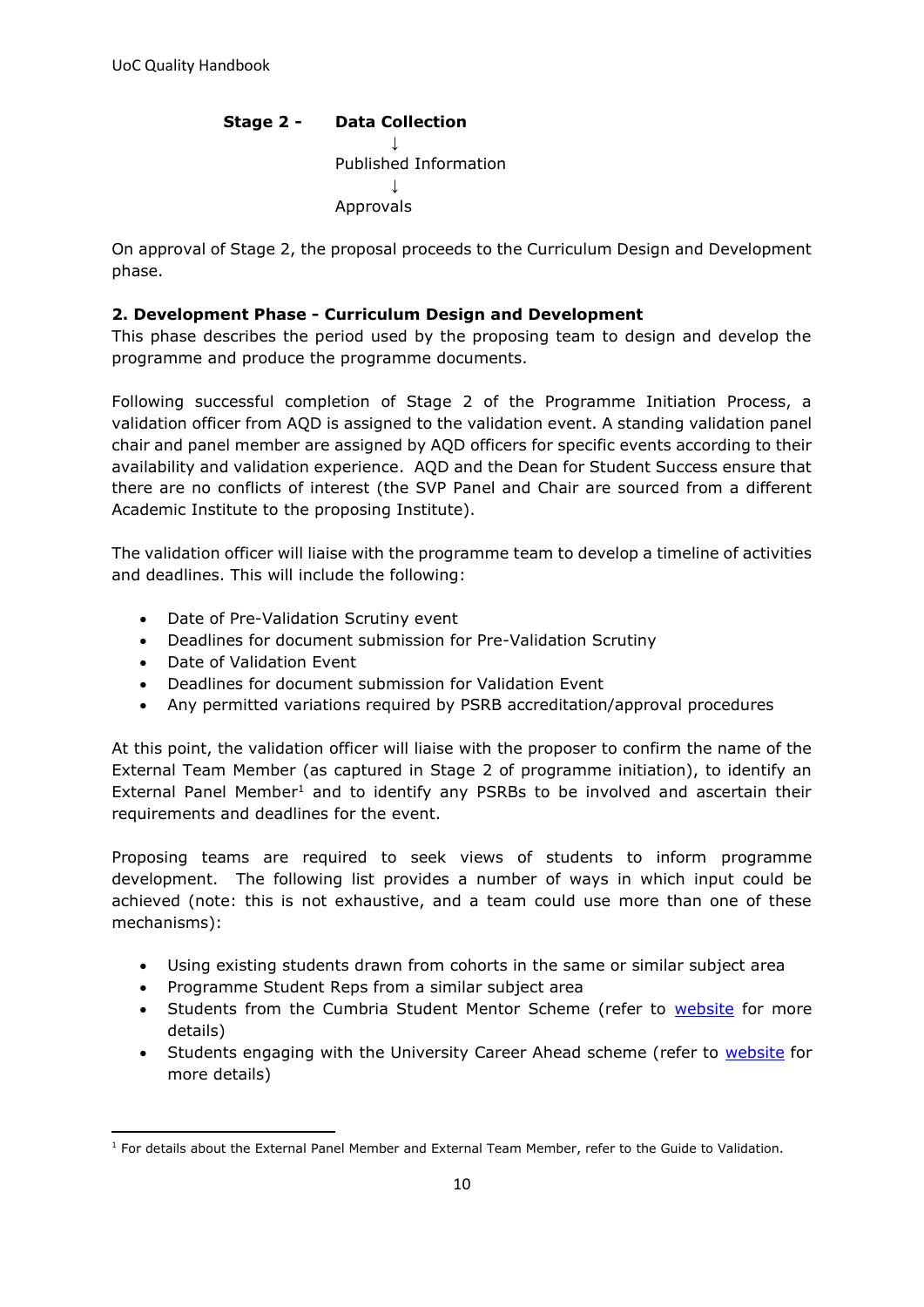**Stage 2 -** **Data Collection**

↓

Published Information

↓

Approvals

On approval of Stage 2, the proposal proceeds to the Curriculum Design and Development phase.

### 2. Development Phase - Curriculum Design and Development

This phase describes the period used by the proposing team to design and develop the programme and produce the programme documents.

Following successful completion of Stage 2 of the Programme Initiation Process, a validation officer from AQD is assigned to the validation event. A standing validation panel chair and panel member are assigned by AQD officers for specific events according to their availability and validation experience. AQD and the Dean for Student Success ensure that there are no conflicts of interest (the SVP Panel and Chair are sourced from a different Academic Institute to the proposing Institute).

The validation officer will liaise with the programme team to develop a timeline of activities and deadlines. This will include the following:

- Date of Pre-Validation Scrutiny event
- Deadlines for document submission for Pre-Validation Scrutiny
- Date of Validation Event
- Deadlines for document submission for Validation Event
- Any permitted variations required by PSRB accreditation/approval procedures

At this point, the validation officer will liaise with the proposer to confirm the name of the External Team Member (as captured in Stage 2 of programme initiation), to identify an External Panel Member[1] and to identify any PSRBs to be involved and ascertain their requirements and deadlines for the event.

Proposing teams are required to seek views of students to inform programme development. The following list provides a number of ways in which input could be achieved (note: this is not exhaustive, and a team could use more than one of these mechanisms):

- Using existing students drawn from cohorts in the same or similar subject area
- Programme Student Reps from a similar subject area
- Students from the Cumbria Student Mentor Scheme (refer to website for more details)
- Students engaging with the University Career Ahead scheme (refer to website for more details)

[1] For details about the External Panel Member and External Team Member, refer to the Guide to Validation.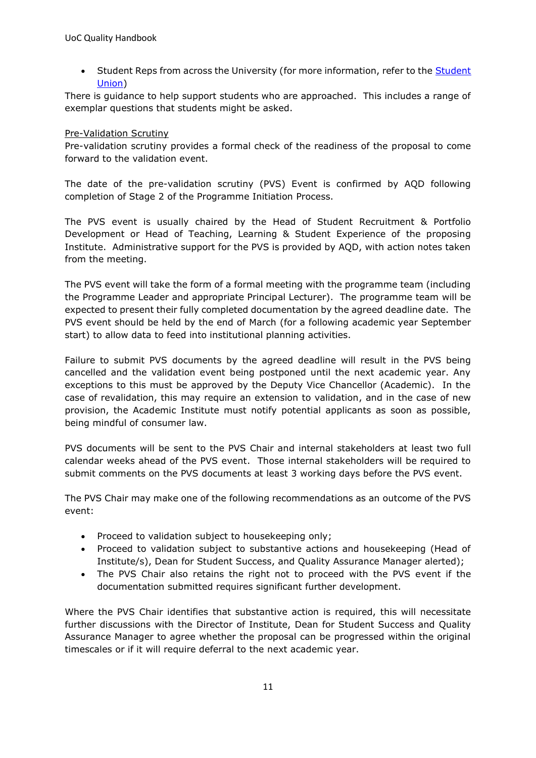- Student Reps from across the University (for more information, refer to the [Student Union](#))

There is guidance to help support students who are approached. This includes a range of exemplar questions that students might be asked.

<u>Pre-Validation Scrutiny</u>

Pre-validation scrutiny provides a formal check of the readiness of the proposal to come forward to the validation event.

The date of the pre-validation scrutiny (PVS) Event is confirmed by AQD following completion of Stage 2 of the Programme Initiation Process.

The PVS event is usually chaired by the Head of Student Recruitment & Portfolio Development or Head of Teaching, Learning & Student Experience of the proposing Institute. Administrative support for the PVS is provided by AQD, with action notes taken from the meeting.

The PVS event will take the form of a formal meeting with the programme team (including the Programme Leader and appropriate Principal Lecturer). The programme team will be expected to present their fully completed documentation by the agreed deadline date. The PVS event should be held by the end of March (for a following academic year September start) to allow data to feed into institutional planning activities.

Failure to submit PVS documents by the agreed deadline will result in the PVS being cancelled and the validation event being postponed until the next academic year. Any exceptions to this must be approved by the Deputy Vice Chancellor (Academic). In the case of revalidation, this may require an extension to validation, and in the case of new provision, the Academic Institute must notify potential applicants as soon as possible, being mindful of consumer law.

PVS documents will be sent to the PVS Chair and internal stakeholders at least two full calendar weeks ahead of the PVS event. Those internal stakeholders will be required to submit comments on the PVS documents at least 3 working days before the PVS event.

The PVS Chair may make one of the following recommendations as an outcome of the PVS event:

- Proceed to validation subject to housekeeping only;
- Proceed to validation subject to substantive actions and housekeeping (Head of Institute/s), Dean for Student Success, and Quality Assurance Manager alerted);
- The PVS Chair also retains the right not to proceed with the PVS event if the documentation submitted requires significant further development.

Where the PVS Chair identifies that substantive action is required, this will necessitate further discussions with the Director of Institute, Dean for Student Success and Quality Assurance Manager to agree whether the proposal can be progressed within the original timescales or if it will require deferral to the next academic year.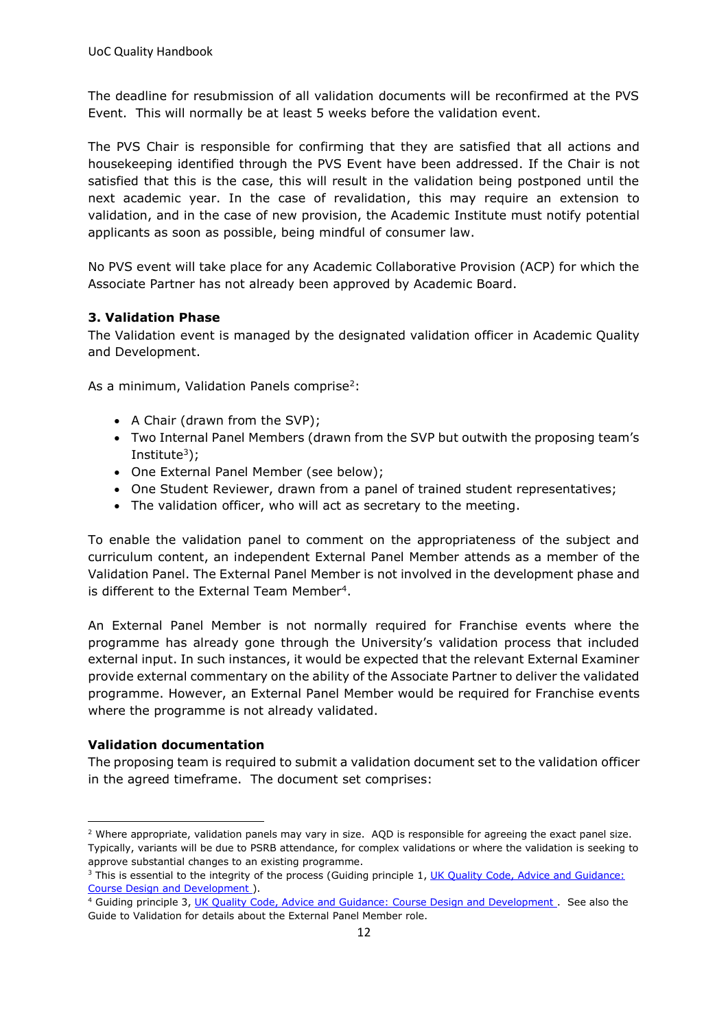The deadline for resubmission of all validation documents will be reconfirmed at the PVS Event. This will normally be at least 5 weeks before the validation event.

The PVS Chair is responsible for confirming that they are satisfied that all actions and housekeeping identified through the PVS Event have been addressed. If the Chair is not satisfied that this is the case, this will result in the validation being postponed until the next academic year. In the case of revalidation, this may require an extension to validation, and in the case of new provision, the Academic Institute must notify potential applicants as soon as possible, being mindful of consumer law.

No PVS event will take place for any Academic Collaborative Provision (ACP) for which the Associate Partner has not already been approved by Academic Board.

### 3. Validation Phase

The Validation event is managed by the designated validation officer in Academic Quality and Development.

As a minimum, Validation Panels comprise[2]:

- A Chair (drawn from the SVP);
- Two Internal Panel Members (drawn from the SVP but outwith the proposing team's Institute[3]);
- One External Panel Member (see below);
- One Student Reviewer, drawn from a panel of trained student representatives;
- The validation officer, who will act as secretary to the meeting.

To enable the validation panel to comment on the appropriateness of the subject and curriculum content, an independent External Panel Member attends as a member of the Validation Panel. The External Panel Member is not involved in the development phase and is different to the External Team Member[4].

An External Panel Member is not normally required for Franchise events where the programme has already gone through the University's validation process that included external input. In such instances, it would be expected that the relevant External Examiner provide external commentary on the ability of the Associate Partner to deliver the validated programme. However, an External Panel Member would be required for Franchise events where the programme is not already validated.

**Validation documentation**

The proposing team is required to submit a validation document set to the validation officer in the agreed timeframe. The document set comprises:

---

[2] Where appropriate, validation panels may vary in size. AQD is responsible for agreeing the exact panel size. Typically, variants will be due to PSRB attendance, for complex validations or where the validation is seeking to approve substantial changes to an existing programme.

[3] This is essential to the integrity of the process (Guiding principle 1, UK Quality Code, Advice and Guidance: Course Design and Development ).

[4] Guiding principle 3, UK Quality Code, Advice and Guidance: Course Design and Development . See also the Guide to Validation for details about the External Panel Member role.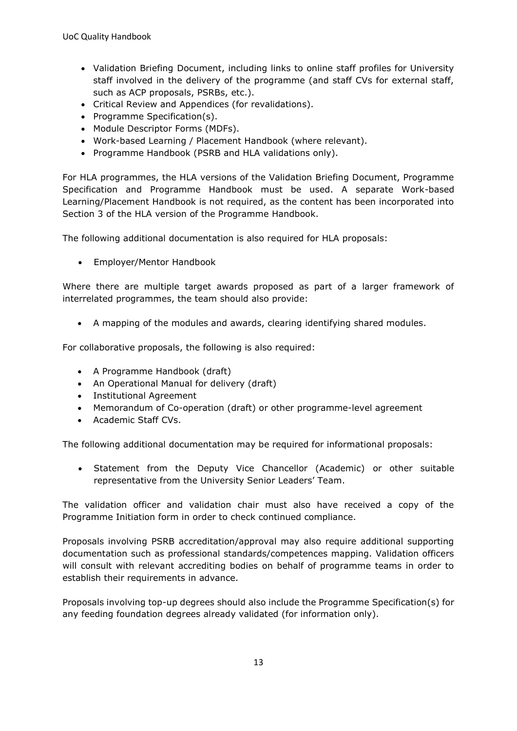- Validation Briefing Document, including links to online staff profiles for University staff involved in the delivery of the programme (and staff CVs for external staff, such as ACP proposals, PSRBs, etc.).
- Critical Review and Appendices (for revalidations).
- Programme Specification(s).
- Module Descriptor Forms (MDFs).
- Work-based Learning / Placement Handbook (where relevant).
- Programme Handbook (PSRB and HLA validations only).

For HLA programmes, the HLA versions of the Validation Briefing Document, Programme Specification and Programme Handbook must be used. A separate Work-based Learning/Placement Handbook is not required, as the content has been incorporated into Section 3 of the HLA version of the Programme Handbook.

The following additional documentation is also required for HLA proposals:

- Employer/Mentor Handbook

Where there are multiple target awards proposed as part of a larger framework of interrelated programmes, the team should also provide:

- A mapping of the modules and awards, clearing identifying shared modules.

For collaborative proposals, the following is also required:

- A Programme Handbook (draft)
- An Operational Manual for delivery (draft)
- Institutional Agreement
- Memorandum of Co-operation (draft) or other programme-level agreement
- Academic Staff CVs.

The following additional documentation may be required for informational proposals:

- Statement from the Deputy Vice Chancellor (Academic) or other suitable representative from the University Senior Leaders' Team.

The validation officer and validation chair must also have received a copy of the Programme Initiation form in order to check continued compliance.

Proposals involving PSRB accreditation/approval may also require additional supporting documentation such as professional standards/competences mapping. Validation officers will consult with relevant accrediting bodies on behalf of programme teams in order to establish their requirements in advance.

Proposals involving top-up degrees should also include the Programme Specification(s) for any feeding foundation degrees already validated (for information only).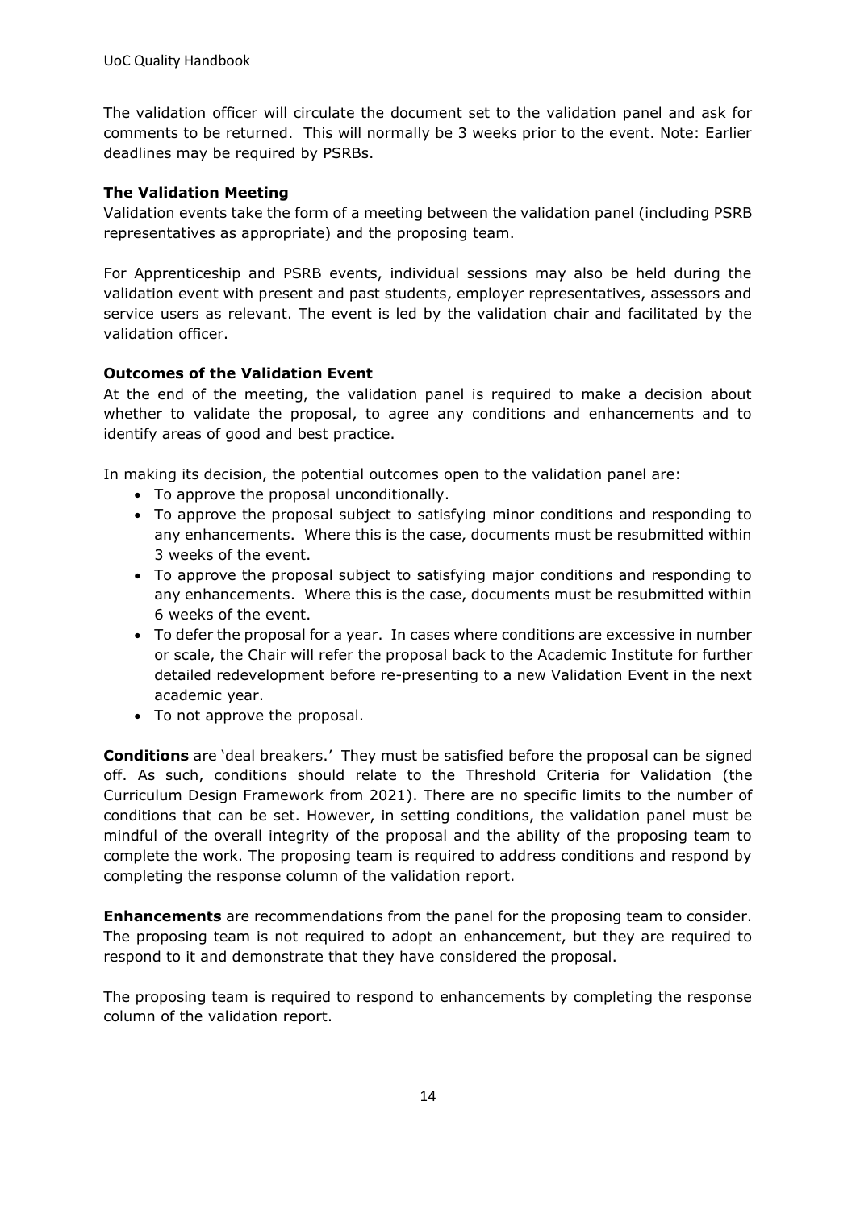The validation officer will circulate the document set to the validation panel and ask for comments to be returned. This will normally be 3 weeks prior to the event. Note: Earlier deadlines may be required by PSRBs.

**The Validation Meeting**

Validation events take the form of a meeting between the validation panel (including PSRB representatives as appropriate) and the proposing team.

For Apprenticeship and PSRB events, individual sessions may also be held during the validation event with present and past students, employer representatives, assessors and service users as relevant. The event is led by the validation chair and facilitated by the validation officer.

**Outcomes of the Validation Event**

At the end of the meeting, the validation panel is required to make a decision about whether to validate the proposal, to agree any conditions and enhancements and to identify areas of good and best practice.

In making its decision, the potential outcomes open to the validation panel are:

- To approve the proposal unconditionally.
- To approve the proposal subject to satisfying minor conditions and responding to any enhancements. Where this is the case, documents must be resubmitted within 3 weeks of the event.
- To approve the proposal subject to satisfying major conditions and responding to any enhancements. Where this is the case, documents must be resubmitted within 6 weeks of the event.
- To defer the proposal for a year. In cases where conditions are excessive in number or scale, the Chair will refer the proposal back to the Academic Institute for further detailed redevelopment before re-presenting to a new Validation Event in the next academic year.
- To not approve the proposal.

**Conditions** are 'deal breakers.' They must be satisfied before the proposal can be signed off. As such, conditions should relate to the Threshold Criteria for Validation (the Curriculum Design Framework from 2021). There are no specific limits to the number of conditions that can be set. However, in setting conditions, the validation panel must be mindful of the overall integrity of the proposal and the ability of the proposing team to complete the work. The proposing team is required to address conditions and respond by completing the response column of the validation report.

**Enhancements** are recommendations from the panel for the proposing team to consider. The proposing team is not required to adopt an enhancement, but they are required to respond to it and demonstrate that they have considered the proposal.

The proposing team is required to respond to enhancements by completing the response column of the validation report.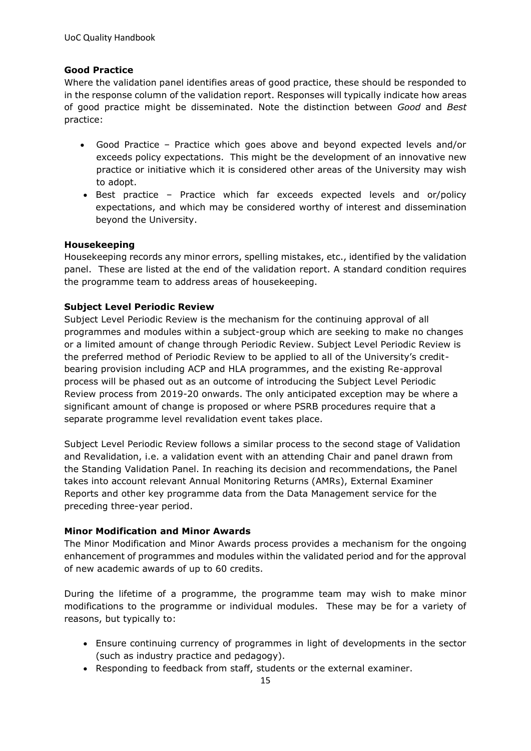**Good Practice**

Where the validation panel identifies areas of good practice, these should be responded to in the response column of the validation report. Responses will typically indicate how areas of good practice might be disseminated. Note the distinction between *Good* and *Best* practice:

- Good Practice – Practice which goes above and beyond expected levels and/or exceeds policy expectations. This might be the development of an innovative new practice or initiative which it is considered other areas of the University may wish to adopt.
- Best practice – Practice which far exceeds expected levels and or/policy expectations, and which may be considered worthy of interest and dissemination beyond the University.

**Housekeeping**

Housekeeping records any minor errors, spelling mistakes, etc., identified by the validation panel. These are listed at the end of the validation report. A standard condition requires the programme team to address areas of housekeeping.

**Subject Level Periodic Review**

Subject Level Periodic Review is the mechanism for the continuing approval of all programmes and modules within a subject-group which are seeking to make no changes or a limited amount of change through Periodic Review. Subject Level Periodic Review is the preferred method of Periodic Review to be applied to all of the University's credit-bearing provision including ACP and HLA programmes, and the existing Re-approval process will be phased out as an outcome of introducing the Subject Level Periodic Review process from 2019-20 onwards. The only anticipated exception may be where a significant amount of change is proposed or where PSRB procedures require that a separate programme level revalidation event takes place.

Subject Level Periodic Review follows a similar process to the second stage of Validation and Revalidation, i.e. a validation event with an attending Chair and panel drawn from the Standing Validation Panel. In reaching its decision and recommendations, the Panel takes into account relevant Annual Monitoring Returns (AMRs), External Examiner Reports and other key programme data from the Data Management service for the preceding three-year period.

**Minor Modification and Minor Awards**

The Minor Modification and Minor Awards process provides a mechanism for the ongoing enhancement of programmes and modules within the validated period and for the approval of new academic awards of up to 60 credits.

During the lifetime of a programme, the programme team may wish to make minor modifications to the programme or individual modules. These may be for a variety of reasons, but typically to:

- Ensure continuing currency of programmes in light of developments in the sector (such as industry practice and pedagogy).
- Responding to feedback from staff, students or the external examiner.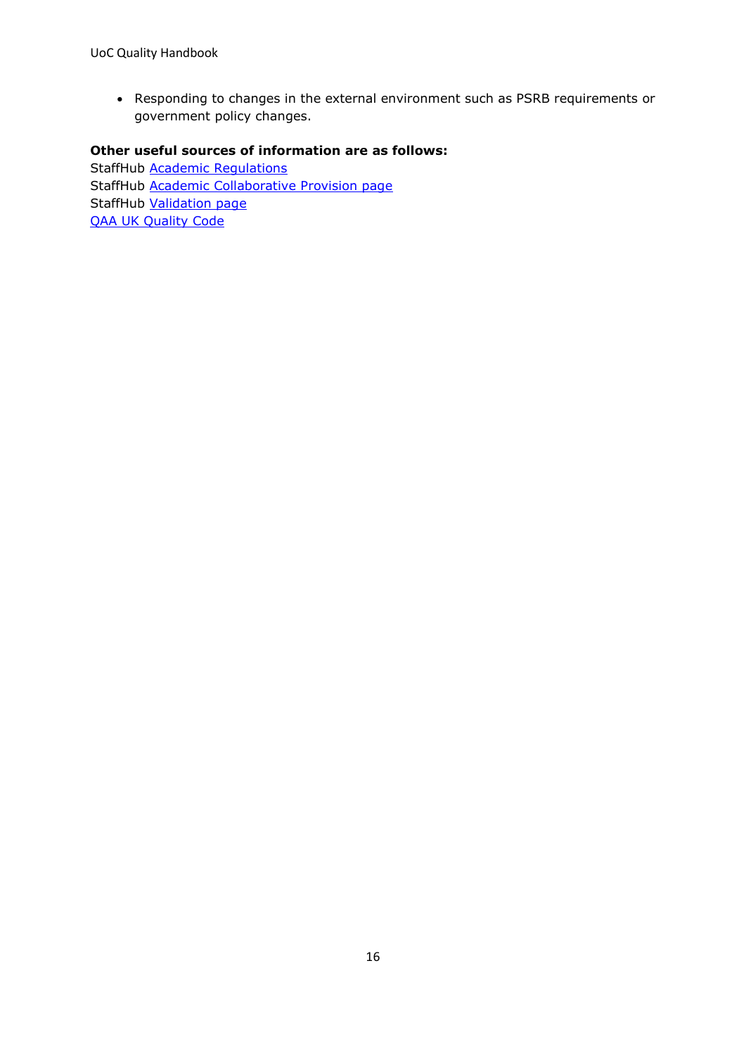- Responding to changes in the external environment such as PSRB requirements or government policy changes.

**Other useful sources of information are as follows:**

StaffHub Academic Regulations
StaffHub Academic Collaborative Provision page
StaffHub Validation page
QAA UK Quality Code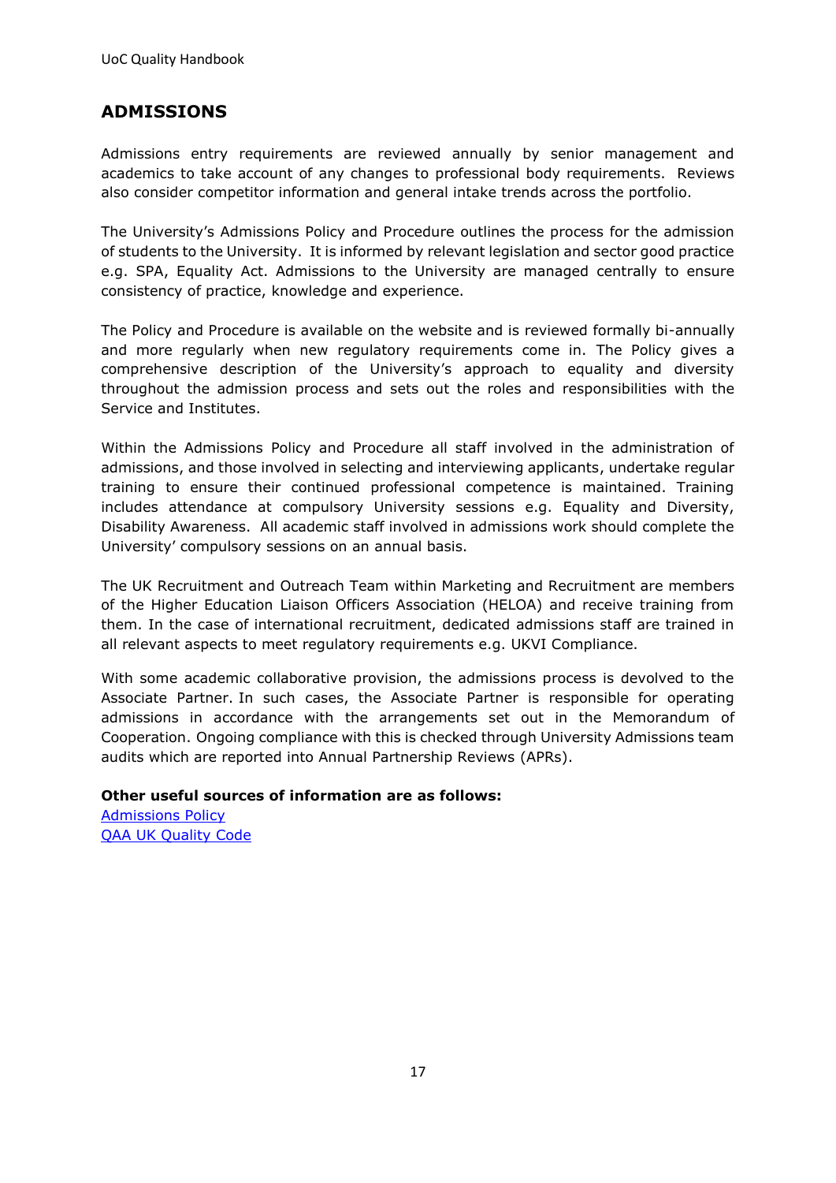## ADMISSIONS

Admissions entry requirements are reviewed annually by senior management and academics to take account of any changes to professional body requirements. Reviews also consider competitor information and general intake trends across the portfolio.

The University's Admissions Policy and Procedure outlines the process for the admission of students to the University. It is informed by relevant legislation and sector good practice e.g. SPA, Equality Act. Admissions to the University are managed centrally to ensure consistency of practice, knowledge and experience.

The Policy and Procedure is available on the website and is reviewed formally bi-annually and more regularly when new regulatory requirements come in. The Policy gives a comprehensive description of the University's approach to equality and diversity throughout the admission process and sets out the roles and responsibilities with the Service and Institutes.

Within the Admissions Policy and Procedure all staff involved in the administration of admissions, and those involved in selecting and interviewing applicants, undertake regular training to ensure their continued professional competence is maintained. Training includes attendance at compulsory University sessions e.g. Equality and Diversity, Disability Awareness. All academic staff involved in admissions work should complete the University' compulsory sessions on an annual basis.

The UK Recruitment and Outreach Team within Marketing and Recruitment are members of the Higher Education Liaison Officers Association (HELOA) and receive training from them. In the case of international recruitment, dedicated admissions staff are trained in all relevant aspects to meet regulatory requirements e.g. UKVI Compliance.

With some academic collaborative provision, the admissions process is devolved to the Associate Partner. In such cases, the Associate Partner is responsible for operating admissions in accordance with the arrangements set out in the Memorandum of Cooperation. Ongoing compliance with this is checked through University Admissions team audits which are reported into Annual Partnership Reviews (APRs).

**Other useful sources of information are as follows:**

Admissions Policy
QAA UK Quality Code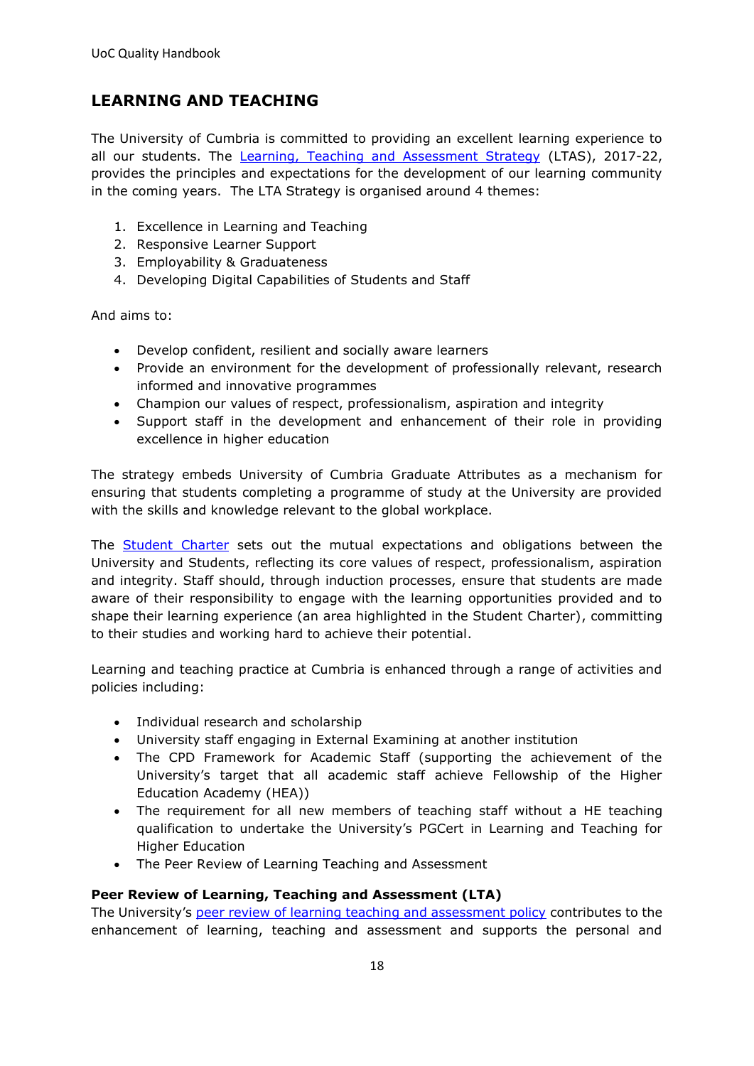## LEARNING AND TEACHING

The University of Cumbria is committed to providing an excellent learning experience to all our students. The Learning, Teaching and Assessment Strategy (LTAS), 2017-22, provides the principles and expectations for the development of our learning community in the coming years. The LTA Strategy is organised around 4 themes:

1. Excellence in Learning and Teaching
2. Responsive Learner Support
3. Employability & Graduateness
4. Developing Digital Capabilities of Students and Staff

And aims to:

- Develop confident, resilient and socially aware learners
- Provide an environment for the development of professionally relevant, research informed and innovative programmes
- Champion our values of respect, professionalism, aspiration and integrity
- Support staff in the development and enhancement of their role in providing excellence in higher education

The strategy embeds University of Cumbria Graduate Attributes as a mechanism for ensuring that students completing a programme of study at the University are provided with the skills and knowledge relevant to the global workplace.

The Student Charter sets out the mutual expectations and obligations between the University and Students, reflecting its core values of respect, professionalism, aspiration and integrity. Staff should, through induction processes, ensure that students are made aware of their responsibility to engage with the learning opportunities provided and to shape their learning experience (an area highlighted in the Student Charter), committing to their studies and working hard to achieve their potential.

Learning and teaching practice at Cumbria is enhanced through a range of activities and policies including:

- Individual research and scholarship
- University staff engaging in External Examining at another institution
- The CPD Framework for Academic Staff (supporting the achievement of the University's target that all academic staff achieve Fellowship of the Higher Education Academy (HEA))
- The requirement for all new members of teaching staff without a HE teaching qualification to undertake the University's PGCert in Learning and Teaching for Higher Education
- The Peer Review of Learning Teaching and Assessment

**Peer Review of Learning, Teaching and Assessment (LTA)**

The University's peer review of learning teaching and assessment policy contributes to the enhancement of learning, teaching and assessment and supports the personal and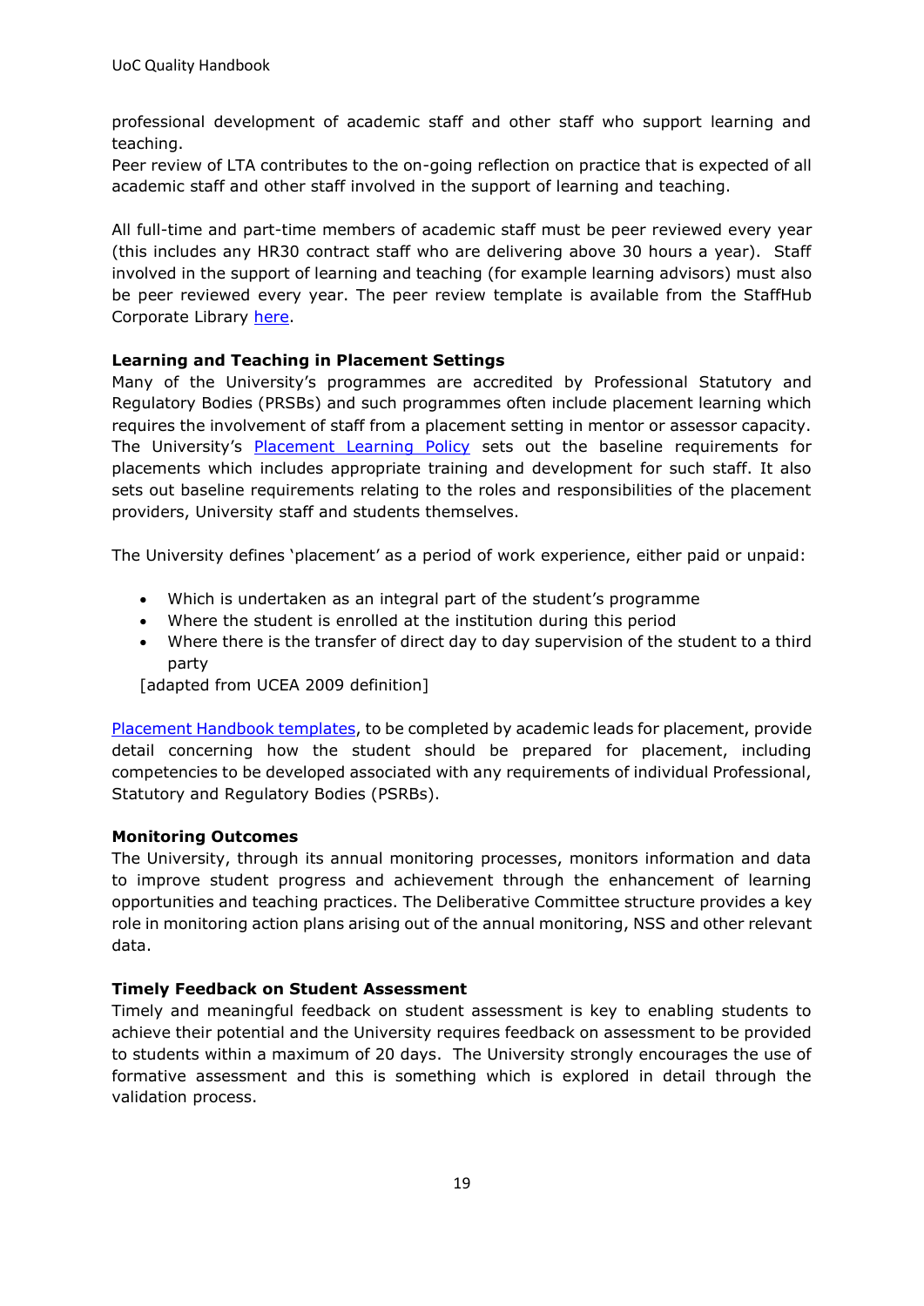professional development of academic staff and other staff who support learning and teaching.
Peer review of LTA contributes to the on-going reflection on practice that is expected of all academic staff and other staff involved in the support of learning and teaching.

All full-time and part-time members of academic staff must be peer reviewed every year (this includes any HR30 contract staff who are delivering above 30 hours a year). Staff involved in the support of learning and teaching (for example learning advisors) must also be peer reviewed every year. The peer review template is available from the StaffHub Corporate Library here.

**Learning and Teaching in Placement Settings**
Many of the University's programmes are accredited by Professional Statutory and Regulatory Bodies (PRSBs) and such programmes often include placement learning which requires the involvement of staff from a placement setting in mentor or assessor capacity. The University's Placement Learning Policy sets out the baseline requirements for placements which includes appropriate training and development for such staff. It also sets out baseline requirements relating to the roles and responsibilities of the placement providers, University staff and students themselves.

The University defines 'placement' as a period of work experience, either paid or unpaid:

- Which is undertaken as an integral part of the student's programme
- Where the student is enrolled at the institution during this period
- Where there is the transfer of direct day to day supervision of the student to a third party

[adapted from UCEA 2009 definition]

Placement Handbook templates, to be completed by academic leads for placement, provide detail concerning how the student should be prepared for placement, including competencies to be developed associated with any requirements of individual Professional, Statutory and Regulatory Bodies (PSRBs).

**Monitoring Outcomes**
The University, through its annual monitoring processes, monitors information and data to improve student progress and achievement through the enhancement of learning opportunities and teaching practices. The Deliberative Committee structure provides a key role in monitoring action plans arising out of the annual monitoring, NSS and other relevant data.

**Timely Feedback on Student Assessment**
Timely and meaningful feedback on student assessment is key to enabling students to achieve their potential and the University requires feedback on assessment to be provided to students within a maximum of 20 days. The University strongly encourages the use of formative assessment and this is something which is explored in detail through the validation process.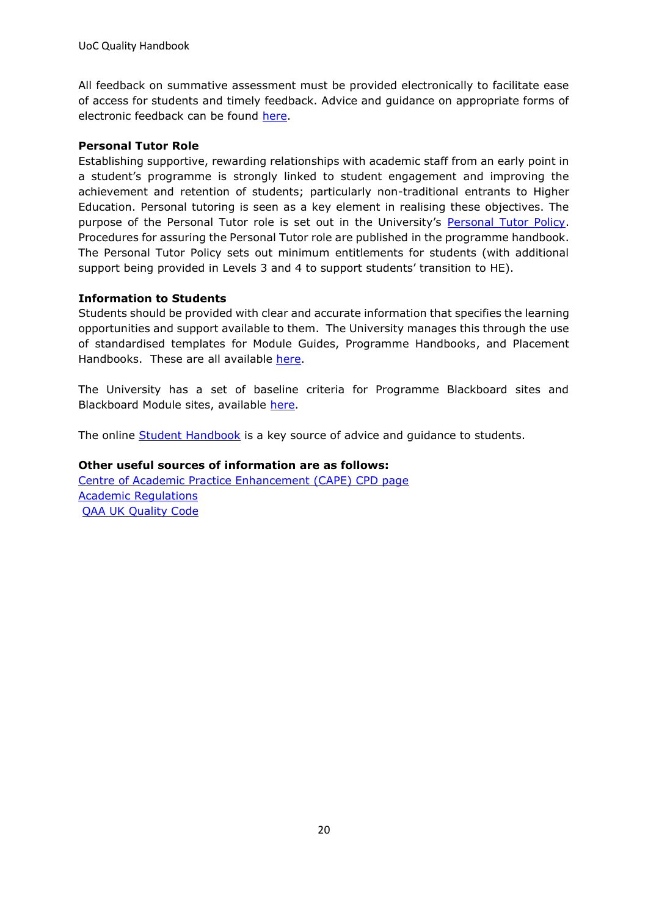All feedback on summative assessment must be provided electronically to facilitate ease of access for students and timely feedback. Advice and guidance on appropriate forms of electronic feedback can be found here.

**Personal Tutor Role**

Establishing supportive, rewarding relationships with academic staff from an early point in a student's programme is strongly linked to student engagement and improving the achievement and retention of students; particularly non-traditional entrants to Higher Education. Personal tutoring is seen as a key element in realising these objectives. The purpose of the Personal Tutor role is set out in the University's Personal Tutor Policy. Procedures for assuring the Personal Tutor role are published in the programme handbook. The Personal Tutor Policy sets out minimum entitlements for students (with additional support being provided in Levels 3 and 4 to support students' transition to HE).

**Information to Students**

Students should be provided with clear and accurate information that specifies the learning opportunities and support available to them. The University manages this through the use of standardised templates for Module Guides, Programme Handbooks, and Placement Handbooks. These are all available here.

The University has a set of baseline criteria for Programme Blackboard sites and Blackboard Module sites, available here.

The online Student Handbook is a key source of advice and guidance to students.

**Other useful sources of information are as follows:**

Centre of Academic Practice Enhancement (CAPE) CPD page
Academic Regulations
QAA UK Quality Code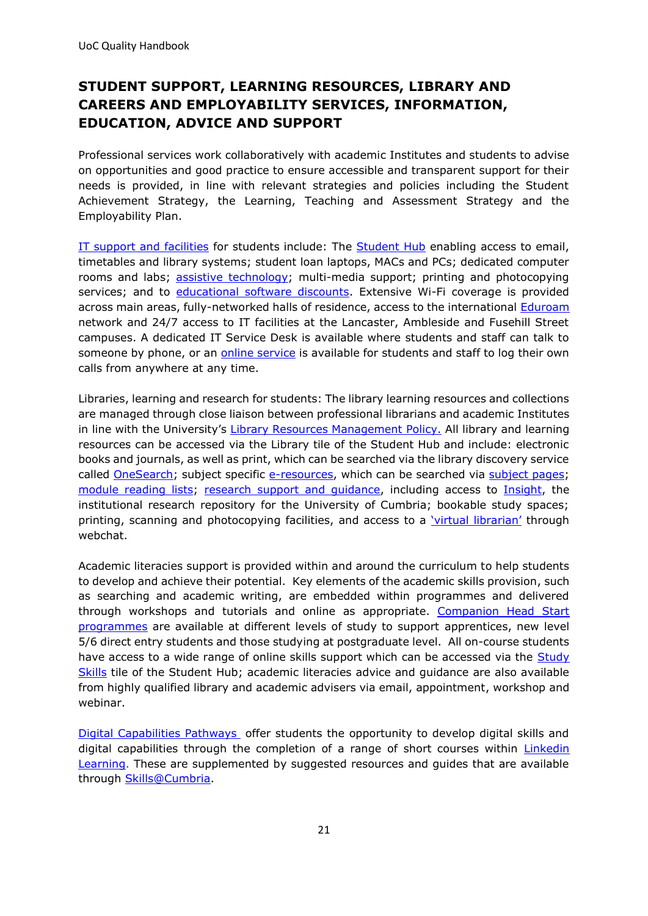## STUDENT SUPPORT, LEARNING RESOURCES, LIBRARY AND CAREERS AND EMPLOYABILITY SERVICES, INFORMATION, EDUCATION, ADVICE AND SUPPORT

Professional services work collaboratively with academic Institutes and students to advise on opportunities and good practice to ensure accessible and transparent support for their needs is provided, in line with relevant strategies and policies including the Student Achievement Strategy, the Learning, Teaching and Assessment Strategy and the Employability Plan.

IT support and facilities for students include: The Student Hub enabling access to email, timetables and library systems; student loan laptops, MACs and PCs; dedicated computer rooms and labs; assistive technology; multi-media support; printing and photocopying services; and to educational software discounts. Extensive Wi-Fi coverage is provided across main areas, fully-networked halls of residence, access to the international Eduroam network and 24/7 access to IT facilities at the Lancaster, Ambleside and Fusehill Street campuses. A dedicated IT Service Desk is available where students and staff can talk to someone by phone, or an online service is available for students and staff to log their own calls from anywhere at any time.

Libraries, learning and research for students: The library learning resources and collections are managed through close liaison between professional librarians and academic Institutes in line with the University's Library Resources Management Policy. All library and learning resources can be accessed via the Library tile of the Student Hub and include: electronic books and journals, as well as print, which can be searched via the library discovery service called OneSearch; subject specific e-resources, which can be searched via subject pages; module reading lists; research support and guidance, including access to Insight, the institutional research repository for the University of Cumbria; bookable study spaces; printing, scanning and photocopying facilities, and access to a 'virtual librarian' through webchat.

Academic literacies support is provided within and around the curriculum to help students to develop and achieve their potential. Key elements of the academic skills provision, such as searching and academic writing, are embedded within programmes and delivered through workshops and tutorials and online as appropriate. Companion Head Start programmes are available at different levels of study to support apprentices, new level 5/6 direct entry students and those studying at postgraduate level. All on-course students have access to a wide range of online skills support which can be accessed via the Study Skills tile of the Student Hub; academic literacies advice and guidance are also available from highly qualified library and academic advisers via email, appointment, workshop and webinar.

Digital Capabilities Pathways offer students the opportunity to develop digital skills and digital capabilities through the completion of a range of short courses within Linkedin Learning. These are supplemented by suggested resources and guides that are available through Skills@Cumbria.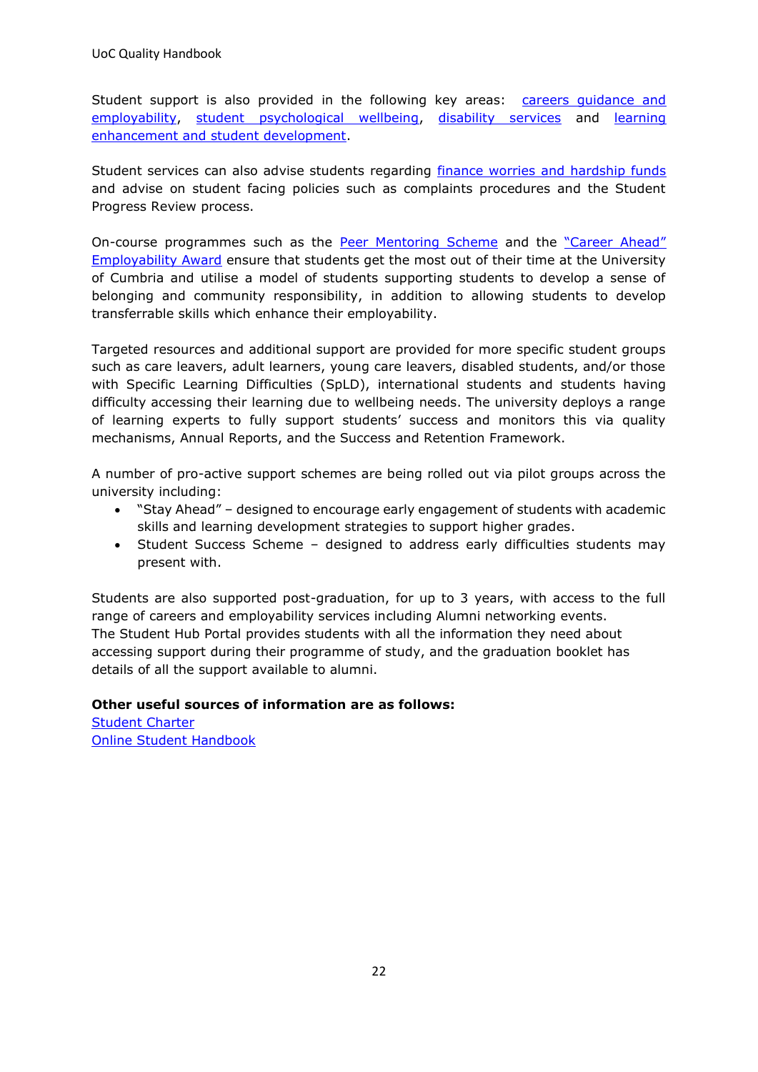Student support is also provided in the following key areas: careers guidance and employability, student psychological wellbeing, disability services and learning enhancement and student development.

Student services can also advise students regarding finance worries and hardship funds and advise on student facing policies such as complaints procedures and the Student Progress Review process.

On-course programmes such as the Peer Mentoring Scheme and the "Career Ahead" Employability Award ensure that students get the most out of their time at the University of Cumbria and utilise a model of students supporting students to develop a sense of belonging and community responsibility, in addition to allowing students to develop transferrable skills which enhance their employability.

Targeted resources and additional support are provided for more specific student groups such as care leavers, adult learners, young care leavers, disabled students, and/or those with Specific Learning Difficulties (SpLD), international students and students having difficulty accessing their learning due to wellbeing needs. The university deploys a range of learning experts to fully support students' success and monitors this via quality mechanisms, Annual Reports, and the Success and Retention Framework.

A number of pro-active support schemes are being rolled out via pilot groups across the university including:

- "Stay Ahead" – designed to encourage early engagement of students with academic skills and learning development strategies to support higher grades.
- Student Success Scheme – designed to address early difficulties students may present with.

Students are also supported post-graduation, for up to 3 years, with access to the full range of careers and employability services including Alumni networking events.
The Student Hub Portal provides students with all the information they need about accessing support during their programme of study, and the graduation booklet has details of all the support available to alumni.

**Other useful sources of information are as follows:**
Student Charter
Online Student Handbook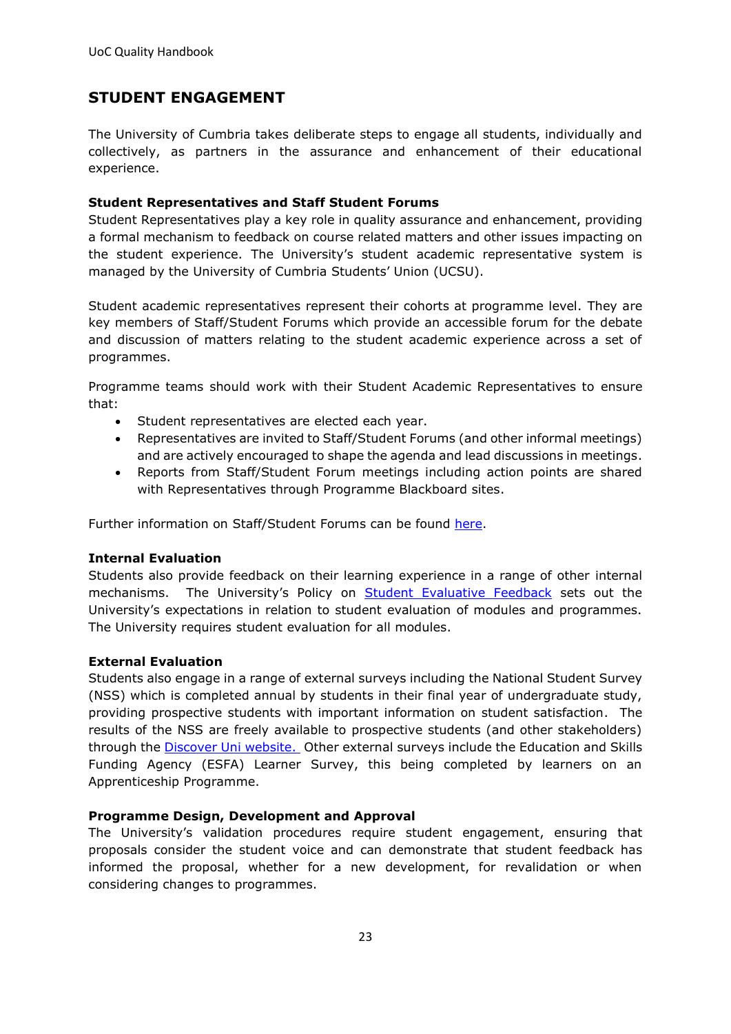## STUDENT ENGAGEMENT

The University of Cumbria takes deliberate steps to engage all students, individually and collectively, as partners in the assurance and enhancement of their educational experience.

**Student Representatives and Staff Student Forums**

Student Representatives play a key role in quality assurance and enhancement, providing a formal mechanism to feedback on course related matters and other issues impacting on the student experience. The University's student academic representative system is managed by the University of Cumbria Students' Union (UCSU).

Student academic representatives represent their cohorts at programme level. They are key members of Staff/Student Forums which provide an accessible forum for the debate and discussion of matters relating to the student academic experience across a set of programmes.

Programme teams should work with their Student Academic Representatives to ensure that:

- Student representatives are elected each year.
- Representatives are invited to Staff/Student Forums (and other informal meetings) and are actively encouraged to shape the agenda and lead discussions in meetings.
- Reports from Staff/Student Forum meetings including action points are shared with Representatives through Programme Blackboard sites.

Further information on Staff/Student Forums can be found here.

**Internal Evaluation**

Students also provide feedback on their learning experience in a range of other internal mechanisms. The University's Policy on Student Evaluative Feedback sets out the University's expectations in relation to student evaluation of modules and programmes. The University requires student evaluation for all modules.

**External Evaluation**

Students also engage in a range of external surveys including the National Student Survey (NSS) which is completed annual by students in their final year of undergraduate study, providing prospective students with important information on student satisfaction. The results of the NSS are freely available to prospective students (and other stakeholders) through the Discover Uni website. Other external surveys include the Education and Skills Funding Agency (ESFA) Learner Survey, this being completed by learners on an Apprenticeship Programme.

**Programme Design, Development and Approval**

The University's validation procedures require student engagement, ensuring that proposals consider the student voice and can demonstrate that student feedback has informed the proposal, whether for a new development, for revalidation or when considering changes to programmes.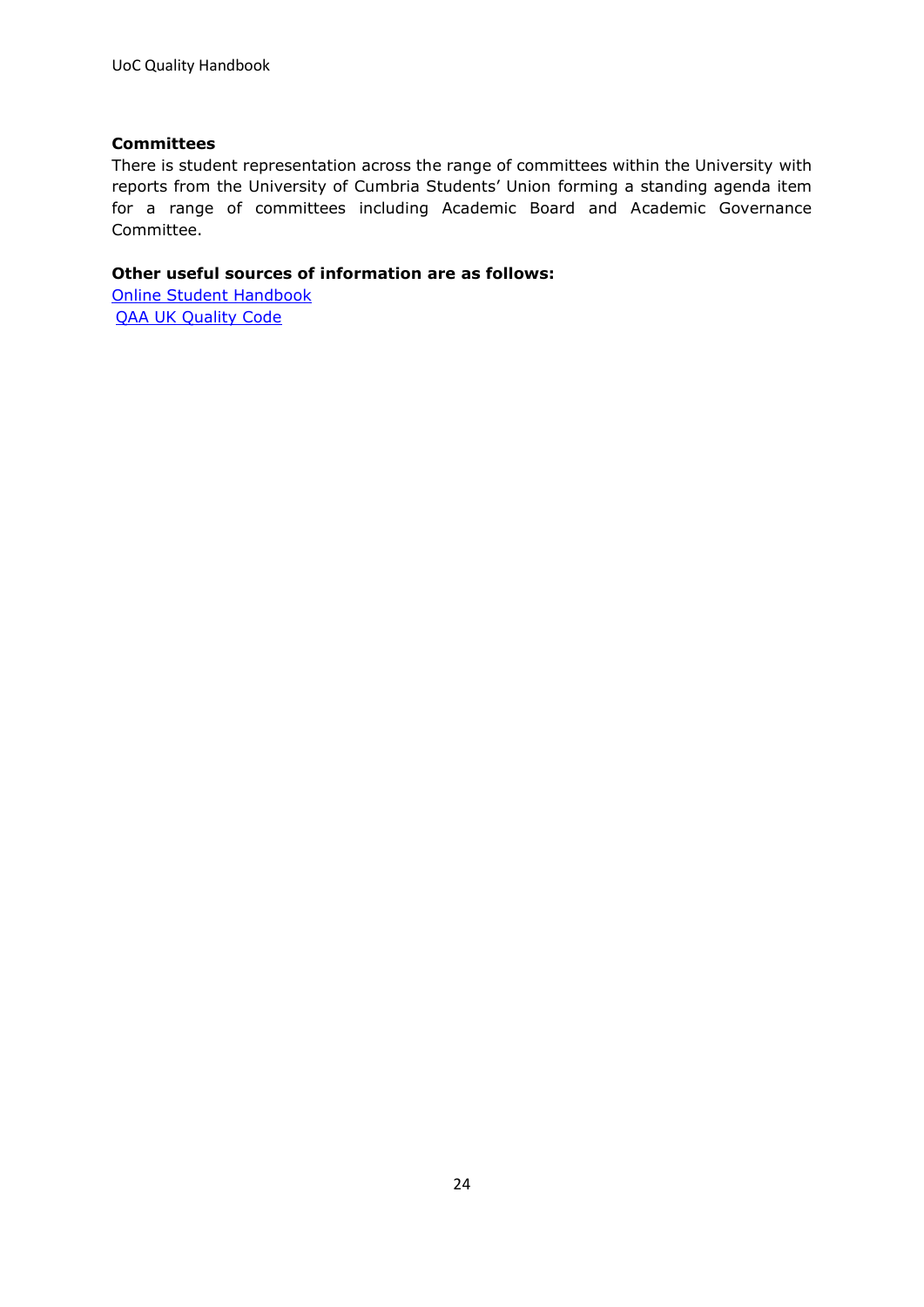**Committees**

There is student representation across the range of committees within the University with reports from the University of Cumbria Students' Union forming a standing agenda item for a range of committees including Academic Board and Academic Governance Committee.

**Other useful sources of information are as follows:**

Online Student Handbook

QAA UK Quality Code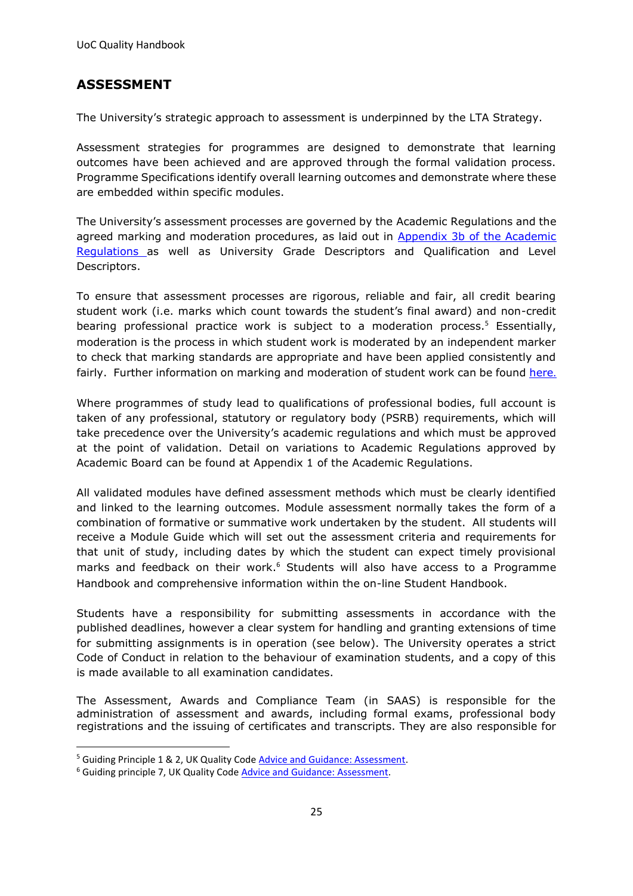## ASSESSMENT

The University's strategic approach to assessment is underpinned by the LTA Strategy.

Assessment strategies for programmes are designed to demonstrate that learning outcomes have been achieved and are approved through the formal validation process. Programme Specifications identify overall learning outcomes and demonstrate where these are embedded within specific modules.

The University's assessment processes are governed by the Academic Regulations and the agreed marking and moderation procedures, as laid out in [Appendix 3b of the Academic Regulations](#) as well as University Grade Descriptors and Qualification and Level Descriptors.

To ensure that assessment processes are rigorous, reliable and fair, all credit bearing student work (i.e. marks which count towards the student's final award) and non-credit bearing professional practice work is subject to a moderation process.[5] Essentially, moderation is the process in which student work is moderated by an independent marker to check that marking standards are appropriate and have been applied consistently and fairly. Further information on marking and moderation of student work can be found [here.](#)

Where programmes of study lead to qualifications of professional bodies, full account is taken of any professional, statutory or regulatory body (PSRB) requirements, which will take precedence over the University's academic regulations and which must be approved at the point of validation. Detail on variations to Academic Regulations approved by Academic Board can be found at Appendix 1 of the Academic Regulations.

All validated modules have defined assessment methods which must be clearly identified and linked to the learning outcomes. Module assessment normally takes the form of a combination of formative or summative work undertaken by the student. All students will receive a Module Guide which will set out the assessment criteria and requirements for that unit of study, including dates by which the student can expect timely provisional marks and feedback on their work.[6] Students will also have access to a Programme Handbook and comprehensive information within the on-line Student Handbook.

Students have a responsibility for submitting assessments in accordance with the published deadlines, however a clear system for handling and granting extensions of time for submitting assignments is in operation (see below). The University operates a strict Code of Conduct in relation to the behaviour of examination students, and a copy of this is made available to all examination candidates.

The Assessment, Awards and Compliance Team (in SAAS) is responsible for the administration of assessment and awards, including formal exams, professional body registrations and the issuing of certificates and transcripts. They are also responsible for

---

[5] Guiding Principle 1 & 2, UK Quality Code [Advice and Guidance: Assessment](#).

[6] Guiding principle 7, UK Quality Code [Advice and Guidance: Assessment](#).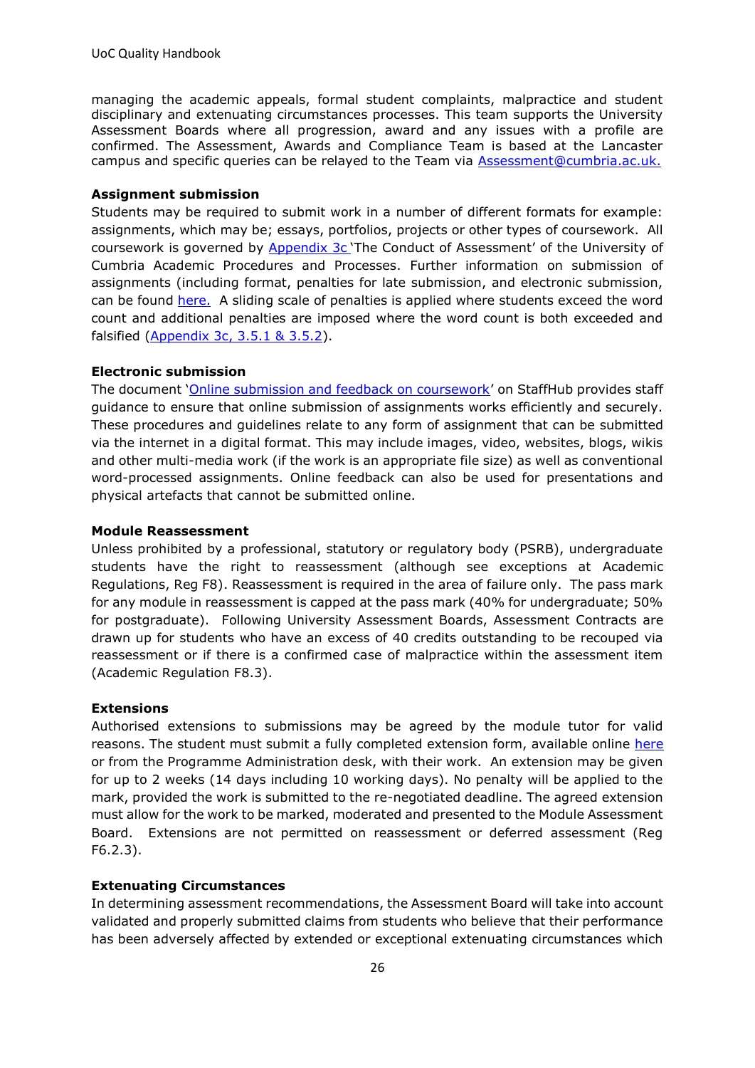managing the academic appeals, formal student complaints, malpractice and student disciplinary and extenuating circumstances processes. This team supports the University Assessment Boards where all progression, award and any issues with a profile are confirmed. The Assessment, Awards and Compliance Team is based at the Lancaster campus and specific queries can be relayed to the Team via Assessment@cumbria.ac.uk.

**Assignment submission**

Students may be required to submit work in a number of different formats for example: assignments, which may be; essays, portfolios, projects or other types of coursework. All coursework is governed by Appendix 3c 'The Conduct of Assessment' of the University of Cumbria Academic Procedures and Processes. Further information on submission of assignments (including format, penalties for late submission, and electronic submission, can be found here. A sliding scale of penalties is applied where students exceed the word count and additional penalties are imposed where the word count is both exceeded and falsified (Appendix 3c, 3.5.1 & 3.5.2).

**Electronic submission**

The document 'Online submission and feedback on coursework' on StaffHub provides staff guidance to ensure that online submission of assignments works efficiently and securely. These procedures and guidelines relate to any form of assignment that can be submitted via the internet in a digital format. This may include images, video, websites, blogs, wikis and other multi-media work (if the work is an appropriate file size) as well as conventional word-processed assignments. Online feedback can also be used for presentations and physical artefacts that cannot be submitted online.

**Module Reassessment**

Unless prohibited by a professional, statutory or regulatory body (PSRB), undergraduate students have the right to reassessment (although see exceptions at Academic Regulations, Reg F8). Reassessment is required in the area of failure only. The pass mark for any module in reassessment is capped at the pass mark (40% for undergraduate; 50% for postgraduate). Following University Assessment Boards, Assessment Contracts are drawn up for students who have an excess of 40 credits outstanding to be recouped via reassessment or if there is a confirmed case of malpractice within the assessment item (Academic Regulation F8.3).

**Extensions**

Authorised extensions to submissions may be agreed by the module tutor for valid reasons. The student must submit a fully completed extension form, available online here or from the Programme Administration desk, with their work. An extension may be given for up to 2 weeks (14 days including 10 working days). No penalty will be applied to the mark, provided the work is submitted to the re-negotiated deadline. The agreed extension must allow for the work to be marked, moderated and presented to the Module Assessment Board. Extensions are not permitted on reassessment or deferred assessment (Reg F6.2.3).

**Extenuating Circumstances**

In determining assessment recommendations, the Assessment Board will take into account validated and properly submitted claims from students who believe that their performance has been adversely affected by extended or exceptional extenuating circumstances which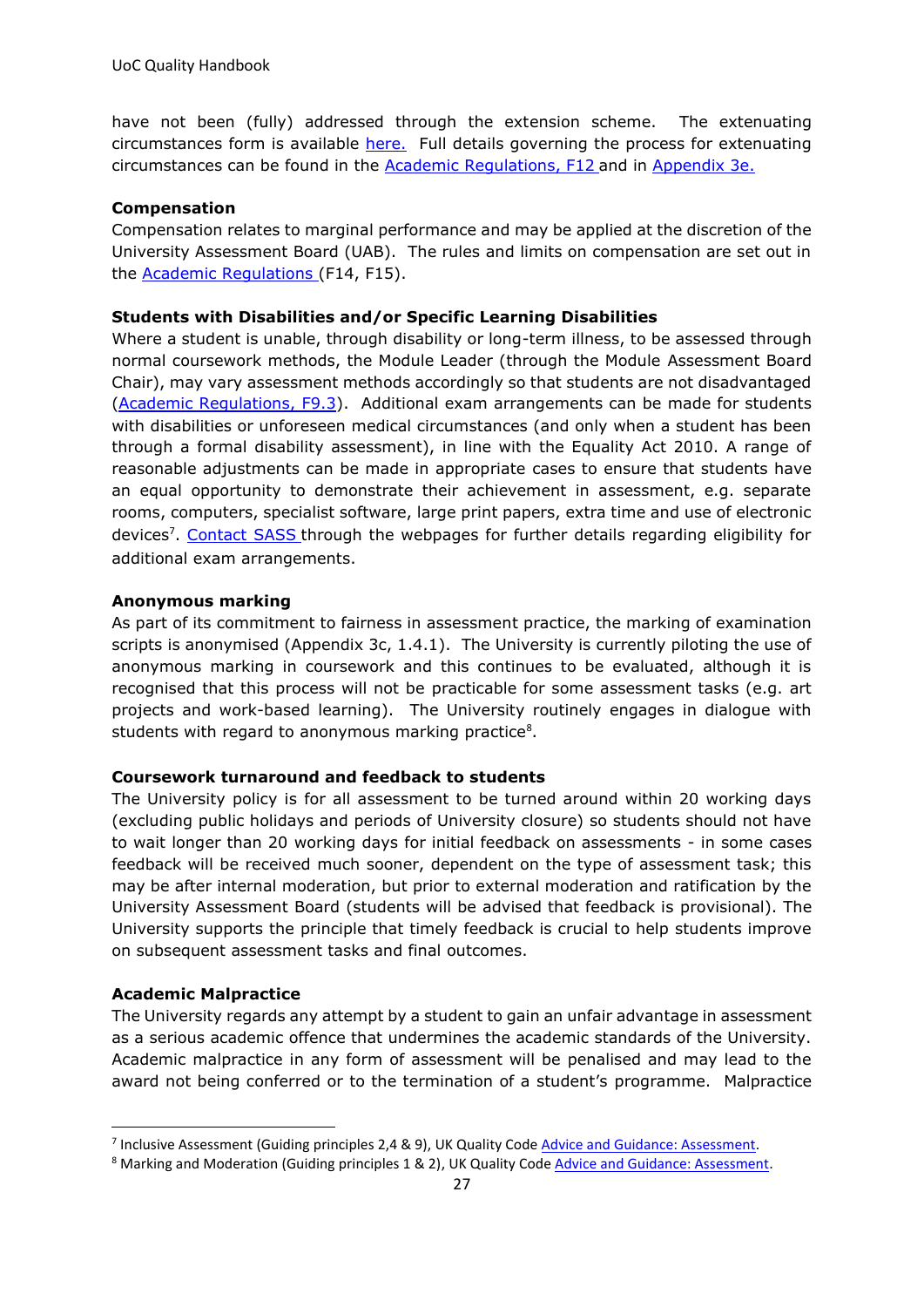have not been (fully) addressed through the extension scheme. The extenuating circumstances form is available here. Full details governing the process for extenuating circumstances can be found in the Academic Regulations, F12 and in Appendix 3e.

**Compensation**
Compensation relates to marginal performance and may be applied at the discretion of the University Assessment Board (UAB). The rules and limits on compensation are set out in the Academic Regulations (F14, F15).

**Students with Disabilities and/or Specific Learning Disabilities**
Where a student is unable, through disability or long-term illness, to be assessed through normal coursework methods, the Module Leader (through the Module Assessment Board Chair), may vary assessment methods accordingly so that students are not disadvantaged (Academic Regulations, F9.3). Additional exam arrangements can be made for students with disabilities or unforeseen medical circumstances (and only when a student has been through a formal disability assessment), in line with the Equality Act 2010. A range of reasonable adjustments can be made in appropriate cases to ensure that students have an equal opportunity to demonstrate their achievement in assessment, e.g. separate rooms, computers, specialist software, large print papers, extra time and use of electronic devices[7]. Contact SASS through the webpages for further details regarding eligibility for additional exam arrangements.

**Anonymous marking**
As part of its commitment to fairness in assessment practice, the marking of examination scripts is anonymised (Appendix 3c, 1.4.1). The University is currently piloting the use of anonymous marking in coursework and this continues to be evaluated, although it is recognised that this process will not be practicable for some assessment tasks (e.g. art projects and work-based learning). The University routinely engages in dialogue with students with regard to anonymous marking practice[8].

**Coursework turnaround and feedback to students**
The University policy is for all assessment to be turned around within 20 working days (excluding public holidays and periods of University closure) so students should not have to wait longer than 20 working days for initial feedback on assessments - in some cases feedback will be received much sooner, dependent on the type of assessment task; this may be after internal moderation, but prior to external moderation and ratification by the University Assessment Board (students will be advised that feedback is provisional). The University supports the principle that timely feedback is crucial to help students improve on subsequent assessment tasks and final outcomes.

**Academic Malpractice**
The University regards any attempt by a student to gain an unfair advantage in assessment as a serious academic offence that undermines the academic standards of the University. Academic malpractice in any form of assessment will be penalised and may lead to the award not being conferred or to the termination of a student's programme. Malpractice

---

[7] Inclusive Assessment (Guiding principles 2,4 & 9), UK Quality Code Advice and Guidance: Assessment.

[8] Marking and Moderation (Guiding principles 1 & 2), UK Quality Code Advice and Guidance: Assessment.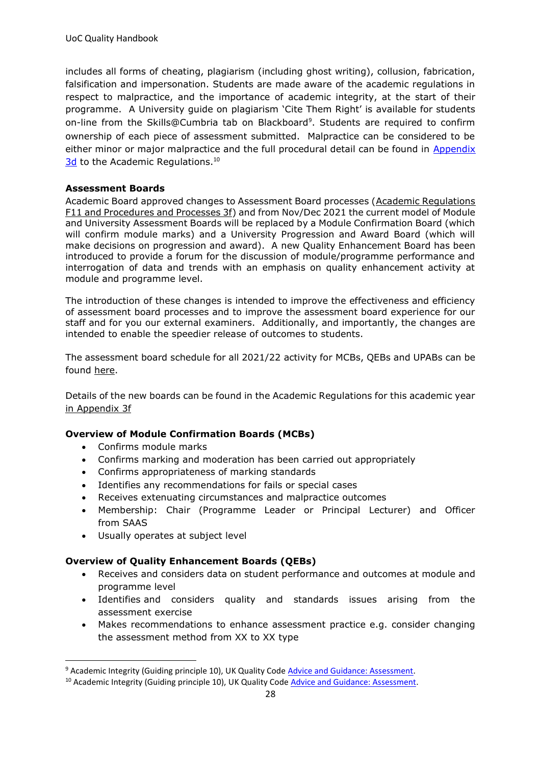includes all forms of cheating, plagiarism (including ghost writing), collusion, fabrication, falsification and impersonation. Students are made aware of the academic regulations in respect to malpractice, and the importance of academic integrity, at the start of their programme. A University guide on plagiarism 'Cite Them Right' is available for students on-line from the Skills@Cumbria tab on Blackboard[9]. Students are required to confirm ownership of each piece of assessment submitted. Malpractice can be considered to be either minor or major malpractice and the full procedural detail can be found in Appendix 3d to the Academic Regulations.[10]

**Assessment Boards**

Academic Board approved changes to Assessment Board processes (Academic Regulations F11 and Procedures and Processes 3f) and from Nov/Dec 2021 the current model of Module and University Assessment Boards will be replaced by a Module Confirmation Board (which will confirm module marks) and a University Progression and Award Board (which will make decisions on progression and award). A new Quality Enhancement Board has been introduced to provide a forum for the discussion of module/programme performance and interrogation of data and trends with an emphasis on quality enhancement activity at module and programme level.

The introduction of these changes is intended to improve the effectiveness and efficiency of assessment board processes and to improve the assessment board experience for our staff and for you our external examiners. Additionally, and importantly, the changes are intended to enable the speedier release of outcomes to students.

The assessment board schedule for all 2021/22 activity for MCBs, QEBs and UPABs can be found here.

Details of the new boards can be found in the Academic Regulations for this academic year in Appendix 3f

**Overview of Module Confirmation Boards (MCBs)**

- Confirms module marks
- Confirms marking and moderation has been carried out appropriately
- Confirms appropriateness of marking standards
- Identifies any recommendations for fails or special cases
- Receives extenuating circumstances and malpractice outcomes
- Membership: Chair (Programme Leader or Principal Lecturer) and Officer from SAAS
- Usually operates at subject level

**Overview of Quality Enhancement Boards (QEBs)**

- Receives and considers data on student performance and outcomes at module and programme level
- Identifies and considers quality and standards issues arising from the assessment exercise
- Makes recommendations to enhance assessment practice e.g. consider changing the assessment method from XX to XX type

[9] Academic Integrity (Guiding principle 10), UK Quality Code Advice and Guidance: Assessment.

[10] Academic Integrity (Guiding principle 10), UK Quality Code Advice and Guidance: Assessment.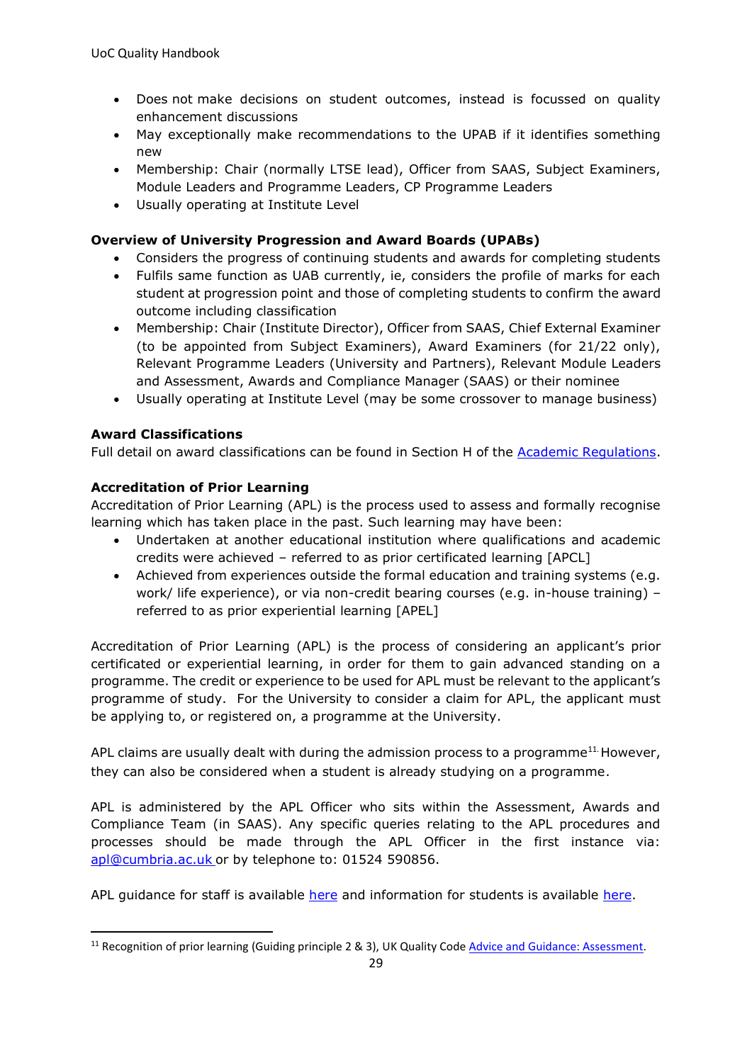- Does not make decisions on student outcomes, instead is focussed on quality enhancement discussions
- May exceptionally make recommendations to the UPAB if it identifies something new
- Membership: Chair (normally LTSE lead), Officer from SAAS, Subject Examiners, Module Leaders and Programme Leaders, CP Programme Leaders
- Usually operating at Institute Level

**Overview of University Progression and Award Boards (UPABs)**

- Considers the progress of continuing students and awards for completing students
- Fulfils same function as UAB currently, ie, considers the profile of marks for each student at progression point and those of completing students to confirm the award outcome including classification
- Membership: Chair (Institute Director), Officer from SAAS, Chief External Examiner (to be appointed from Subject Examiners), Award Examiners (for 21/22 only), Relevant Programme Leaders (University and Partners), Relevant Module Leaders and Assessment, Awards and Compliance Manager (SAAS) or their nominee
- Usually operating at Institute Level (may be some crossover to manage business)

**Award Classifications**

Full detail on award classifications can be found in Section H of the [Academic Regulations](Academic Regulations).

**Accreditation of Prior Learning**

Accreditation of Prior Learning (APL) is the process used to assess and formally recognise learning which has taken place in the past. Such learning may have been:

- Undertaken at another educational institution where qualifications and academic credits were achieved – referred to as prior certificated learning [APCL]
- Achieved from experiences outside the formal education and training systems (e.g. work/ life experience), or via non-credit bearing courses (e.g. in-house training) – referred to as prior experiential learning [APEL]

Accreditation of Prior Learning (APL) is the process of considering an applicant's prior certificated or experiential learning, in order for them to gain advanced standing on a programme. The credit or experience to be used for APL must be relevant to the applicant's programme of study. For the University to consider a claim for APL, the applicant must be applying to, or registered on, a programme at the University.

APL claims are usually dealt with during the admission process to a programme[11]. However, they can also be considered when a student is already studying on a programme.

APL is administered by the APL Officer who sits within the Assessment, Awards and Compliance Team (in SAAS). Any specific queries relating to the APL procedures and processes should be made through the APL Officer in the first instance via: apl@cumbria.ac.uk or by telephone to: 01524 590856.

APL guidance for staff is available here and information for students is available here.

[11] Recognition of prior learning (Guiding principle 2 & 3), UK Quality Code Advice and Guidance: Assessment.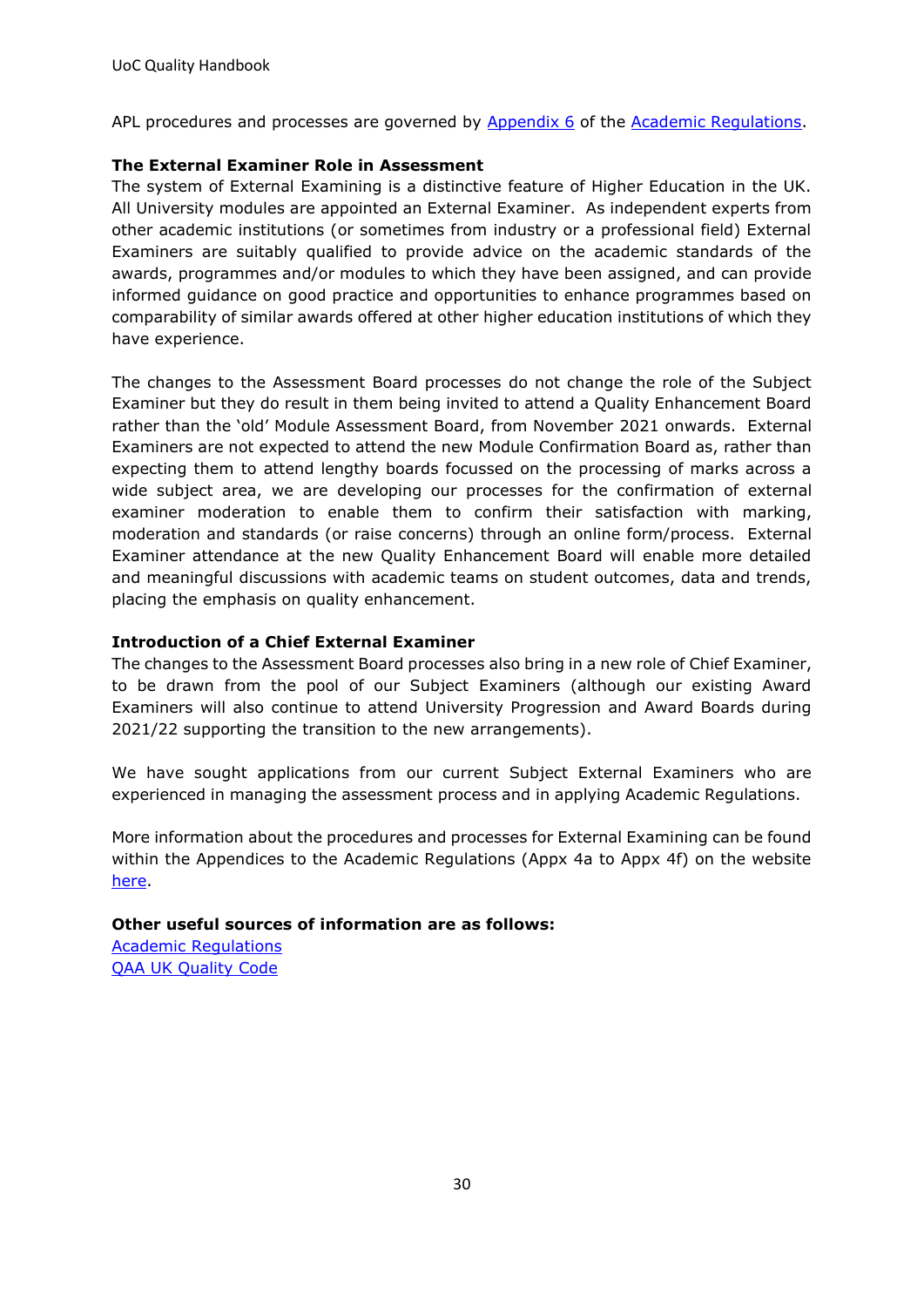APL procedures and processes are governed by Appendix 6 of the Academic Regulations.

**The External Examiner Role in Assessment**

The system of External Examining is a distinctive feature of Higher Education in the UK. All University modules are appointed an External Examiner. As independent experts from other academic institutions (or sometimes from industry or a professional field) External Examiners are suitably qualified to provide advice on the academic standards of the awards, programmes and/or modules to which they have been assigned, and can provide informed guidance on good practice and opportunities to enhance programmes based on comparability of similar awards offered at other higher education institutions of which they have experience.

The changes to the Assessment Board processes do not change the role of the Subject Examiner but they do result in them being invited to attend a Quality Enhancement Board rather than the 'old' Module Assessment Board, from November 2021 onwards. External Examiners are not expected to attend the new Module Confirmation Board as, rather than expecting them to attend lengthy boards focussed on the processing of marks across a wide subject area, we are developing our processes for the confirmation of external examiner moderation to enable them to confirm their satisfaction with marking, moderation and standards (or raise concerns) through an online form/process. External Examiner attendance at the new Quality Enhancement Board will enable more detailed and meaningful discussions with academic teams on student outcomes, data and trends, placing the emphasis on quality enhancement.

**Introduction of a Chief External Examiner**

The changes to the Assessment Board processes also bring in a new role of Chief Examiner, to be drawn from the pool of our Subject Examiners (although our existing Award Examiners will also continue to attend University Progression and Award Boards during 2021/22 supporting the transition to the new arrangements).

We have sought applications from our current Subject External Examiners who are experienced in managing the assessment process and in applying Academic Regulations.

More information about the procedures and processes for External Examining can be found within the Appendices to the Academic Regulations (Appx 4a to Appx 4f) on the website here.

**Other useful sources of information are as follows:**

Academic Regulations
QAA UK Quality Code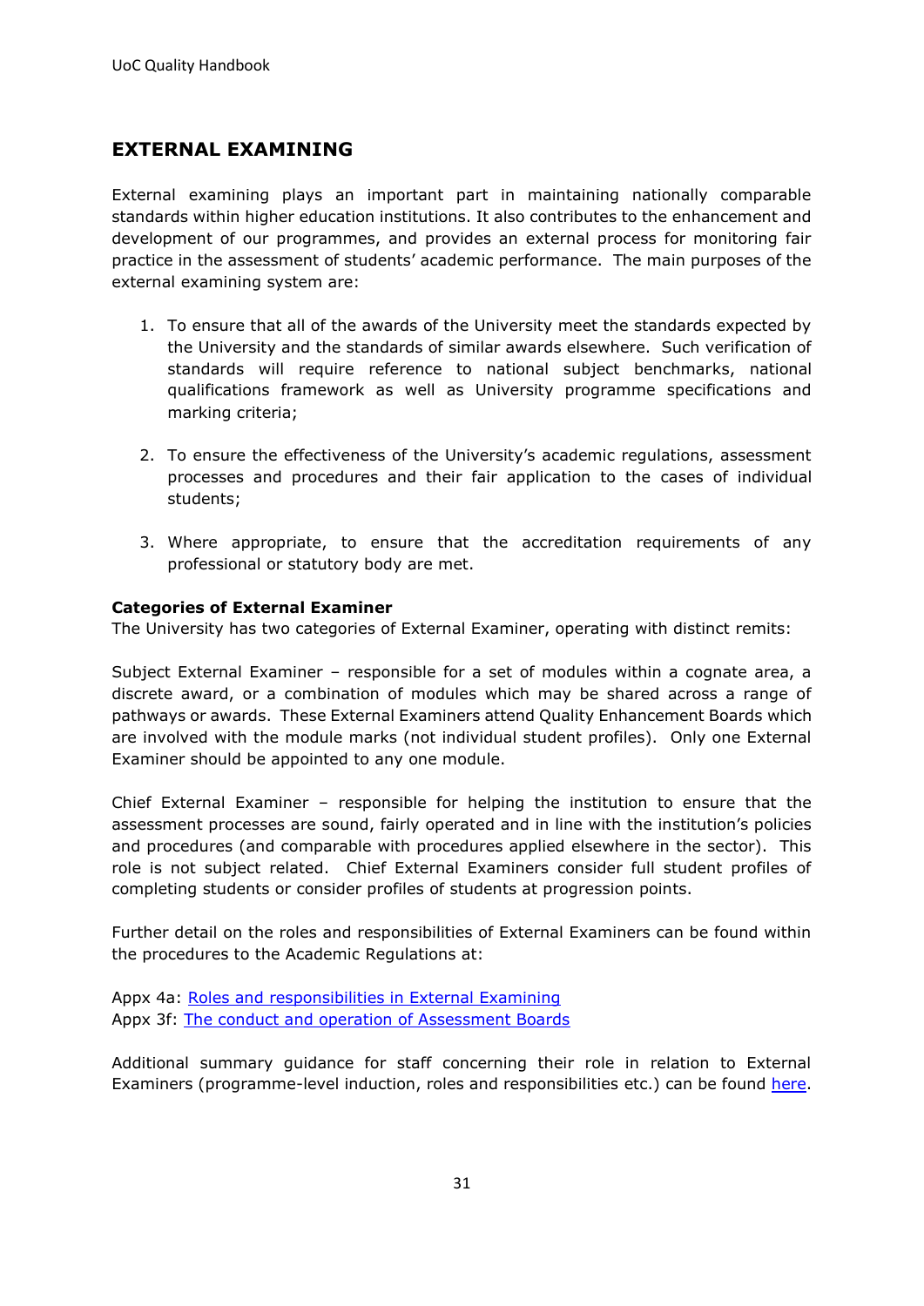## EXTERNAL EXAMINING

External examining plays an important part in maintaining nationally comparable standards within higher education institutions. It also contributes to the enhancement and development of our programmes, and provides an external process for monitoring fair practice in the assessment of students' academic performance. The main purposes of the external examining system are:

1. To ensure that all of the awards of the University meet the standards expected by the University and the standards of similar awards elsewhere. Such verification of standards will require reference to national subject benchmarks, national qualifications framework as well as University programme specifications and marking criteria;

2. To ensure the effectiveness of the University's academic regulations, assessment processes and procedures and their fair application to the cases of individual students;

3. Where appropriate, to ensure that the accreditation requirements of any professional or statutory body are met.

**Categories of External Examiner**
The University has two categories of External Examiner, operating with distinct remits:

Subject External Examiner – responsible for a set of modules within a cognate area, a discrete award, or a combination of modules which may be shared across a range of pathways or awards. These External Examiners attend Quality Enhancement Boards which are involved with the module marks (not individual student profiles). Only one External Examiner should be appointed to any one module.

Chief External Examiner – responsible for helping the institution to ensure that the assessment processes are sound, fairly operated and in line with the institution's policies and procedures (and comparable with procedures applied elsewhere in the sector). This role is not subject related. Chief External Examiners consider full student profiles of completing students or consider profiles of students at progression points.

Further detail on the roles and responsibilities of External Examiners can be found within the procedures to the Academic Regulations at:

Appx 4a: Roles and responsibilities in External Examining
Appx 3f: The conduct and operation of Assessment Boards

Additional summary guidance for staff concerning their role in relation to External Examiners (programme-level induction, roles and responsibilities etc.) can be found here.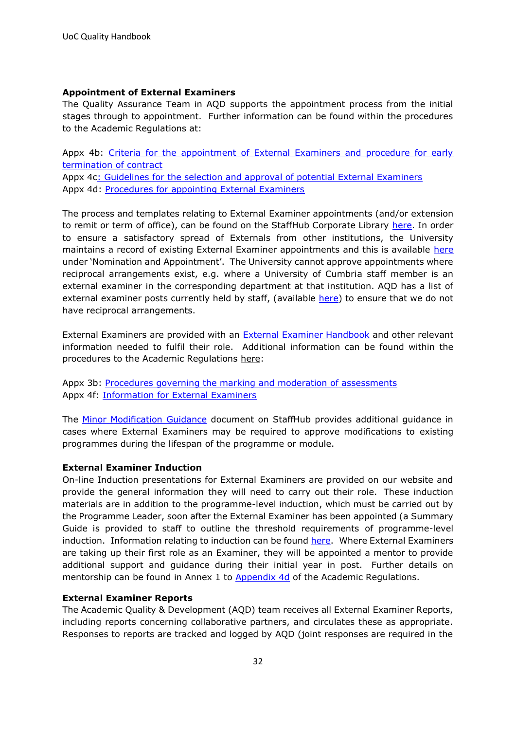**Appointment of External Examiners**

The Quality Assurance Team in AQD supports the appointment process from the initial stages through to appointment. Further information can be found within the procedures to the Academic Regulations at:

Appx 4b: Criteria for the appointment of External Examiners and procedure for early termination of contract
Appx 4c: Guidelines for the selection and approval of potential External Examiners
Appx 4d: Procedures for appointing External Examiners

The process and templates relating to External Examiner appointments (and/or extension to remit or term of office), can be found on the StaffHub Corporate Library here. In order to ensure a satisfactory spread of Externals from other institutions, the University maintains a record of existing External Examiner appointments and this is available here under 'Nomination and Appointment'. The University cannot approve appointments where reciprocal arrangements exist, e.g. where a University of Cumbria staff member is an external examiner in the corresponding department at that institution. AQD has a list of external examiner posts currently held by staff, (available here) to ensure that we do not have reciprocal arrangements.

External Examiners are provided with an External Examiner Handbook and other relevant information needed to fulfil their role. Additional information can be found within the procedures to the Academic Regulations here:

Appx 3b: Procedures governing the marking and moderation of assessments
Appx 4f: Information for External Examiners

The Minor Modification Guidance document on StaffHub provides additional guidance in cases where External Examiners may be required to approve modifications to existing programmes during the lifespan of the programme or module.

**External Examiner Induction**

On-line Induction presentations for External Examiners are provided on our website and provide the general information they will need to carry out their role. These induction materials are in addition to the programme-level induction, which must be carried out by the Programme Leader, soon after the External Examiner has been appointed (a Summary Guide is provided to staff to outline the threshold requirements of programme-level induction. Information relating to induction can be found here. Where External Examiners are taking up their first role as an Examiner, they will be appointed a mentor to provide additional support and guidance during their initial year in post. Further details on mentorship can be found in Annex 1 to Appendix 4d of the Academic Regulations.

**External Examiner Reports**

The Academic Quality & Development (AQD) team receives all External Examiner Reports, including reports concerning collaborative partners, and circulates these as appropriate. Responses to reports are tracked and logged by AQD (joint responses are required in the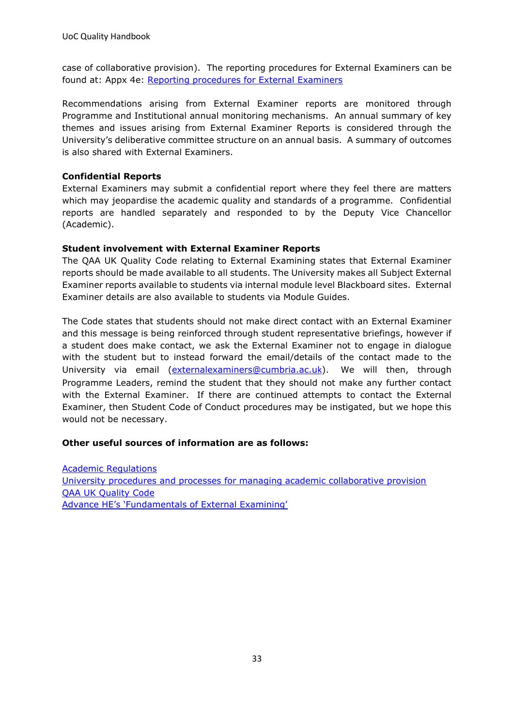case of collaborative provision). The reporting procedures for External Examiners can be found at: Appx 4e: [Reporting procedures for External Examiners]

Recommendations arising from External Examiner reports are monitored through Programme and Institutional annual monitoring mechanisms. An annual summary of key themes and issues arising from External Examiner Reports is considered through the University's deliberative committee structure on an annual basis. A summary of outcomes is also shared with External Examiners.

**Confidential Reports**

External Examiners may submit a confidential report where they feel there are matters which may jeopardise the academic quality and standards of a programme. Confidential reports are handled separately and responded to by the Deputy Vice Chancellor (Academic).

**Student involvement with External Examiner Reports**

The QAA UK Quality Code relating to External Examining states that External Examiner reports should be made available to all students. The University makes all Subject External Examiner reports available to students via internal module level Blackboard sites. External Examiner details are also available to students via Module Guides.

The Code states that students should not make direct contact with an External Examiner and this message is being reinforced through student representative briefings, however if a student does make contact, we ask the External Examiner not to engage in dialogue with the student but to instead forward the email/details of the contact made to the University via email (externalexaminers@cumbria.ac.uk). We will then, through Programme Leaders, remind the student that they should not make any further contact with the External Examiner. If there are continued attempts to contact the External Examiner, then Student Code of Conduct procedures may be instigated, but we hope this would not be necessary.

**Other useful sources of information are as follows:**

Academic Regulations
University procedures and processes for managing academic collaborative provision
QAA UK Quality Code
Advance HE's 'Fundamentals of External Examining'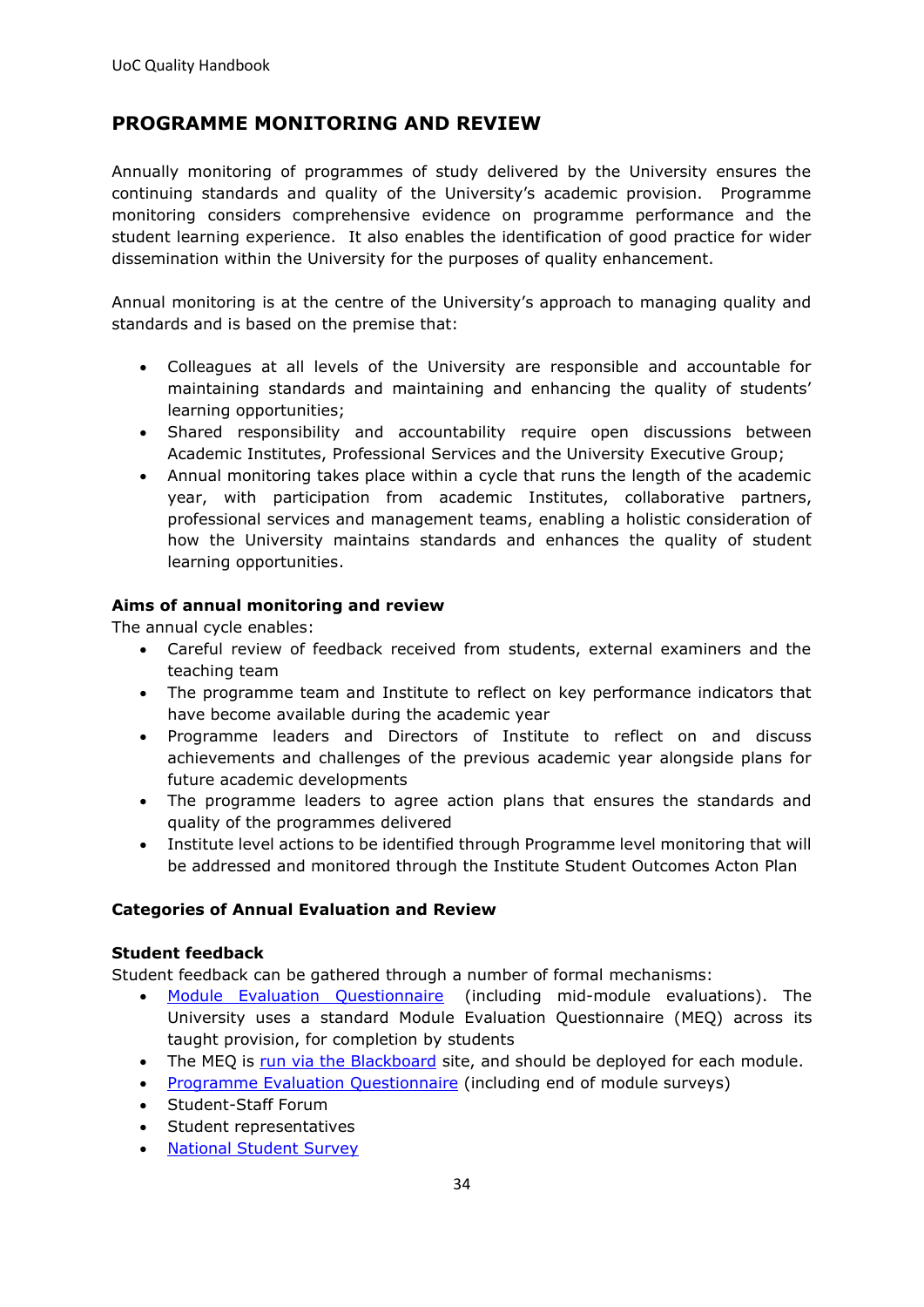## PROGRAMME MONITORING AND REVIEW

Annually monitoring of programmes of study delivered by the University ensures the continuing standards and quality of the University's academic provision. Programme monitoring considers comprehensive evidence on programme performance and the student learning experience. It also enables the identification of good practice for wider dissemination within the University for the purposes of quality enhancement.

Annual monitoring is at the centre of the University's approach to managing quality and standards and is based on the premise that:

- Colleagues at all levels of the University are responsible and accountable for maintaining standards and maintaining and enhancing the quality of students' learning opportunities;
- Shared responsibility and accountability require open discussions between Academic Institutes, Professional Services and the University Executive Group;
- Annual monitoring takes place within a cycle that runs the length of the academic year, with participation from academic Institutes, collaborative partners, professional services and management teams, enabling a holistic consideration of how the University maintains standards and enhances the quality of student learning opportunities.

**Aims of annual monitoring and review**

The annual cycle enables:

- Careful review of feedback received from students, external examiners and the teaching team
- The programme team and Institute to reflect on key performance indicators that have become available during the academic year
- Programme leaders and Directors of Institute to reflect on and discuss achievements and challenges of the previous academic year alongside plans for future academic developments
- The programme leaders to agree action plans that ensures the standards and quality of the programmes delivered
- Institute level actions to be identified through Programme level monitoring that will be addressed and monitored through the Institute Student Outcomes Acton Plan

**Categories of Annual Evaluation and Review**

**Student feedback**

Student feedback can be gathered through a number of formal mechanisms:

- Module Evaluation Questionnaire (including mid-module evaluations). The University uses a standard Module Evaluation Questionnaire (MEQ) across its taught provision, for completion by students
- The MEQ is run via the Blackboard site, and should be deployed for each module.
- Programme Evaluation Questionnaire (including end of module surveys)
- Student-Staff Forum
- Student representatives
- National Student Survey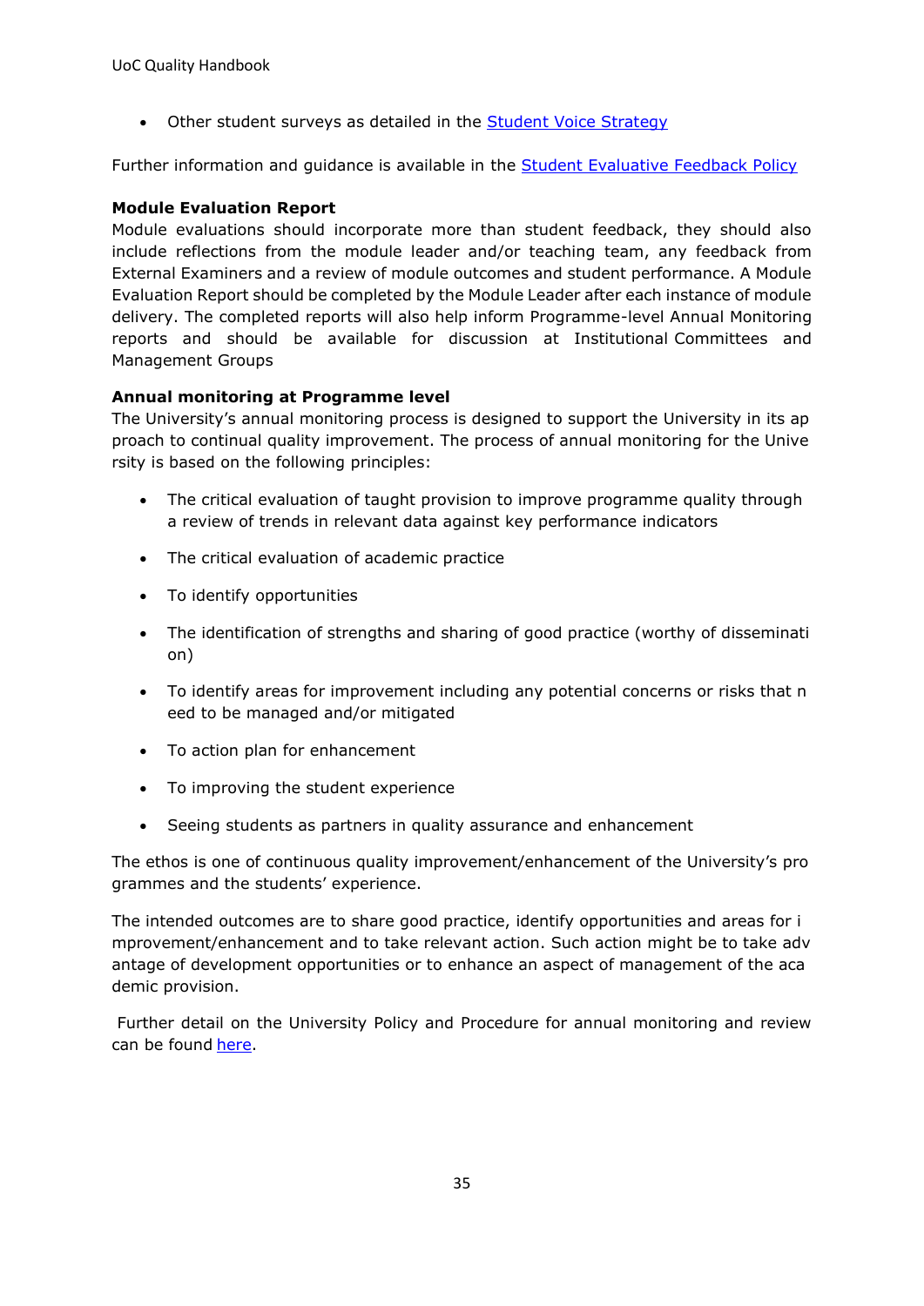- Other student surveys as detailed in the [Student Voice Strategy]

Further information and guidance is available in the [Student Evaluative Feedback Policy]

**Module Evaluation Report**

Module evaluations should incorporate more than student feedback, they should also include reflections from the module leader and/or teaching team, any feedback from External Examiners and a review of module outcomes and student performance. A Module Evaluation Report should be completed by the Module Leader after each instance of module delivery. The completed reports will also help inform Programme-level Annual Monitoring reports and should be available for discussion at Institutional Committees and Management Groups

**Annual monitoring at Programme level**

The University's annual monitoring process is designed to support the University in its approach to continual quality improvement. The process of annual monitoring for the University is based on the following principles:

- The critical evaluation of taught provision to improve programme quality through a review of trends in relevant data against key performance indicators
- The critical evaluation of academic practice
- To identify opportunities
- The identification of strengths and sharing of good practice (worthy of dissemination)
- To identify areas for improvement including any potential concerns or risks that need to be managed and/or mitigated
- To action plan for enhancement
- To improving the student experience
- Seeing students as partners in quality assurance and enhancement

The ethos is one of continuous quality improvement/enhancement of the University's programmes and the students' experience.

The intended outcomes are to share good practice, identify opportunities and areas for improvement/enhancement and to take relevant action. Such action might be to take advantage of development opportunities or to enhance an aspect of management of the academic provision.

Further detail on the University Policy and Procedure for annual monitoring and review can be found [here].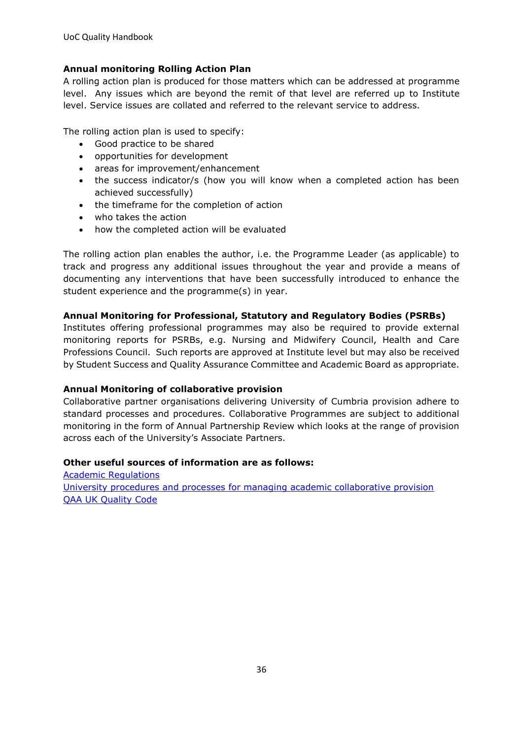**Annual monitoring Rolling Action Plan**

A rolling action plan is produced for those matters which can be addressed at programme level. Any issues which are beyond the remit of that level are referred up to Institute level. Service issues are collated and referred to the relevant service to address.

The rolling action plan is used to specify:

- Good practice to be shared
- opportunities for development
- areas for improvement/enhancement
- the success indicator/s (how you will know when a completed action has been achieved successfully)
- the timeframe for the completion of action
- who takes the action
- how the completed action will be evaluated

The rolling action plan enables the author, i.e. the Programme Leader (as applicable) to track and progress any additional issues throughout the year and provide a means of documenting any interventions that have been successfully introduced to enhance the student experience and the programme(s) in year.

**Annual Monitoring for Professional, Statutory and Regulatory Bodies (PSRBs)**

Institutes offering professional programmes may also be required to provide external monitoring reports for PSRBs, e.g. Nursing and Midwifery Council, Health and Care Professions Council. Such reports are approved at Institute level but may also be received by Student Success and Quality Assurance Committee and Academic Board as appropriate.

**Annual Monitoring of collaborative provision**

Collaborative partner organisations delivering University of Cumbria provision adhere to standard processes and procedures. Collaborative Programmes are subject to additional monitoring in the form of Annual Partnership Review which looks at the range of provision across each of the University's Associate Partners.

**Other useful sources of information are as follows:**

Academic Regulations
University procedures and processes for managing academic collaborative provision
QAA UK Quality Code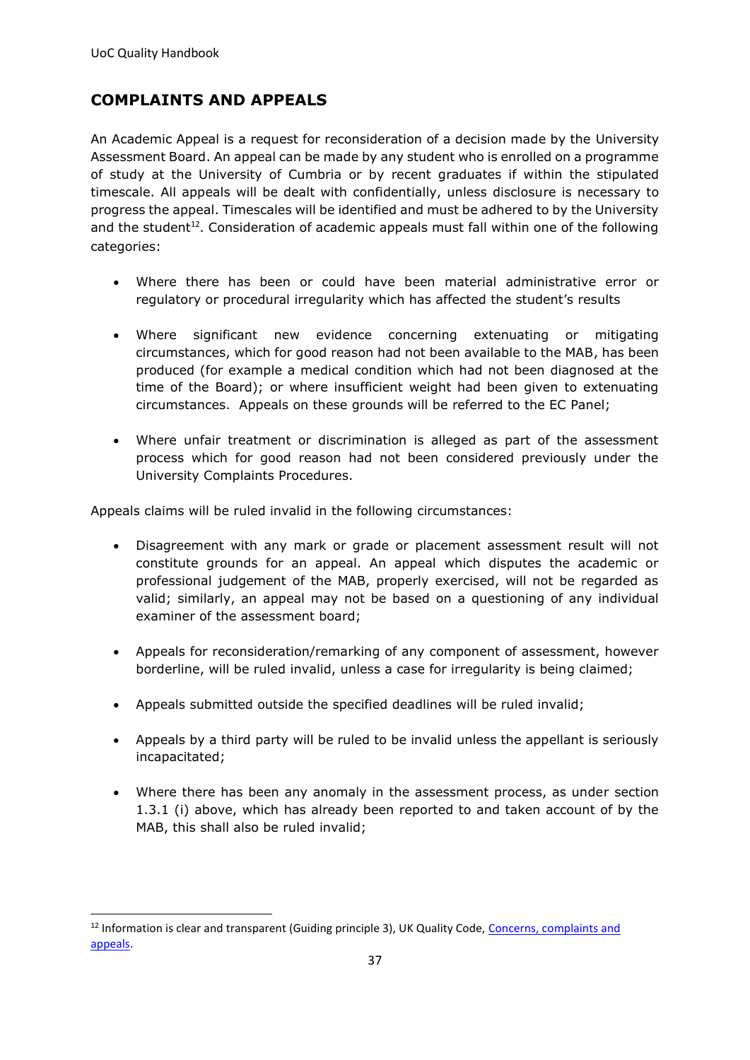## COMPLAINTS AND APPEALS

An Academic Appeal is a request for reconsideration of a decision made by the University Assessment Board. An appeal can be made by any student who is enrolled on a programme of study at the University of Cumbria or by recent graduates if within the stipulated timescale. All appeals will be dealt with confidentially, unless disclosure is necessary to progress the appeal. Timescales will be identified and must be adhered to by the University and the student[12]. Consideration of academic appeals must fall within one of the following categories:

- Where there has been or could have been material administrative error or regulatory or procedural irregularity which has affected the student's results
- Where significant new evidence concerning extenuating or mitigating circumstances, which for good reason had not been available to the MAB, has been produced (for example a medical condition which had not been diagnosed at the time of the Board); or where insufficient weight had been given to extenuating circumstances. Appeals on these grounds will be referred to the EC Panel;
- Where unfair treatment or discrimination is alleged as part of the assessment process which for good reason had not been considered previously under the University Complaints Procedures.

Appeals claims will be ruled invalid in the following circumstances:

- Disagreement with any mark or grade or placement assessment result will not constitute grounds for an appeal. An appeal which disputes the academic or professional judgement of the MAB, properly exercised, will not be regarded as valid; similarly, an appeal may not be based on a questioning of any individual examiner of the assessment board;
- Appeals for reconsideration/remarking of any component of assessment, however borderline, will be ruled invalid, unless a case for irregularity is being claimed;
- Appeals submitted outside the specified deadlines will be ruled invalid;
- Appeals by a third party will be ruled to be invalid unless the appellant is seriously incapacitated;
- Where there has been any anomaly in the assessment process, as under section 1.3.1 (i) above, which has already been reported to and taken account of by the MAB, this shall also be ruled invalid;

[12] Information is clear and transparent (Guiding principle 3), UK Quality Code, Concerns, complaints and appeals.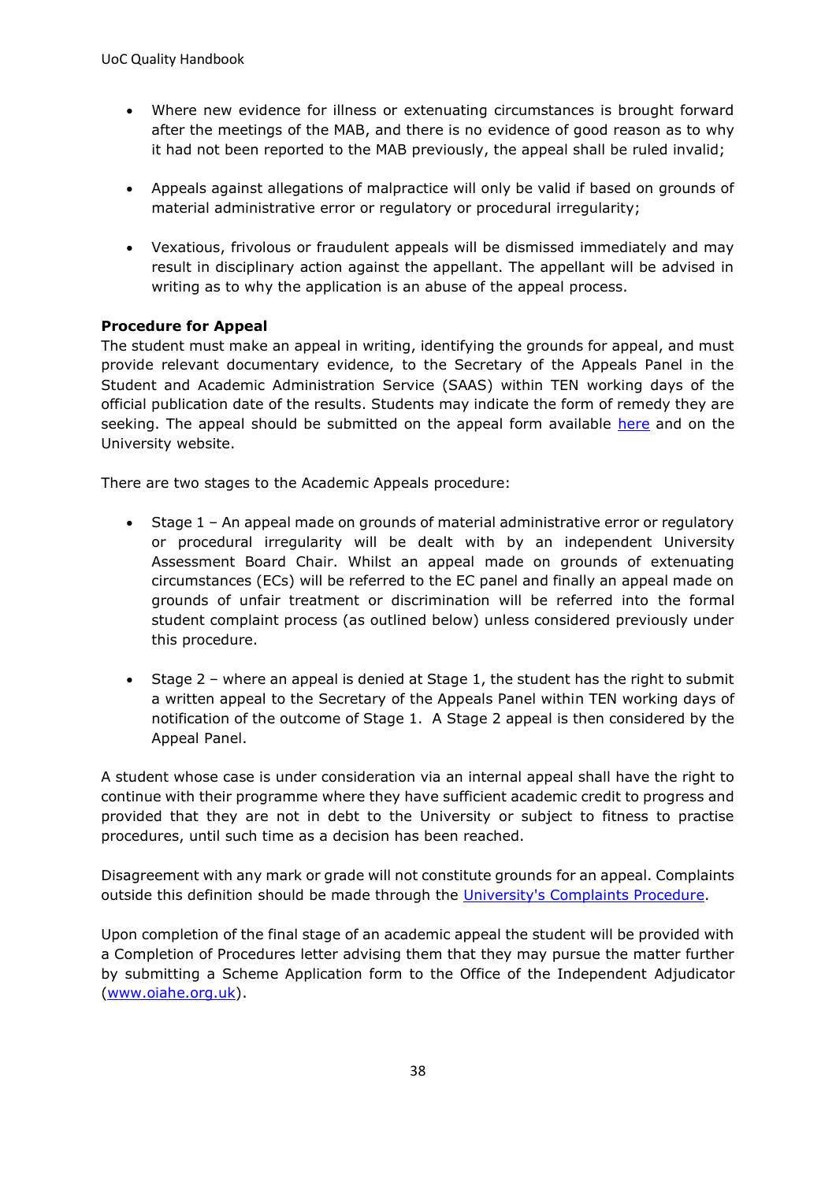- Where new evidence for illness or extenuating circumstances is brought forward after the meetings of the MAB, and there is no evidence of good reason as to why it had not been reported to the MAB previously, the appeal shall be ruled invalid;

- Appeals against allegations of malpractice will only be valid if based on grounds of material administrative error or regulatory or procedural irregularity;

- Vexatious, frivolous or fraudulent appeals will be dismissed immediately and may result in disciplinary action against the appellant. The appellant will be advised in writing as to why the application is an abuse of the appeal process.

**Procedure for Appeal**

The student must make an appeal in writing, identifying the grounds for appeal, and must provide relevant documentary evidence, to the Secretary of the Appeals Panel in the Student and Academic Administration Service (SAAS) within TEN working days of the official publication date of the results. Students may indicate the form of remedy they are seeking. The appeal should be submitted on the appeal form available here and on the University website.

There are two stages to the Academic Appeals procedure:

- Stage 1 – An appeal made on grounds of material administrative error or regulatory or procedural irregularity will be dealt with by an independent University Assessment Board Chair. Whilst an appeal made on grounds of extenuating circumstances (ECs) will be referred to the EC panel and finally an appeal made on grounds of unfair treatment or discrimination will be referred into the formal student complaint process (as outlined below) unless considered previously under this procedure.

- Stage 2 – where an appeal is denied at Stage 1, the student has the right to submit a written appeal to the Secretary of the Appeals Panel within TEN working days of notification of the outcome of Stage 1. A Stage 2 appeal is then considered by the Appeal Panel.

A student whose case is under consideration via an internal appeal shall have the right to continue with their programme where they have sufficient academic credit to progress and provided that they are not in debt to the University or subject to fitness to practise procedures, until such time as a decision has been reached.

Disagreement with any mark or grade will not constitute grounds for an appeal. Complaints outside this definition should be made through the University's Complaints Procedure.

Upon completion of the final stage of an academic appeal the student will be provided with a Completion of Procedures letter advising them that they may pursue the matter further by submitting a Scheme Application form to the Office of the Independent Adjudicator (www.oiahe.org.uk).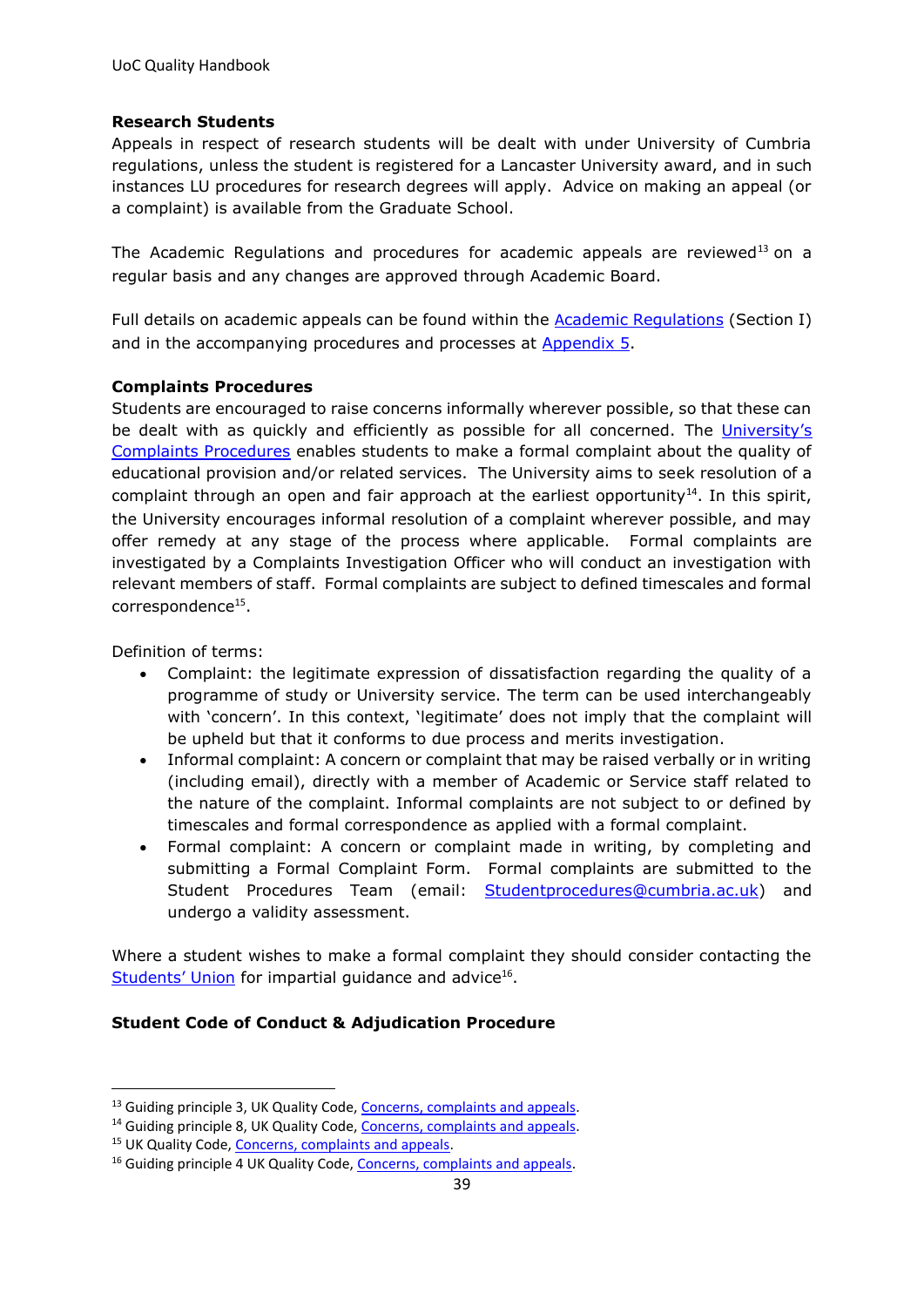**Research Students**

Appeals in respect of research students will be dealt with under University of Cumbria regulations, unless the student is registered for a Lancaster University award, and in such instances LU procedures for research degrees will apply. Advice on making an appeal (or a complaint) is available from the Graduate School.

The Academic Regulations and procedures for academic appeals are reviewed[13] on a regular basis and any changes are approved through Academic Board.

Full details on academic appeals can be found within the Academic Regulations (Section I) and in the accompanying procedures and processes at Appendix 5.

**Complaints Procedures**

Students are encouraged to raise concerns informally wherever possible, so that these can be dealt with as quickly and efficiently as possible for all concerned. The University's Complaints Procedures enables students to make a formal complaint about the quality of educational provision and/or related services. The University aims to seek resolution of a complaint through an open and fair approach at the earliest opportunity[14]. In this spirit, the University encourages informal resolution of a complaint wherever possible, and may offer remedy at any stage of the process where applicable. Formal complaints are investigated by a Complaints Investigation Officer who will conduct an investigation with relevant members of staff. Formal complaints are subject to defined timescales and formal correspondence[15].

Definition of terms:

- Complaint: the legitimate expression of dissatisfaction regarding the quality of a programme of study or University service. The term can be used interchangeably with 'concern'. In this context, 'legitimate' does not imply that the complaint will be upheld but that it conforms to due process and merits investigation.
- Informal complaint: A concern or complaint that may be raised verbally or in writing (including email), directly with a member of Academic or Service staff related to the nature of the complaint. Informal complaints are not subject to or defined by timescales and formal correspondence as applied with a formal complaint.
- Formal complaint: A concern or complaint made in writing, by completing and submitting a Formal Complaint Form. Formal complaints are submitted to the Student Procedures Team (email: Studentprocedures@cumbria.ac.uk) and undergo a validity assessment.

Where a student wishes to make a formal complaint they should consider contacting the Students' Union for impartial guidance and advice[16].

**Student Code of Conduct & Adjudication Procedure**

---

[13] Guiding principle 3, UK Quality Code, Concerns, complaints and appeals.

[14] Guiding principle 8, UK Quality Code, Concerns, complaints and appeals.

[15] UK Quality Code, Concerns, complaints and appeals.

[16] Guiding principle 4 UK Quality Code, Concerns, complaints and appeals.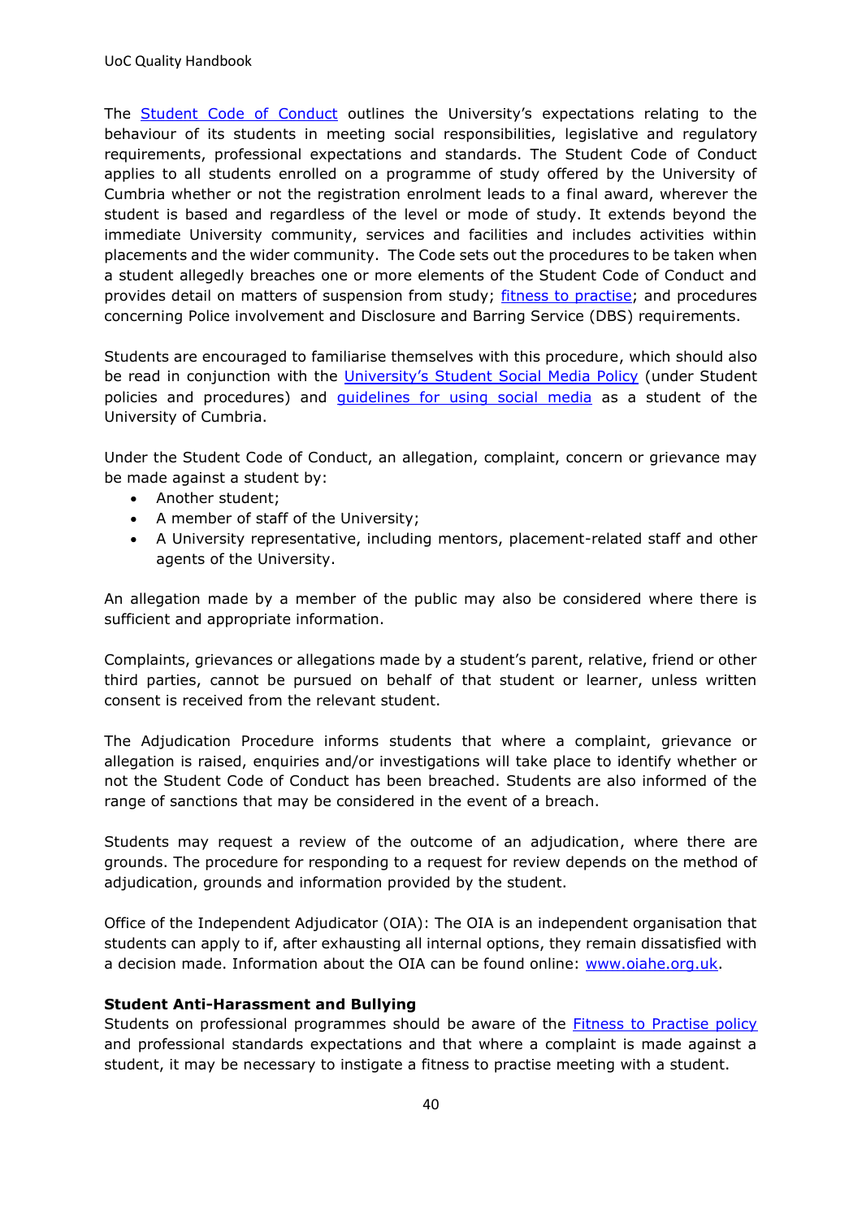The [Student Code of Conduct](#) outlines the University's expectations relating to the behaviour of its students in meeting social responsibilities, legislative and regulatory requirements, professional expectations and standards. The Student Code of Conduct applies to all students enrolled on a programme of study offered by the University of Cumbria whether or not the registration enrolment leads to a final award, wherever the student is based and regardless of the level or mode of study. It extends beyond the immediate University community, services and facilities and includes activities within placements and the wider community. The Code sets out the procedures to be taken when a student allegedly breaches one or more elements of the Student Code of Conduct and provides detail on matters of suspension from study; [fitness to practise](#); and procedures concerning Police involvement and Disclosure and Barring Service (DBS) requirements.

Students are encouraged to familiarise themselves with this procedure, which should also be read in conjunction with the [University's Student Social Media Policy](#) (under Student policies and procedures) and [guidelines for using social media](#) as a student of the University of Cumbria.

Under the Student Code of Conduct, an allegation, complaint, concern or grievance may be made against a student by:

- Another student;
- A member of staff of the University;
- A University representative, including mentors, placement-related staff and other agents of the University.

An allegation made by a member of the public may also be considered where there is sufficient and appropriate information.

Complaints, grievances or allegations made by a student's parent, relative, friend or other third parties, cannot be pursued on behalf of that student or learner, unless written consent is received from the relevant student.

The Adjudication Procedure informs students that where a complaint, grievance or allegation is raised, enquiries and/or investigations will take place to identify whether or not the Student Code of Conduct has been breached. Students are also informed of the range of sanctions that may be considered in the event of a breach.

Students may request a review of the outcome of an adjudication, where there are grounds. The procedure for responding to a request for review depends on the method of adjudication, grounds and information provided by the student.

Office of the Independent Adjudicator (OIA): The OIA is an independent organisation that students can apply to if, after exhausting all internal options, they remain dissatisfied with a decision made. Information about the OIA can be found online: [www.oiahe.org.uk](http://www.oiahe.org.uk).

**Student Anti-Harassment and Bullying**

Students on professional programmes should be aware of the [Fitness to Practise policy](#) and professional standards expectations and that where a complaint is made against a student, it may be necessary to instigate a fitness to practise meeting with a student.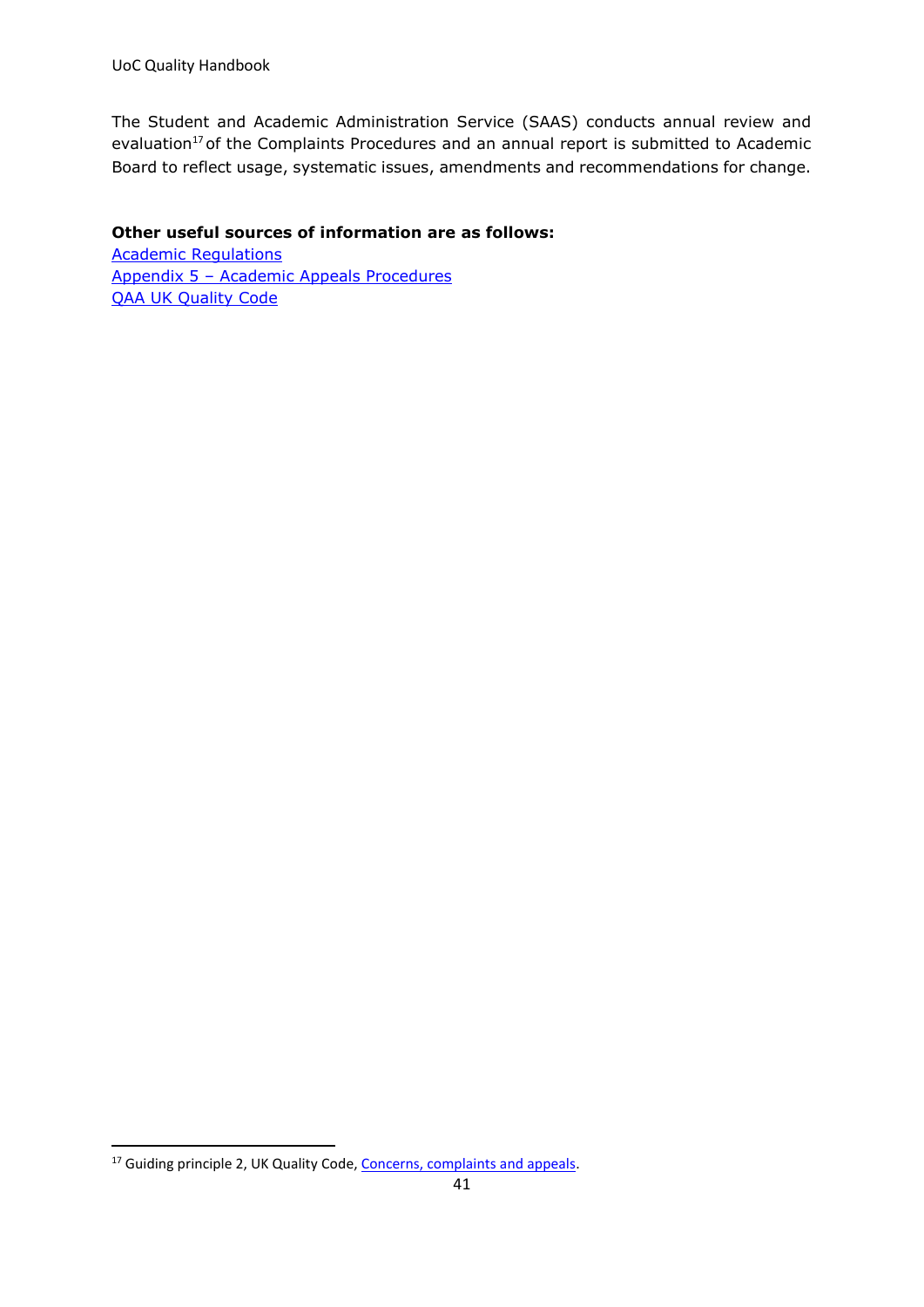The Student and Academic Administration Service (SAAS) conducts annual review and evaluation[17] of the Complaints Procedures and an annual report is submitted to Academic Board to reflect usage, systematic issues, amendments and recommendations for change.

**Other useful sources of information are as follows:**

Academic Regulations
Appendix 5 – Academic Appeals Procedures
QAA UK Quality Code

[17] Guiding principle 2, UK Quality Code, Concerns, complaints and appeals.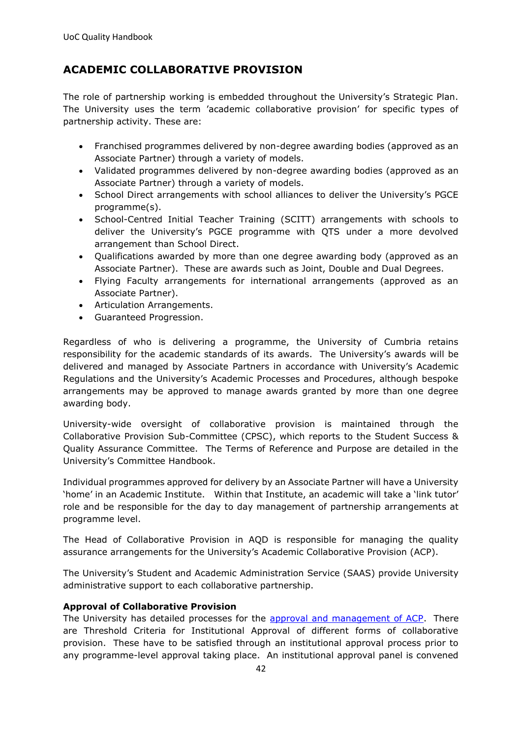## ACADEMIC COLLABORATIVE PROVISION

The role of partnership working is embedded throughout the University's Strategic Plan. The University uses the term 'academic collaborative provision' for specific types of partnership activity. These are:

- Franchised programmes delivered by non-degree awarding bodies (approved as an Associate Partner) through a variety of models.
- Validated programmes delivered by non-degree awarding bodies (approved as an Associate Partner) through a variety of models.
- School Direct arrangements with school alliances to deliver the University's PGCE programme(s).
- School-Centred Initial Teacher Training (SCITT) arrangements with schools to deliver the University's PGCE programme with QTS under a more devolved arrangement than School Direct.
- Qualifications awarded by more than one degree awarding body (approved as an Associate Partner). These are awards such as Joint, Double and Dual Degrees.
- Flying Faculty arrangements for international arrangements (approved as an Associate Partner).
- Articulation Arrangements.
- Guaranteed Progression.

Regardless of who is delivering a programme, the University of Cumbria retains responsibility for the academic standards of its awards. The University's awards will be delivered and managed by Associate Partners in accordance with University's Academic Regulations and the University's Academic Processes and Procedures, although bespoke arrangements may be approved to manage awards granted by more than one degree awarding body.

University-wide oversight of collaborative provision is maintained through the Collaborative Provision Sub-Committee (CPSC), which reports to the Student Success & Quality Assurance Committee. The Terms of Reference and Purpose are detailed in the University's Committee Handbook.

Individual programmes approved for delivery by an Associate Partner will have a University 'home' in an Academic Institute. Within that Institute, an academic will take a 'link tutor' role and be responsible for the day to day management of partnership arrangements at programme level.

The Head of Collaborative Provision in AQD is responsible for managing the quality assurance arrangements for the University's Academic Collaborative Provision (ACP).

The University's Student and Academic Administration Service (SAAS) provide University administrative support to each collaborative partnership.

**Approval of Collaborative Provision**

The University has detailed processes for the approval and management of ACP. There are Threshold Criteria for Institutional Approval of different forms of collaborative provision. These have to be satisfied through an institutional approval process prior to any programme-level approval taking place. An institutional approval panel is convened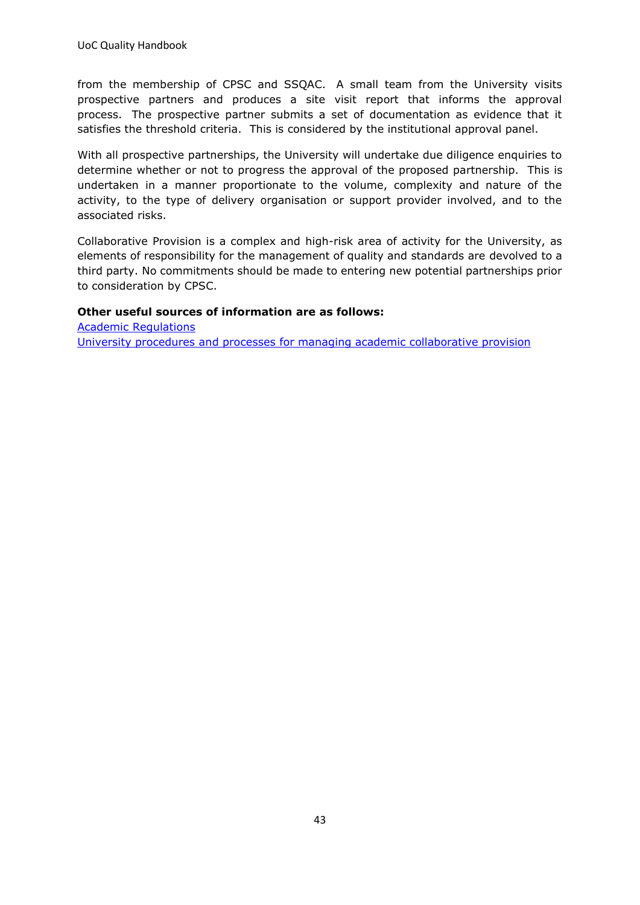from the membership of CPSC and SSQAC. A small team from the University visits prospective partners and produces a site visit report that informs the approval process. The prospective partner submits a set of documentation as evidence that it satisfies the threshold criteria. This is considered by the institutional approval panel.

With all prospective partnerships, the University will undertake due diligence enquiries to determine whether or not to progress the approval of the proposed partnership. This is undertaken in a manner proportionate to the volume, complexity and nature of the activity, to the type of delivery organisation or support provider involved, and to the associated risks.

Collaborative Provision is a complex and high-risk area of activity for the University, as elements of responsibility for the management of quality and standards are devolved to a third party. No commitments should be made to entering new potential partnerships prior to consideration by CPSC.

**Other useful sources of information are as follows:**

Academic Regulations
University procedures and processes for managing academic collaborative provision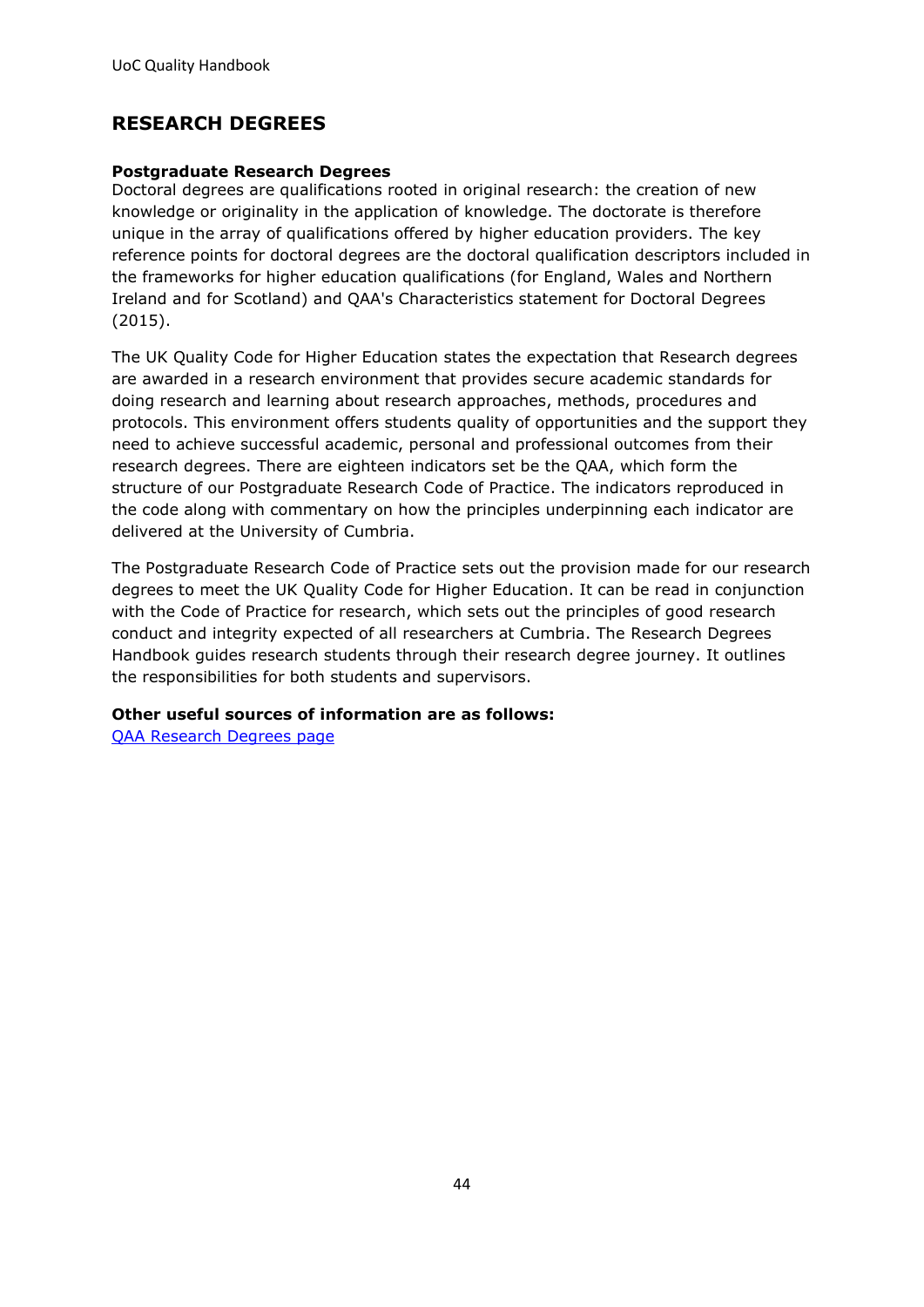## RESEARCH DEGREES

**Postgraduate Research Degrees**

Doctoral degrees are qualifications rooted in original research: the creation of new knowledge or originality in the application of knowledge. The doctorate is therefore unique in the array of qualifications offered by higher education providers. The key reference points for doctoral degrees are the doctoral qualification descriptors included in the frameworks for higher education qualifications (for England, Wales and Northern Ireland and for Scotland) and QAA's Characteristics statement for Doctoral Degrees (2015).

The UK Quality Code for Higher Education states the expectation that Research degrees are awarded in a research environment that provides secure academic standards for doing research and learning about research approaches, methods, procedures and protocols. This environment offers students quality of opportunities and the support they need to achieve successful academic, personal and professional outcomes from their research degrees. There are eighteen indicators set be the QAA, which form the structure of our Postgraduate Research Code of Practice. The indicators reproduced in the code along with commentary on how the principles underpinning each indicator are delivered at the University of Cumbria.

The Postgraduate Research Code of Practice sets out the provision made for our research degrees to meet the UK Quality Code for Higher Education. It can be read in conjunction with the Code of Practice for research, which sets out the principles of good research conduct and integrity expected of all researchers at Cumbria. The Research Degrees Handbook guides research students through their research degree journey. It outlines the responsibilities for both students and supervisors.

**Other useful sources of information are as follows:**

QAA Research Degrees page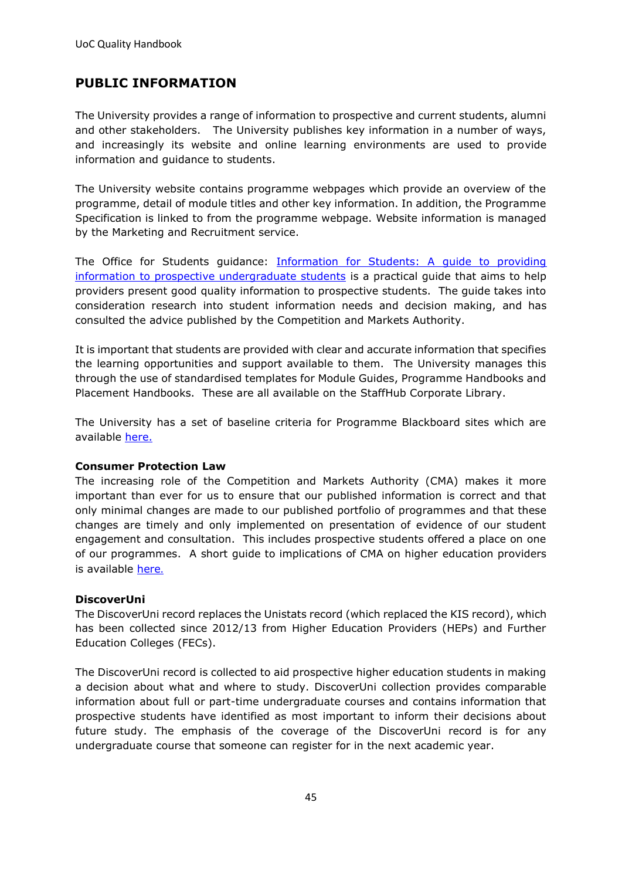## PUBLIC INFORMATION

The University provides a range of information to prospective and current students, alumni and other stakeholders. The University publishes key information in a number of ways, and increasingly its website and online learning environments are used to provide information and guidance to students.

The University website contains programme webpages which provide an overview of the programme, detail of module titles and other key information. In addition, the Programme Specification is linked to from the programme webpage. Website information is managed by the Marketing and Recruitment service.

The Office for Students guidance: Information for Students: A guide to providing information to prospective undergraduate students is a practical guide that aims to help providers present good quality information to prospective students. The guide takes into consideration research into student information needs and decision making, and has consulted the advice published by the Competition and Markets Authority.

It is important that students are provided with clear and accurate information that specifies the learning opportunities and support available to them. The University manages this through the use of standardised templates for Module Guides, Programme Handbooks and Placement Handbooks. These are all available on the StaffHub Corporate Library.

The University has a set of baseline criteria for Programme Blackboard sites which are available here.

**Consumer Protection Law**

The increasing role of the Competition and Markets Authority (CMA) makes it more important than ever for us to ensure that our published information is correct and that only minimal changes are made to our published portfolio of programmes and that these changes are timely and only implemented on presentation of evidence of our student engagement and consultation. This includes prospective students offered a place on one of our programmes. A short guide to implications of CMA on higher education providers is available here.

**DiscoverUni**

The DiscoverUni record replaces the Unistats record (which replaced the KIS record), which has been collected since 2012/13 from Higher Education Providers (HEPs) and Further Education Colleges (FECs).

The DiscoverUni record is collected to aid prospective higher education students in making a decision about what and where to study. DiscoverUni collection provides comparable information about full or part-time undergraduate courses and contains information that prospective students have identified as most important to inform their decisions about future study. The emphasis of the coverage of the DiscoverUni record is for any undergraduate course that someone can register for in the next academic year.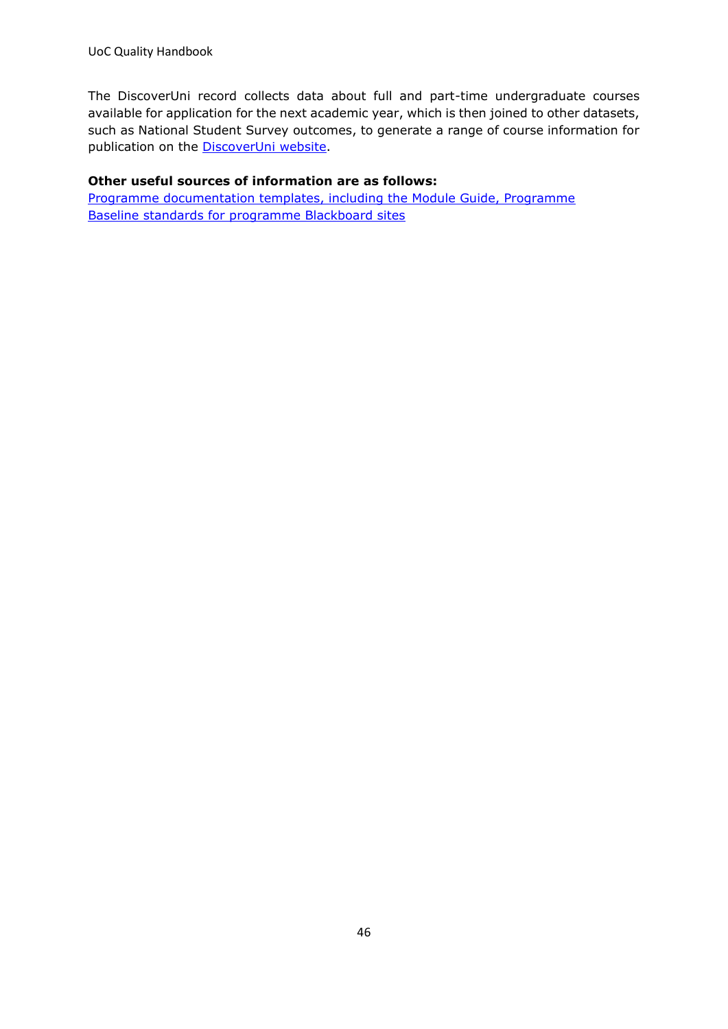The DiscoverUni record collects data about full and part-time undergraduate courses available for application for the next academic year, which is then joined to other datasets, such as National Student Survey outcomes, to generate a range of course information for publication on the DiscoverUni website.

**Other useful sources of information are as follows:**

Programme documentation templates, including the Module Guide, Programme

Baseline standards for programme Blackboard sites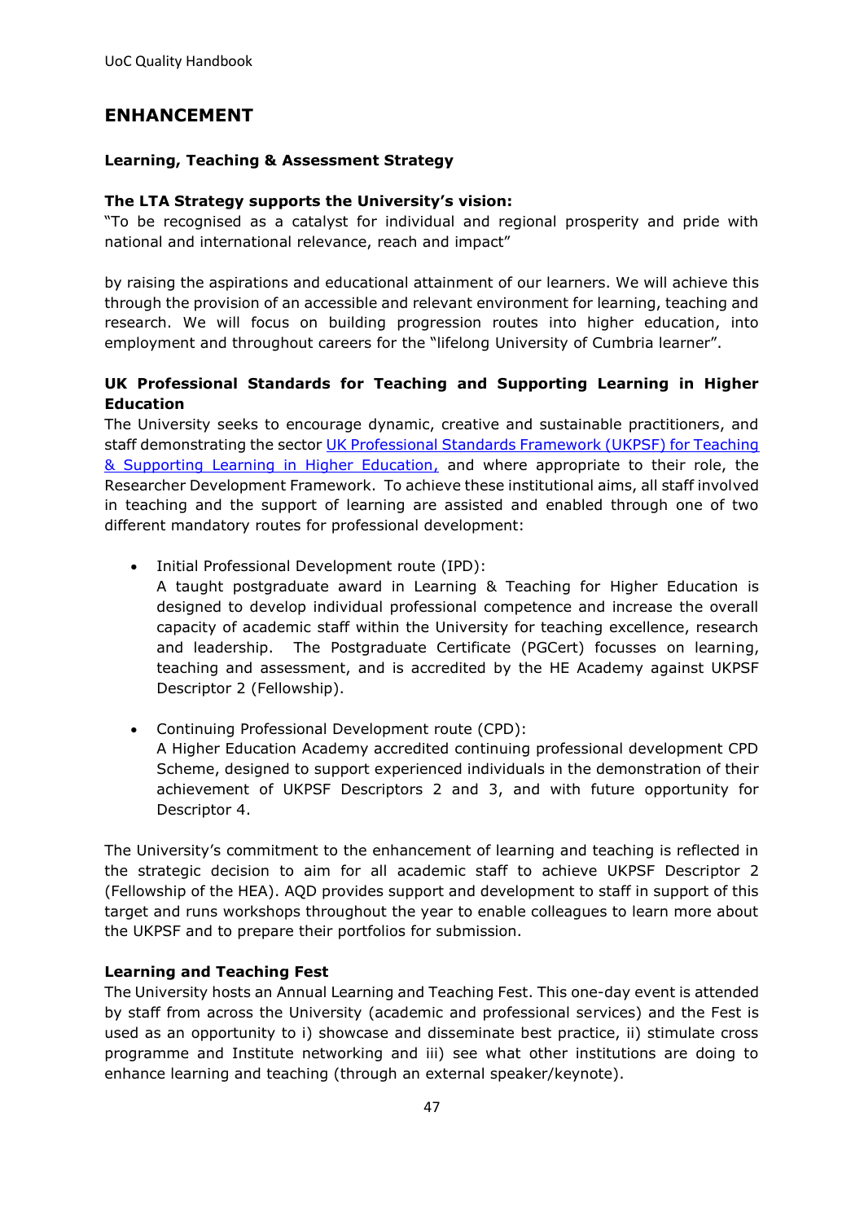## ENHANCEMENT

### Learning, Teaching & Assessment Strategy

**The LTA Strategy supports the University's vision:**
"To be recognised as a catalyst for individual and regional prosperity and pride with national and international relevance, reach and impact"

by raising the aspirations and educational attainment of our learners. We will achieve this through the provision of an accessible and relevant environment for learning, teaching and research. We will focus on building progression routes into higher education, into employment and throughout careers for the "lifelong University of Cumbria learner".

### UK Professional Standards for Teaching and Supporting Learning in Higher Education

The University seeks to encourage dynamic, creative and sustainable practitioners, and staff demonstrating the sector UK Professional Standards Framework (UKPSF) for Teaching & Supporting Learning in Higher Education, and where appropriate to their role, the Researcher Development Framework. To achieve these institutional aims, all staff involved in teaching and the support of learning are assisted and enabled through one of two different mandatory routes for professional development:

- Initial Professional Development route (IPD):
  A taught postgraduate award in Learning & Teaching for Higher Education is designed to develop individual professional competence and increase the overall capacity of academic staff within the University for teaching excellence, research and leadership. The Postgraduate Certificate (PGCert) focusses on learning, teaching and assessment, and is accredited by the HE Academy against UKPSF Descriptor 2 (Fellowship).

- Continuing Professional Development route (CPD):
  A Higher Education Academy accredited continuing professional development CPD Scheme, designed to support experienced individuals in the demonstration of their achievement of UKPSF Descriptors 2 and 3, and with future opportunity for Descriptor 4.

The University's commitment to the enhancement of learning and teaching is reflected in the strategic decision to aim for all academic staff to achieve UKPSF Descriptor 2 (Fellowship of the HEA). AQD provides support and development to staff in support of this target and runs workshops throughout the year to enable colleagues to learn more about the UKPSF and to prepare their portfolios for submission.

### Learning and Teaching Fest

The University hosts an Annual Learning and Teaching Fest. This one-day event is attended by staff from across the University (academic and professional services) and the Fest is used as an opportunity to i) showcase and disseminate best practice, ii) stimulate cross programme and Institute networking and iii) see what other institutions are doing to enhance learning and teaching (through an external speaker/keynote).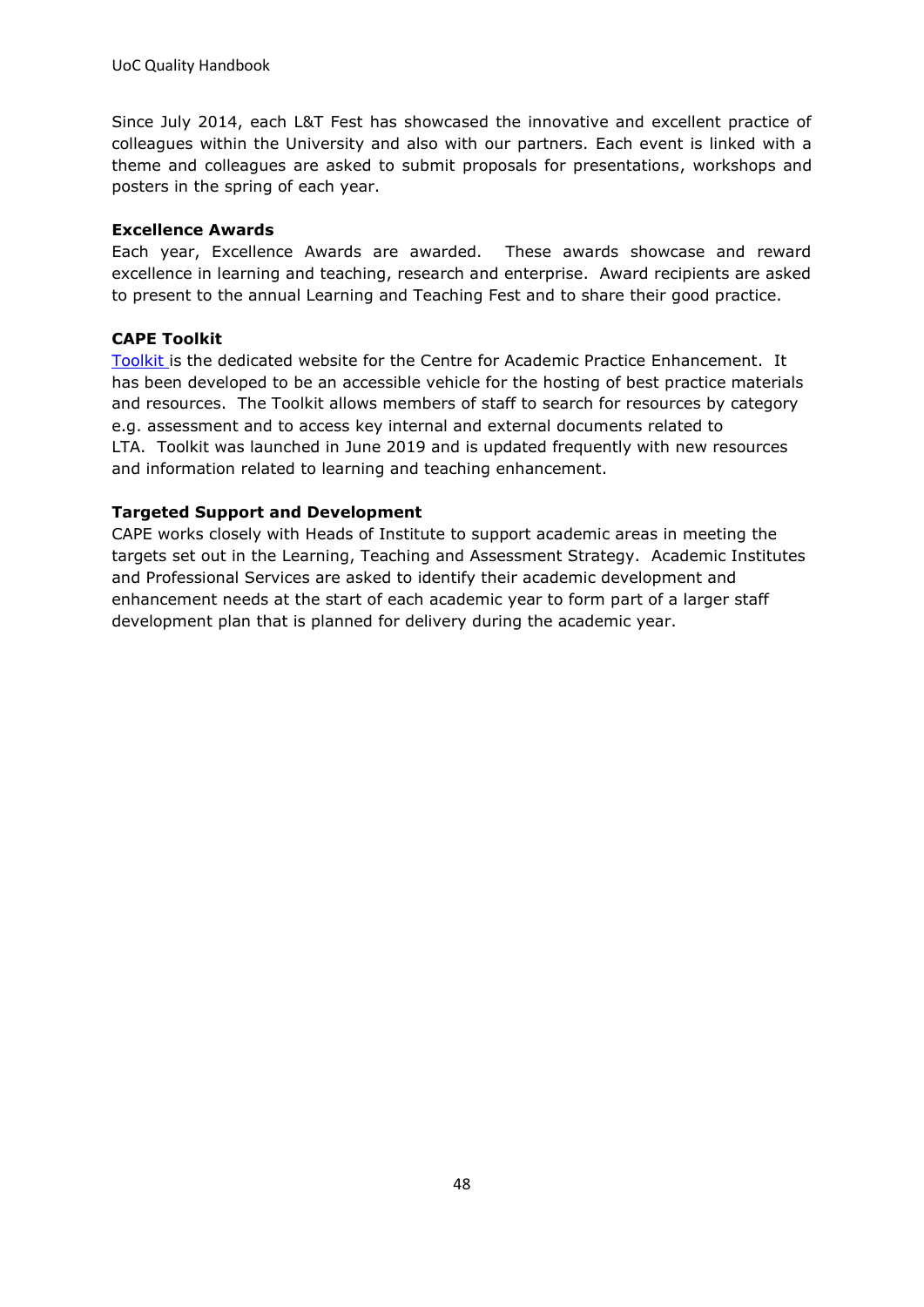Since July 2014, each L&T Fest has showcased the innovative and excellent practice of colleagues within the University and also with our partners. Each event is linked with a theme and colleagues are asked to submit proposals for presentations, workshops and posters in the spring of each year.

**Excellence Awards**

Each year, Excellence Awards are awarded. These awards showcase and reward excellence in learning and teaching, research and enterprise. Award recipients are asked to present to the annual Learning and Teaching Fest and to share their good practice.

**CAPE Toolkit**

Toolkit is the dedicated website for the Centre for Academic Practice Enhancement. It has been developed to be an accessible vehicle for the hosting of best practice materials and resources. The Toolkit allows members of staff to search for resources by category e.g. assessment and to access key internal and external documents related to LTA. Toolkit was launched in June 2019 and is updated frequently with new resources and information related to learning and teaching enhancement.

**Targeted Support and Development**

CAPE works closely with Heads of Institute to support academic areas in meeting the targets set out in the Learning, Teaching and Assessment Strategy. Academic Institutes and Professional Services are asked to identify their academic development and enhancement needs at the start of each academic year to form part of a larger staff development plan that is planned for delivery during the academic year.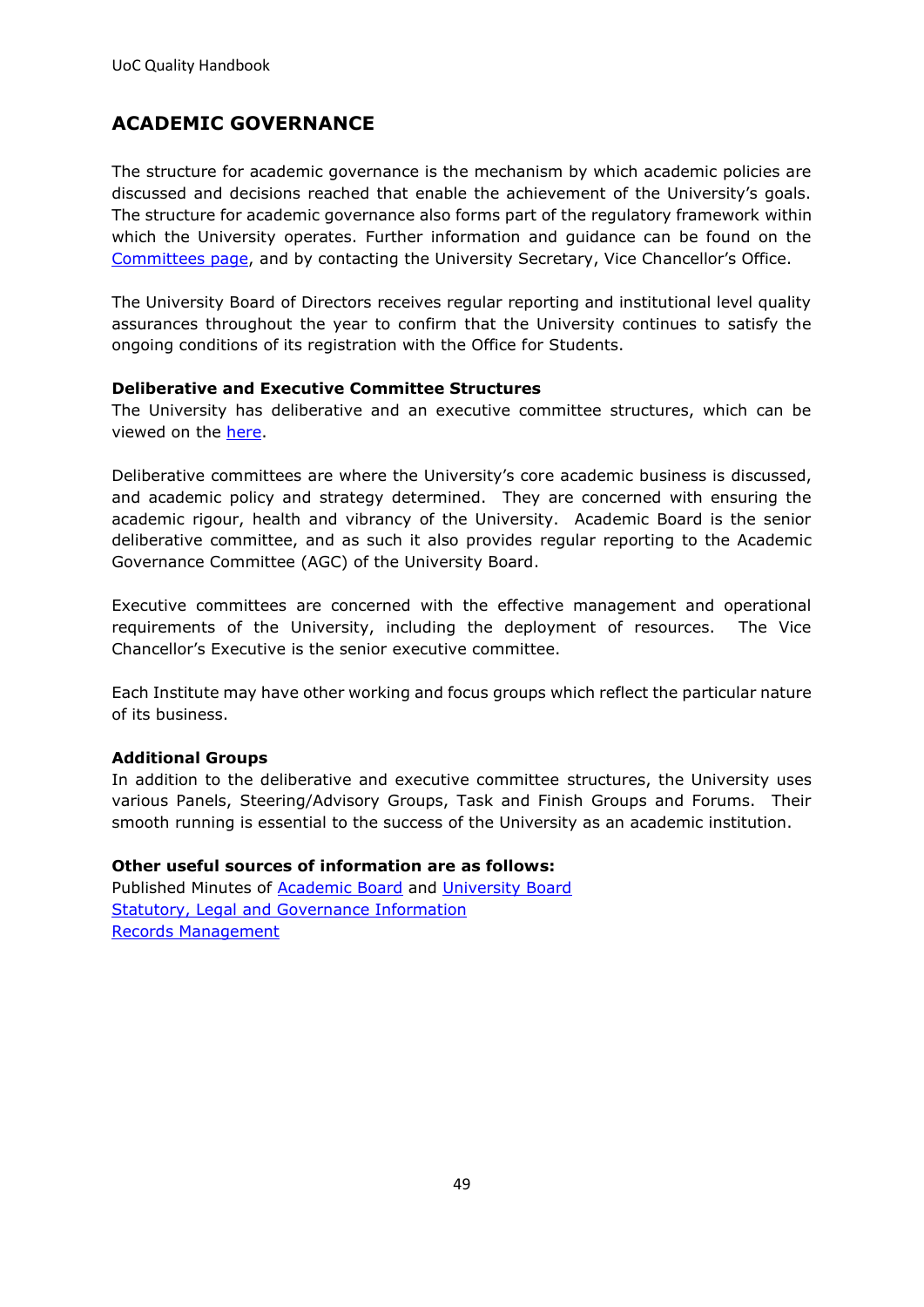## ACADEMIC GOVERNANCE

The structure for academic governance is the mechanism by which academic policies are discussed and decisions reached that enable the achievement of the University's goals. The structure for academic governance also forms part of the regulatory framework within which the University operates. Further information and guidance can be found on the Committees page, and by contacting the University Secretary, Vice Chancellor's Office.

The University Board of Directors receives regular reporting and institutional level quality assurances throughout the year to confirm that the University continues to satisfy the ongoing conditions of its registration with the Office for Students.

**Deliberative and Executive Committee Structures**

The University has deliberative and an executive committee structures, which can be viewed on the here.

Deliberative committees are where the University's core academic business is discussed, and academic policy and strategy determined. They are concerned with ensuring the academic rigour, health and vibrancy of the University. Academic Board is the senior deliberative committee, and as such it also provides regular reporting to the Academic Governance Committee (AGC) of the University Board.

Executive committees are concerned with the effective management and operational requirements of the University, including the deployment of resources. The Vice Chancellor's Executive is the senior executive committee.

Each Institute may have other working and focus groups which reflect the particular nature of its business.

**Additional Groups**

In addition to the deliberative and executive committee structures, the University uses various Panels, Steering/Advisory Groups, Task and Finish Groups and Forums. Their smooth running is essential to the success of the University as an academic institution.

**Other useful sources of information are as follows:**

Published Minutes of Academic Board and University Board
Statutory, Legal and Governance Information
Records Management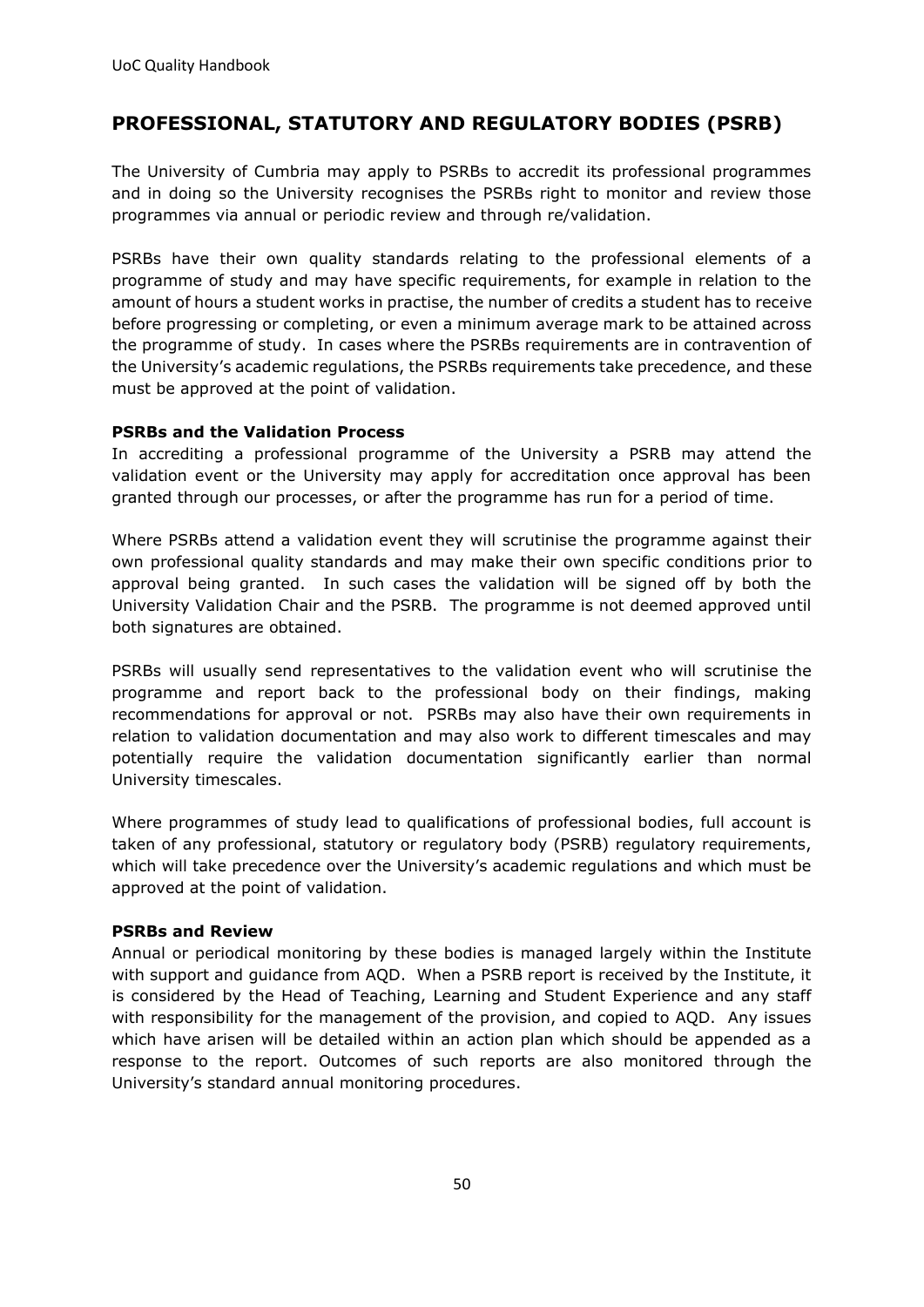## PROFESSIONAL, STATUTORY AND REGULATORY BODIES (PSRB)

The University of Cumbria may apply to PSRBs to accredit its professional programmes and in doing so the University recognises the PSRBs right to monitor and review those programmes via annual or periodic review and through re/validation.

PSRBs have their own quality standards relating to the professional elements of a programme of study and may have specific requirements, for example in relation to the amount of hours a student works in practise, the number of credits a student has to receive before progressing or completing, or even a minimum average mark to be attained across the programme of study. In cases where the PSRBs requirements are in contravention of the University's academic regulations, the PSRBs requirements take precedence, and these must be approved at the point of validation.

**PSRBs and the Validation Process**

In accrediting a professional programme of the University a PSRB may attend the validation event or the University may apply for accreditation once approval has been granted through our processes, or after the programme has run for a period of time.

Where PSRBs attend a validation event they will scrutinise the programme against their own professional quality standards and may make their own specific conditions prior to approval being granted. In such cases the validation will be signed off by both the University Validation Chair and the PSRB. The programme is not deemed approved until both signatures are obtained.

PSRBs will usually send representatives to the validation event who will scrutinise the programme and report back to the professional body on their findings, making recommendations for approval or not. PSRBs may also have their own requirements in relation to validation documentation and may also work to different timescales and may potentially require the validation documentation significantly earlier than normal University timescales.

Where programmes of study lead to qualifications of professional bodies, full account is taken of any professional, statutory or regulatory body (PSRB) regulatory requirements, which will take precedence over the University's academic regulations and which must be approved at the point of validation.

**PSRBs and Review**

Annual or periodical monitoring by these bodies is managed largely within the Institute with support and guidance from AQD. When a PSRB report is received by the Institute, it is considered by the Head of Teaching, Learning and Student Experience and any staff with responsibility for the management of the provision, and copied to AQD. Any issues which have arisen will be detailed within an action plan which should be appended as a response to the report. Outcomes of such reports are also monitored through the University's standard annual monitoring procedures.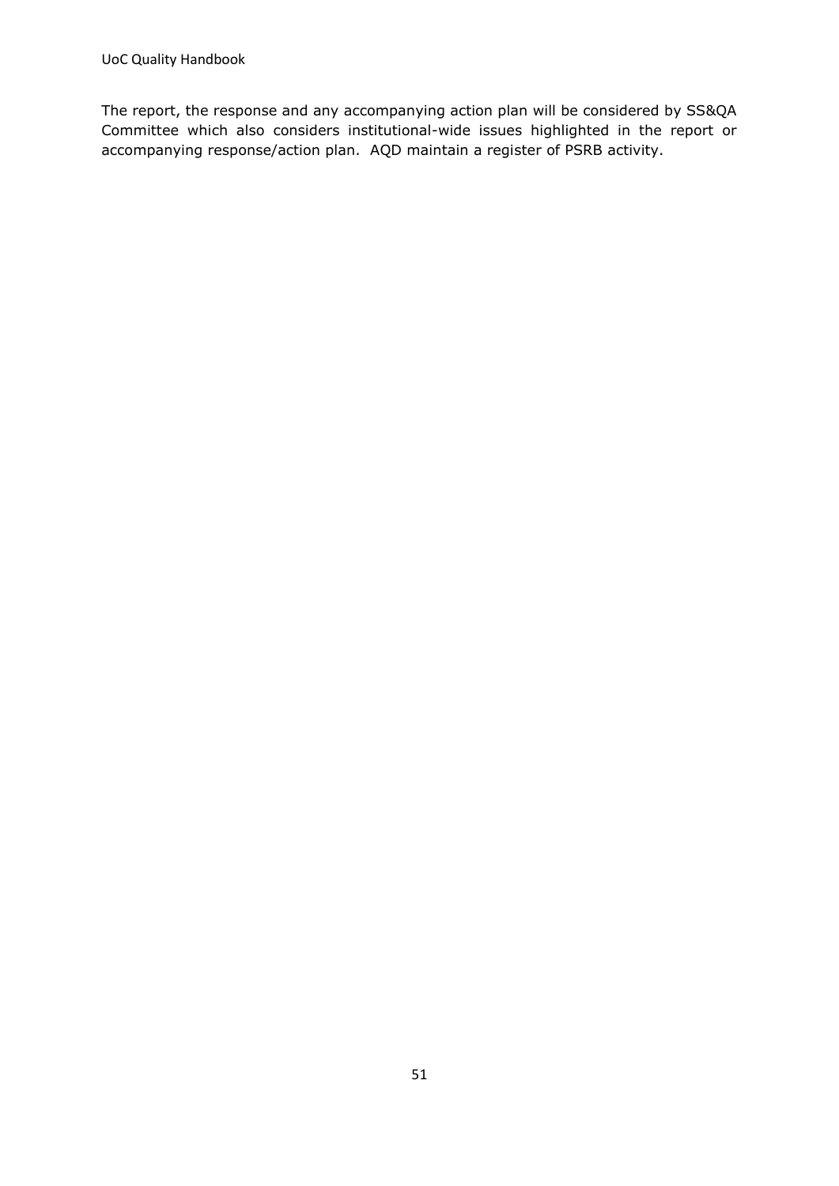The report, the response and any accompanying action plan will be considered by SS&QA Committee which also considers institutional-wide issues highlighted in the report or accompanying response/action plan. AQD maintain a register of PSRB activity.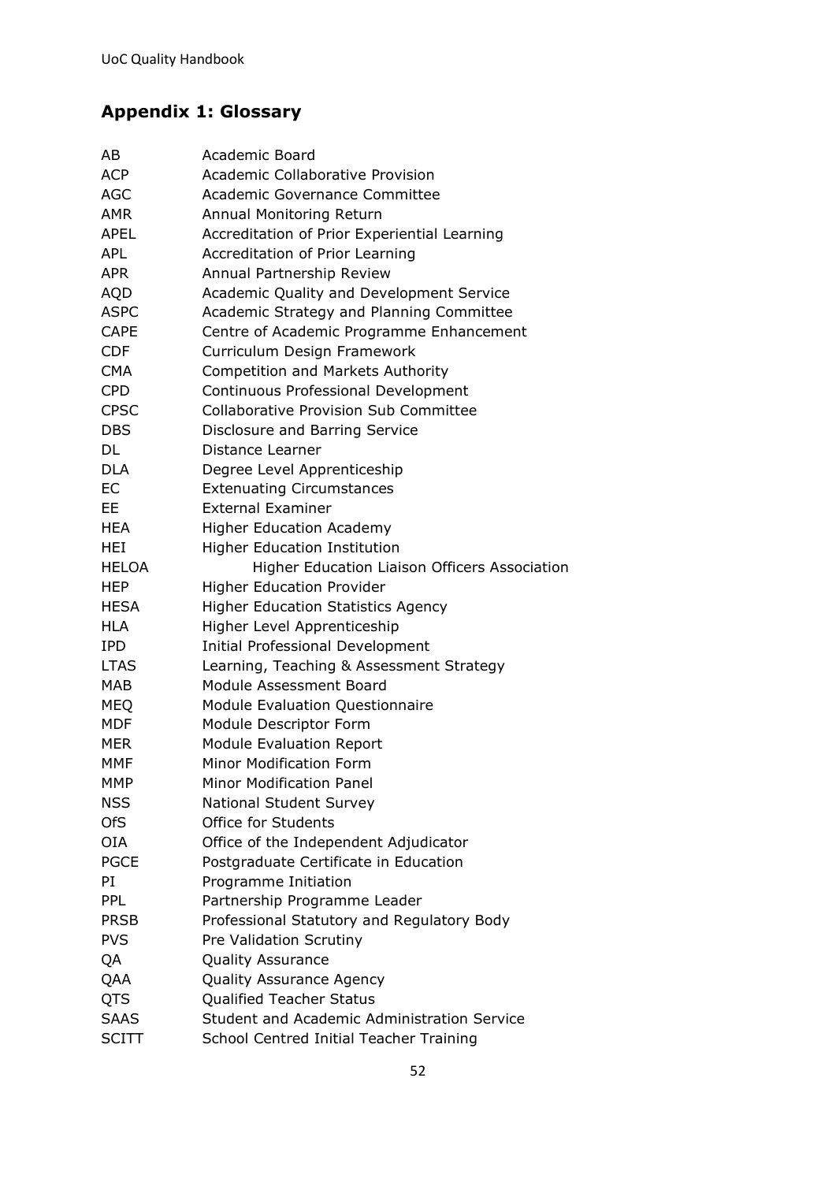## Appendix 1: Glossary

| | |
|---|---|
| AB | Academic Board |
| ACP | Academic Collaborative Provision |
| AGC | Academic Governance Committee |
| AMR | Annual Monitoring Return |
| APEL | Accreditation of Prior Experiential Learning |
| APL | Accreditation of Prior Learning |
| APR | Annual Partnership Review |
| AQD | Academic Quality and Development Service |
| ASPC | Academic Strategy and Planning Committee |
| CAPE | Centre of Academic Programme Enhancement |
| CDF | Curriculum Design Framework |
| CMA | Competition and Markets Authority |
| CPD | Continuous Professional Development |
| CPSC | Collaborative Provision Sub Committee |
| DBS | Disclosure and Barring Service |
| DL | Distance Learner |
| DLA | Degree Level Apprenticeship |
| EC | Extenuating Circumstances |
| EE | External Examiner |
| HEA | Higher Education Academy |
| HEI | Higher Education Institution |
| HELOA | Higher Education Liaison Officers Association |
| HEP | Higher Education Provider |
| HESA | Higher Education Statistics Agency |
| HLA | Higher Level Apprenticeship |
| IPD | Initial Professional Development |
| LTAS | Learning, Teaching & Assessment Strategy |
| MAB | Module Assessment Board |
| MEQ | Module Evaluation Questionnaire |
| MDF | Module Descriptor Form |
| MER | Module Evaluation Report |
| MMF | Minor Modification Form |
| MMP | Minor Modification Panel |
| NSS | National Student Survey |
| OfS | Office for Students |
| OIA | Office of the Independent Adjudicator |
| PGCE | Postgraduate Certificate in Education |
| PI | Programme Initiation |
| PPL | Partnership Programme Leader |
| PRSB | Professional Statutory and Regulatory Body |
| PVS | Pre Validation Scrutiny |
| QA | Quality Assurance |
| QAA | Quality Assurance Agency |
| QTS | Qualified Teacher Status |
| SAAS | Student and Academic Administration Service |
| SCITT | School Centred Initial Teacher Training |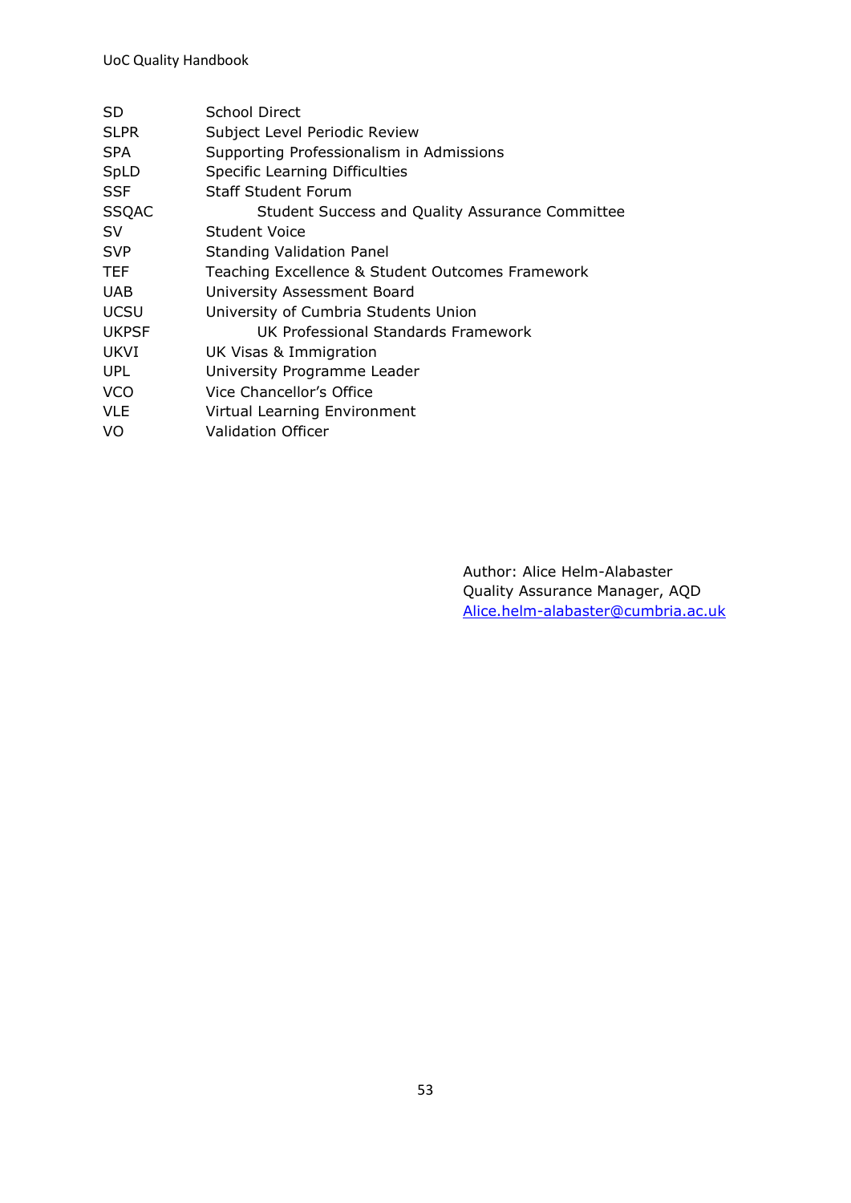| | |
|---|---|
| SD | School Direct |
| SLPR | Subject Level Periodic Review |
| SPA | Supporting Professionalism in Admissions |
| SpLD | Specific Learning Difficulties |
| SSF | Staff Student Forum |
| SSQAC | Student Success and Quality Assurance Committee |
| SV | Student Voice |
| SVP | Standing Validation Panel |
| TEF | Teaching Excellence & Student Outcomes Framework |
| UAB | University Assessment Board |
| UCSU | University of Cumbria Students Union |
| UKPSF | UK Professional Standards Framework |
| UKVI | UK Visas & Immigration |
| UPL | University Programme Leader |
| VCO | Vice Chancellor's Office |
| VLE | Virtual Learning Environment |
| VO | Validation Officer |

Author: Alice Helm-Alabaster
Quality Assurance Manager, AQD
Alice.helm-alabaster@cumbria.ac.uk